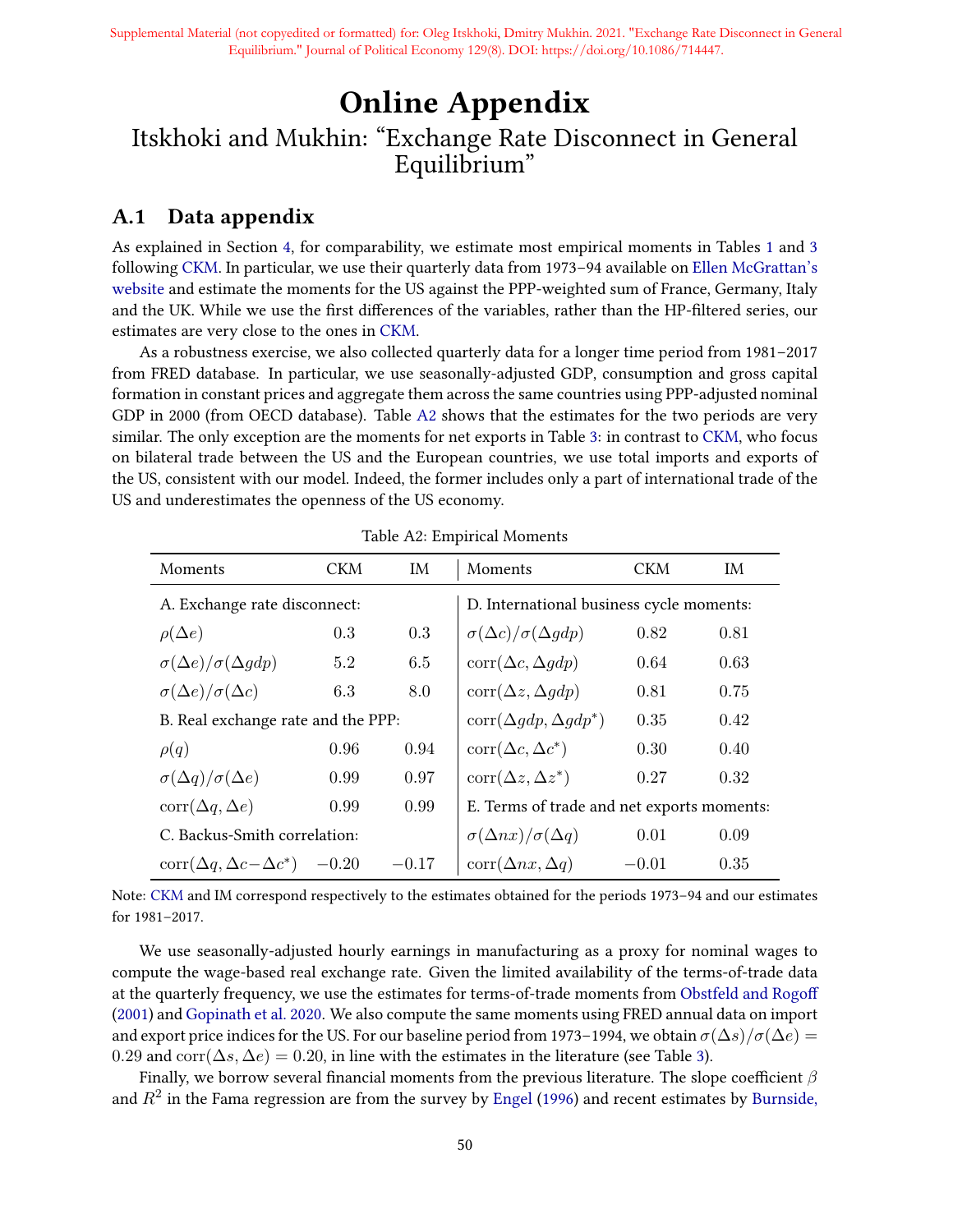# Online Appendix

## Itskhoki and Mukhin: "Exchange Rate Disconnect in General Equilibrium"

## A.1 Data appendix

As explained in Section 4, for comparability, we estimate most empirical moments in Tables 1 and 3 following CKM. In particular, we use their quarterly data from 1973–94 available on Ellen McGrattan's website and estimate the moments for the US against the PPP-weighted sum of France, Germany, Italy and the UK. While we use the first differences of the variables, rather than the HP-filtered series, our estimates are very close to the ones in CKM.

As a robustness exercise, we also collected quarterly data for a longer time period from 1981–2017 from FRED database. In particular, we use seasonally-adjusted GDP, consumption and gross capital formation in constant prices and aggregate them across the same countries using PPP-adjusted nominal GDP in 2000 (from OECD database). Table A2 shows that the estimates for the two periods are very similar. The only exception are the moments for net exports in Table 3: in contrast to CKM, who focus on bilateral trade between the US and the European countries, we use total imports and exports of the US, consistent with our model. Indeed, the former includes only a part of international trade of the US and underestimates the openness of the US economy.

Table A2: Empirical Moments

| Moments | CKM | IM | Moments | CKM | IM |
|---|---|---|---|---|---|
| A. Exchange rate disconnect: | | | D. International business cycle moments: | | |
| $\rho(\Delta e)$ | 0.3 | 0.3 | $\sigma(\Delta c)/\sigma(\Delta gdp)$ | 0.82 | 0.81 |
| $\sigma(\Delta e)/\sigma(\Delta gdp)$ | 5.2 | 6.5 | $\mathrm{corr}(\Delta c, \Delta gdp)$ | 0.64 | 0.63 |
| $\sigma(\Delta e)/\sigma(\Delta c)$ | 6.3 | 8.0 | $\mathrm{corr}(\Delta z, \Delta gdp)$ | 0.81 | 0.75 |
| B. Real exchange rate and the PPP: | | | $\mathrm{corr}(\Delta gdp, \Delta gdp^*)$ | 0.35 | 0.42 |
| $\rho(q)$ | 0.96 | 0.94 | $\mathrm{corr}(\Delta c, \Delta c^*)$ | 0.30 | 0.40 |
| $\sigma(\Delta q)/\sigma(\Delta e)$ | 0.99 | 0.97 | $\mathrm{corr}(\Delta z, \Delta z^*)$ | 0.27 | 0.32 |
| $\mathrm{corr}(\Delta q, \Delta e)$ | 0.99 | 0.99 | E. Terms of trade and net exports moments: | | |
| C. Backus-Smith correlation: | | | $\sigma(\Delta nx)/\sigma(\Delta q)$ | 0.01 | 0.09 |
| $\mathrm{corr}(\Delta q, \Delta c - \Delta c^*)$ | −0.20 | −0.17 | $\mathrm{corr}(\Delta nx, \Delta q)$ | −0.01 | 0.35 |

Note: CKM and IM correspond respectively to the estimates obtained for the periods 1973–94 and our estimates for 1981–2017.

We use seasonally-adjusted hourly earnings in manufacturing as a proxy for nominal wages to compute the wage-based real exchange rate. Given the limited availability of the terms-of-trade data at the quarterly frequency, we use the estimates for terms-of-trade moments from Obstfeld and Rogoff (2001) and Gopinath et al. 2020. We also compute the same moments using FRED annual data on import and export price indices for the US. For our baseline period from 1973–1994, we obtain $\sigma(\Delta s)/\sigma(\Delta e) = 0.29$ and $\mathrm{corr}(\Delta s, \Delta e) = 0.20$, in line with the estimates in the literature (see Table 3).

Finally, we borrow several financial moments from the previous literature. The slope coefficient $\beta$ and $R^2$ in the Fama regression are from the survey by Engel (1996) and recent estimates by Burnside,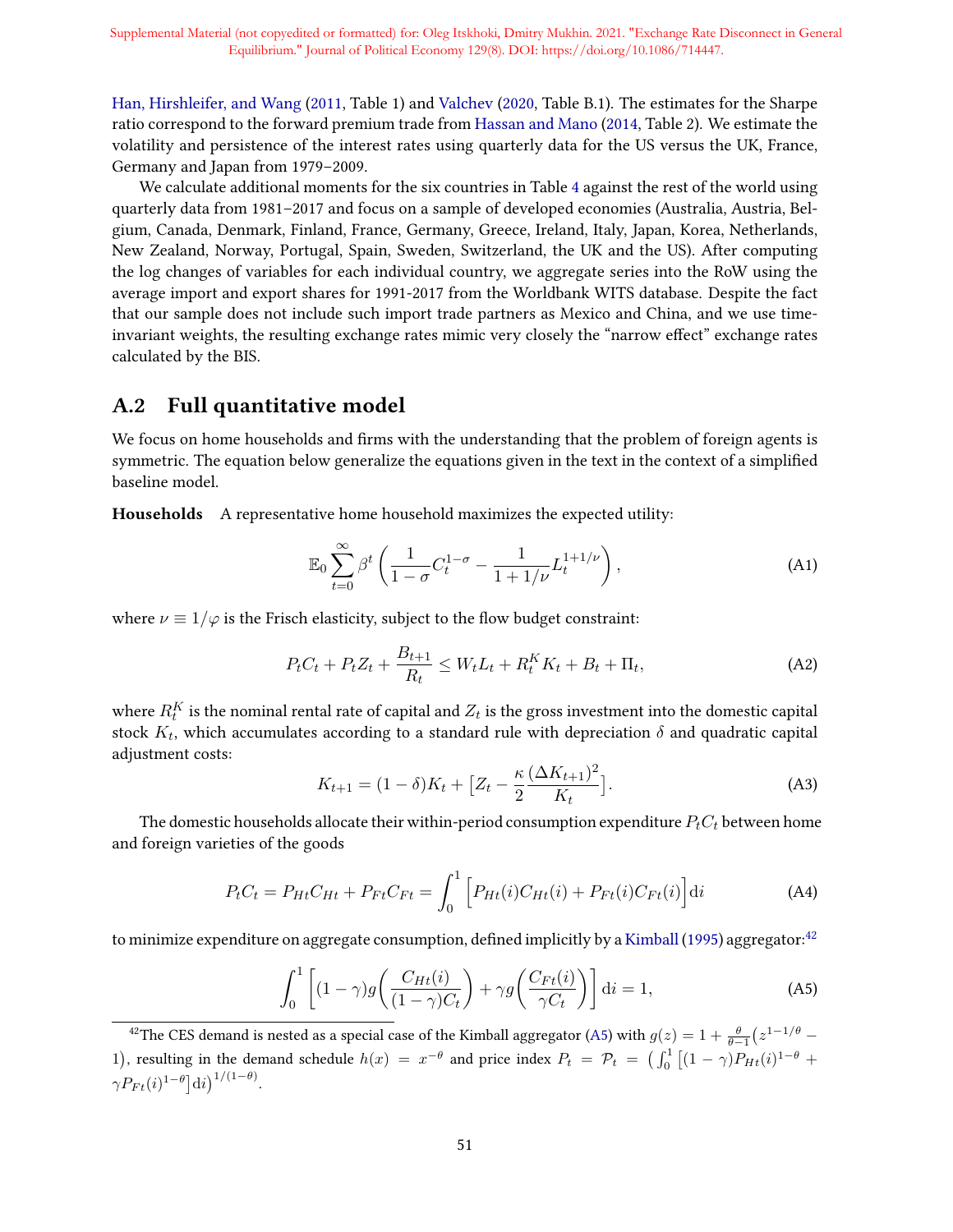Han, Hirshleifer, and Wang (2011, Table 1) and Valchev (2020, Table B.1). The estimates for the Sharpe ratio correspond to the forward premium trade from Hassan and Mano (2014, Table 2). We estimate the volatility and persistence of the interest rates using quarterly data for the US versus the UK, France, Germany and Japan from 1979–2009.

We calculate additional moments for the six countries in Table 4 against the rest of the world using quarterly data from 1981–2017 and focus on a sample of developed economies (Australia, Austria, Belgium, Canada, Denmark, Finland, France, Germany, Greece, Ireland, Italy, Japan, Korea, Netherlands, New Zealand, Norway, Portugal, Spain, Sweden, Switzerland, the UK and the US). After computing the log changes of variables for each individual country, we aggregate series into the RoW using the average import and export shares for 1991-2017 from the Worldbank WITS database. Despite the fact that our sample does not include such import trade partners as Mexico and China, and we use time-invariant weights, the resulting exchange rates mimic very closely the "narrow effect" exchange rates calculated by the BIS.

## A.2 Full quantitative model

We focus on home households and firms with the understanding that the problem of foreign agents is symmetric. The equation below generalize the equations given in the text in the context of a simplified baseline model.

**Households** A representative home household maximizes the expected utility:

$$\mathbb{E}_0 \sum_{t=0}^{\infty} \beta^t \left( \frac{1}{1-\sigma} C_t^{1-\sigma} - \frac{1}{1+1/\nu} L_t^{1+1/\nu} \right), \tag{A1}$$

where $\nu \equiv 1/\varphi$ is the Frisch elasticity, subject to the flow budget constraint:

$$P_t C_t + P_t Z_t + \frac{B_{t+1}}{R_t} \le W_t L_t + R_t^K K_t + B_t + \Pi_t, \tag{A2}$$

where $R_t^K$ is the nominal rental rate of capital and $Z_t$ is the gross investment into the domestic capital stock $K_t$, which accumulates according to a standard rule with depreciation $\delta$ and quadratic capital adjustment costs:

$$K_{t+1} = (1-\delta)K_t + \left[ Z_t - \frac{\kappa}{2} \frac{(\Delta K_{t+1})^2}{K_t} \right]. \tag{A3}$$

The domestic households allocate their within-period consumption expenditure $P_t C_t$ between home and foreign varieties of the goods

$$P_t C_t = P_{Ht} C_{Ht} + P_{Ft} C_{Ft} = \int_0^1 \Big[ P_{Ht}(i) C_{Ht}(i) + P_{Ft}(i) C_{Ft}(i) \Big] \mathrm{d}i \tag{A4}$$

to minimize expenditure on aggregate consumption, defined implicitly by a Kimball (1995) aggregator:[42]

$$\int_0^1 \left[ (1-\gamma) g\bigg( \frac{C_{Ht}(i)}{(1-\gamma)C_t} \bigg) + \gamma g\bigg( \frac{C_{Ft}(i)}{\gamma C_t} \bigg) \right] \mathrm{d}i = 1, \tag{A5}$$

[42] The CES demand is nested as a special case of the Kimball aggregator (A5) with $g(z) = 1 + \frac{\theta}{\theta-1}\big(z^{1-1/\theta} - 1\big)$, resulting in the demand schedule $h(x) = x^{-\theta}$ and price index $P_t = \mathcal{P}_t = \big( \int_0^1 \big[ (1-\gamma) P_{Ht}(i)^{1-\theta} + \gamma P_{Ft}(i)^{1-\theta} \big] \mathrm{d}i \big)^{1/(1-\theta)}$.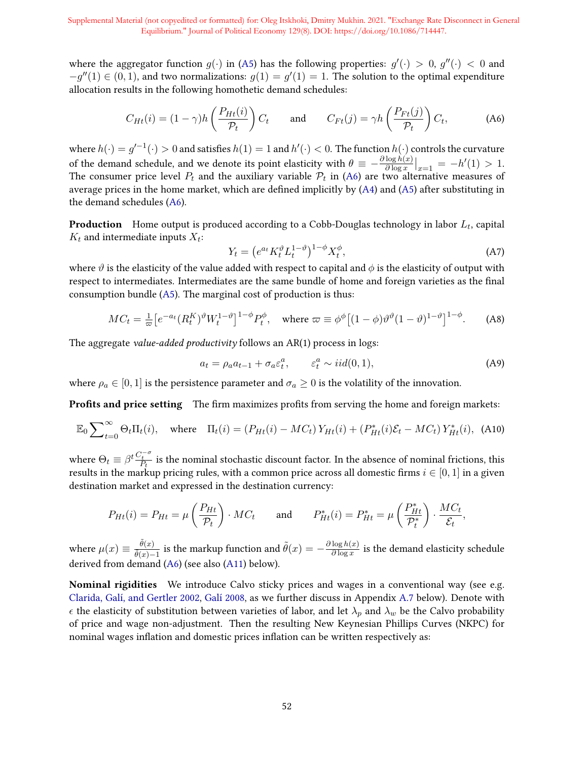where the aggregator function $g(\cdot)$ in (A5) has the following properties: $g'(\cdot) > 0$, $g''(\cdot) < 0$ and $-g''(1) \in (0,1)$, and two normalizations: $g(1) = g'(1) = 1$. The solution to the optimal expenditure allocation results in the following homothetic demand schedules:

$$C_{Ht}(i) = (1-\gamma) h\left(\frac{P_{Ht}(i)}{\mathcal{P}_t}\right) C_t \qquad \text{and} \qquad C_{Ft}(j) = \gamma h\left(\frac{P_{Ft}(j)}{\mathcal{P}_t}\right) C_t, \tag{A6}$$

where $h(\cdot) = g'^{-1}(\cdot) > 0$ and satisfies $h(1) = 1$ and $h'(\cdot) < 0$. The function $h(\cdot)$ controls the curvature of the demand schedule, and we denote its point elasticity with $\theta \equiv -\frac{\partial \log h(x)}{\partial \log x}\big|_{x=1} = -h'(1) > 1$. The consumer price level $P_t$ and the auxiliary variable $\mathcal{P}_t$ in (A6) are two alternative measures of average prices in the home market, which are defined implicitly by (A4) and (A5) after substituting in the demand schedules (A6).

**Production** Home output is produced according to a Cobb-Douglas technology in labor $L_t$, capital $K_t$ and intermediate inputs $X_t$:

$$Y_t = \left(e^{a_t} K_t^{\vartheta} L_t^{1-\vartheta}\right)^{1-\phi} X_t^{\phi}, \tag{A7}$$

where $\vartheta$ is the elasticity of the value added with respect to capital and $\phi$ is the elasticity of output with respect to intermediates. Intermediates are the same bundle of home and foreign varieties as the final consumption bundle (A5). The marginal cost of production is thus:

$$MC_t = \tfrac{1}{\varpi}\left[e^{-a_t}(R_t^K)^{\vartheta} W_t^{1-\vartheta}\right]^{1-\phi} P_t^{\phi}, \quad \text{where } \varpi \equiv \phi^{\phi}\left[(1-\phi)\vartheta^{\vartheta}(1-\vartheta)^{1-\vartheta}\right]^{1-\phi}. \tag{A8}$$

The aggregate *value-added productivity* follows an AR(1) process in logs:

$$a_t = \rho_a a_{t-1} + \sigma_a \varepsilon_t^a, \qquad \varepsilon_t^a \sim iid(0,1), \tag{A9}$$

where $\rho_a \in [0,1]$ is the persistence parameter and $\sigma_a \geq 0$ is the volatility of the innovation.

**Profits and price setting** The firm maximizes profits from serving the home and foreign markets:

$$\mathbb{E}_0 \sum\nolimits_{t=0}^{\infty} \Theta_t \Pi_t(i), \quad \text{where} \quad \Pi_t(i) = \left(P_{Ht}(i) - MC_t\right) Y_{Ht}(i) + \left(P_{Ht}^*(i)\mathcal{E}_t - MC_t\right) Y_{Ht}^*(i), \tag{A10}$$

where $\Theta_t \equiv \beta^t \frac{C_t^{-\sigma}}{P_t}$ is the nominal stochastic discount factor. In the absence of nominal frictions, this results in the markup pricing rules, with a common price across all domestic firms $i \in [0,1]$ in a given destination market and expressed in the destination currency:

$$P_{Ht}(i) = P_{Ht} = \mu\left(\frac{P_{Ht}}{\mathcal{P}_t}\right) \cdot MC_t \qquad \text{and} \qquad P_{Ht}^*(i) = P_{Ht}^* = \mu\left(\frac{P_{Ht}^*}{\mathcal{P}_t^*}\right) \cdot \frac{MC_t}{\mathcal{E}_t},$$

where $\mu(x) \equiv \frac{\tilde{\theta}(x)}{\tilde{\theta}(x)-1}$ is the markup function and $\tilde{\theta}(x) = -\frac{\partial \log h(x)}{\partial \log x}$ is the demand elasticity schedule derived from demand (A6) (see also (A11) below).

**Nominal rigidities** We introduce Calvo sticky prices and wages in a conventional way (see e.g. Clarida, Galí, and Gertler 2002, Galí 2008, as we further discuss in Appendix A.7 below). Denote with $\epsilon$ the elasticity of substitution between varieties of labor, and let $\lambda_p$ and $\lambda_w$ be the Calvo probability of price and wage non-adjustment. Then the resulting New Keynesian Phillips Curves (NKPC) for nominal wages inflation and domestic prices inflation can be written respectively as: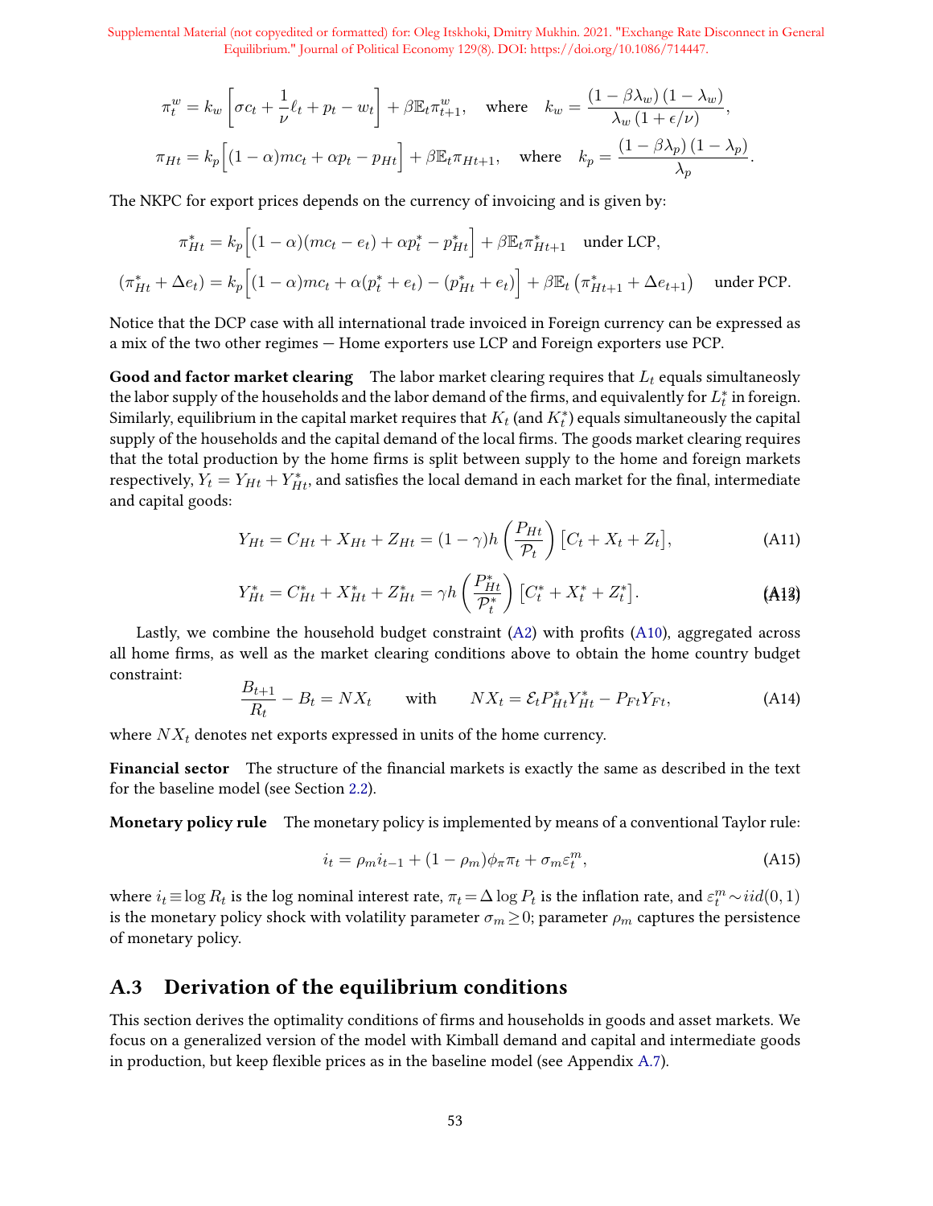$$\pi^w_t = k_w \left[ \sigma c_t + \frac{1}{\nu}\ell_t + p_t - w_t \right] + \beta \mathbb{E}_t \pi^w_{t+1}, \quad \text{where} \quad k_w = \frac{(1-\beta\lambda_w)(1-\lambda_w)}{\lambda_w (1+\epsilon/\nu)},$$

$$\pi_{Ht} = k_p \Big[ (1-\alpha) mc_t + \alpha p_t - p_{Ht} \Big] + \beta \mathbb{E}_t \pi_{Ht+1}, \quad \text{where} \quad k_p = \frac{(1-\beta\lambda_p)(1-\lambda_p)}{\lambda_p}.$$

The NKPC for export prices depends on the currency of invoicing and is given by:

$$\pi^*_{Ht} = k_p \Big[ (1-\alpha)(mc_t - e_t) + \alpha p^*_t - p^*_{Ht} \Big] + \beta \mathbb{E}_t \pi^*_{Ht+1} \quad \text{under LCP},$$

$$(\pi^*_{Ht} + \Delta e_t) = k_p \Big[ (1-\alpha) mc_t + \alpha (p^*_t + e_t) - (p^*_{Ht} + e_t) \Big] + \beta \mathbb{E}_t \left( \pi^*_{Ht+1} + \Delta e_{t+1} \right) \quad \text{under PCP}.$$

Notice that the DCP case with all international trade invoiced in Foreign currency can be expressed as a mix of the two other regimes — Home exporters use LCP and Foreign exporters use PCP.

**Good and factor market clearing** The labor market clearing requires that $L_t$ equals simultaneosly the labor supply of the households and the labor demand of the firms, and equivalently for $L^*_t$ in foreign. Similarly, equilibrium in the capital market requires that $K_t$ (and $K^*_t$) equals simultaneously the capital supply of the households and the capital demand of the local firms. The goods market clearing requires that the total production by the home firms is split between supply to the home and foreign markets respectively, $Y_t = Y_{Ht} + Y^*_{Ht}$, and satisfies the local demand in each market for the final, intermediate and capital goods:

$$Y_{Ht} = C_{Ht} + X_{Ht} + Z_{Ht} = (1-\gamma) h \left( \frac{P_{Ht}}{\mathcal{P}_t} \right) \big[ C_t + X_t + Z_t \big], \tag{A11}$$

$$Y^*_{Ht} = C^*_{Ht} + X^*_{Ht} + Z^*_{Ht} = \gamma h \left( \frac{P^*_{Ht}}{\mathcal{P}^*_t} \right) \big[ C^*_t + X^*_t + Z^*_t \big]. \tag{A13}$$

Lastly, we combine the household budget constraint (A2) with profits (A10), aggregated across all home firms, as well as the market clearing conditions above to obtain the home country budget constraint:

$$\frac{B_{t+1}}{R_t} - B_t = NX_t \qquad \text{with} \qquad NX_t = \mathcal{E}_t P^*_{Ht} Y^*_{Ht} - P_{Ft} Y_{Ft}, \tag{A14}$$

where $NX_t$ denotes net exports expressed in units of the home currency.

**Financial sector** The structure of the financial markets is exactly the same as described in the text for the baseline model (see Section 2.2).

**Monetary policy rule** The monetary policy is implemented by means of a conventional Taylor rule:

$$i_t = \rho_m i_{t-1} + (1-\rho_m)\phi_\pi \pi_t + \sigma_m \varepsilon^m_t, \tag{A15}$$

where $i_t \equiv \log R_t$ is the log nominal interest rate, $\pi_t = \Delta \log P_t$ is the inflation rate, and $\varepsilon^m_t \sim iid(0,1)$ is the monetary policy shock with volatility parameter $\sigma_m \geq 0$; parameter $\rho_m$ captures the persistence of monetary policy.

## A.3 Derivation of the equilibrium conditions

This section derives the optimality conditions of firms and households in goods and asset markets. We focus on a generalized version of the model with Kimball demand and capital and intermediate goods in production, but keep flexible prices as in the baseline model (see Appendix A.7).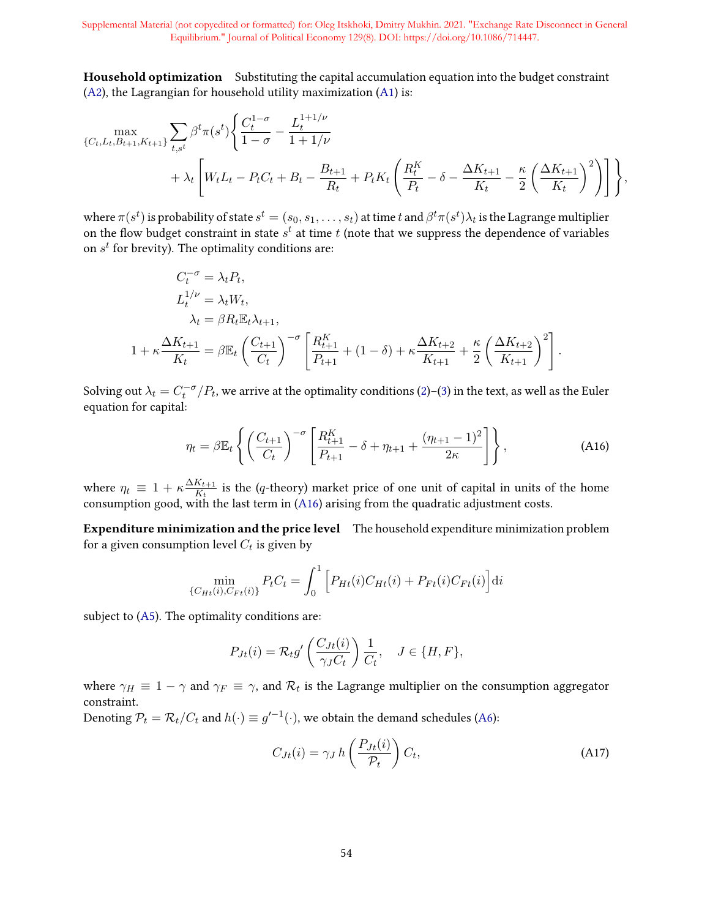**Household optimization** Substituting the capital accumulation equation into the budget constraint (A2), the Lagrangian for household utility maximization (A1) is:

$$\max_{\{C_t, L_t, B_{t+1}, K_{t+1}\}} \sum_{t,s^t} \beta^t \pi(s^t) \bigg\{ \frac{C_t^{1-\sigma}}{1-\sigma} - \frac{L_t^{1+1/\nu}}{1+1/\nu} + \lambda_t \bigg[ W_t L_t - P_t C_t + B_t - \frac{B_{t+1}}{R_t} + P_t K_t \bigg( \frac{R_t^K}{P_t} - \delta - \frac{\Delta K_{t+1}}{K_t} - \frac{\kappa}{2} \Big( \frac{\Delta K_{t+1}}{K_t} \Big)^2 \bigg) \bigg] \bigg\},$$

where $\pi(s^t)$ is probability of state $s^t = (s_0, s_1, \ldots, s_t)$ at time $t$ and $\beta^t \pi(s^t) \lambda_t$ is the Lagrange multiplier on the flow budget constraint in state $s^t$ at time $t$ (note that we suppress the dependence of variables on $s^t$ for brevity). The optimality conditions are:

$$\begin{aligned}
C_t^{-\sigma} &= \lambda_t P_t, \\
L_t^{1/\nu} &= \lambda_t W_t, \\
\lambda_t &= \beta R_t \mathbb{E}_t \lambda_{t+1}, \\
1 + \kappa \frac{\Delta K_{t+1}}{K_t} &= \beta \mathbb{E}_t \left( \frac{C_{t+1}}{C_t} \right)^{-\sigma} \left[ \frac{R_{t+1}^K}{P_{t+1}} + (1-\delta) + \kappa \frac{\Delta K_{t+2}}{K_{t+1}} + \frac{\kappa}{2} \left( \frac{\Delta K_{t+2}}{K_{t+1}} \right)^2 \right].
\end{aligned}$$

Solving out $\lambda_t = C_t^{-\sigma}/P_t$, we arrive at the optimality conditions (2)–(3) in the text, as well as the Euler equation for capital:

$$\eta_t = \beta \mathbb{E}_t \left\{ \left( \frac{C_{t+1}}{C_t} \right)^{-\sigma} \left[ \frac{R_{t+1}^K}{P_{t+1}} - \delta + \eta_{t+1} + \frac{(\eta_{t+1} - 1)^2}{2\kappa} \right] \right\}, \tag{A16}$$

where $\eta_t \equiv 1 + \kappa \frac{\Delta K_{t+1}}{K_t}$ is the ($q$-theory) market price of one unit of capital in units of the home consumption good, with the last term in (A16) arising from the quadratic adjustment costs.

**Expenditure minimization and the price level** The household expenditure minimization problem for a given consumption level $C_t$ is given by

$$\min_{\{C_{Ht}(i), C_{Ft}(i)\}} P_t C_t = \int_0^1 \Big[ P_{Ht}(i) C_{Ht}(i) + P_{Ft}(i) C_{Ft}(i) \Big] \mathrm{d}i$$

subject to (A5). The optimality conditions are:

$$P_{Jt}(i) = \mathcal{R}_t g' \left( \frac{C_{Jt}(i)}{\gamma_J C_t} \right) \frac{1}{C_t}, \quad J \in \{H, F\},$$

where $\gamma_H \equiv 1 - \gamma$ and $\gamma_F \equiv \gamma$, and $\mathcal{R}_t$ is the Lagrange multiplier on the consumption aggregator constraint.

Denoting $\mathcal{P}_t = \mathcal{R}_t / C_t$ and $h(\cdot) \equiv g'^{-1}(\cdot)$, we obtain the demand schedules (A6):

$$C_{Jt}(i) = \gamma_J \, h\left( \frac{P_{Jt}(i)}{\mathcal{P}_t} \right) C_t, \tag{A17}$$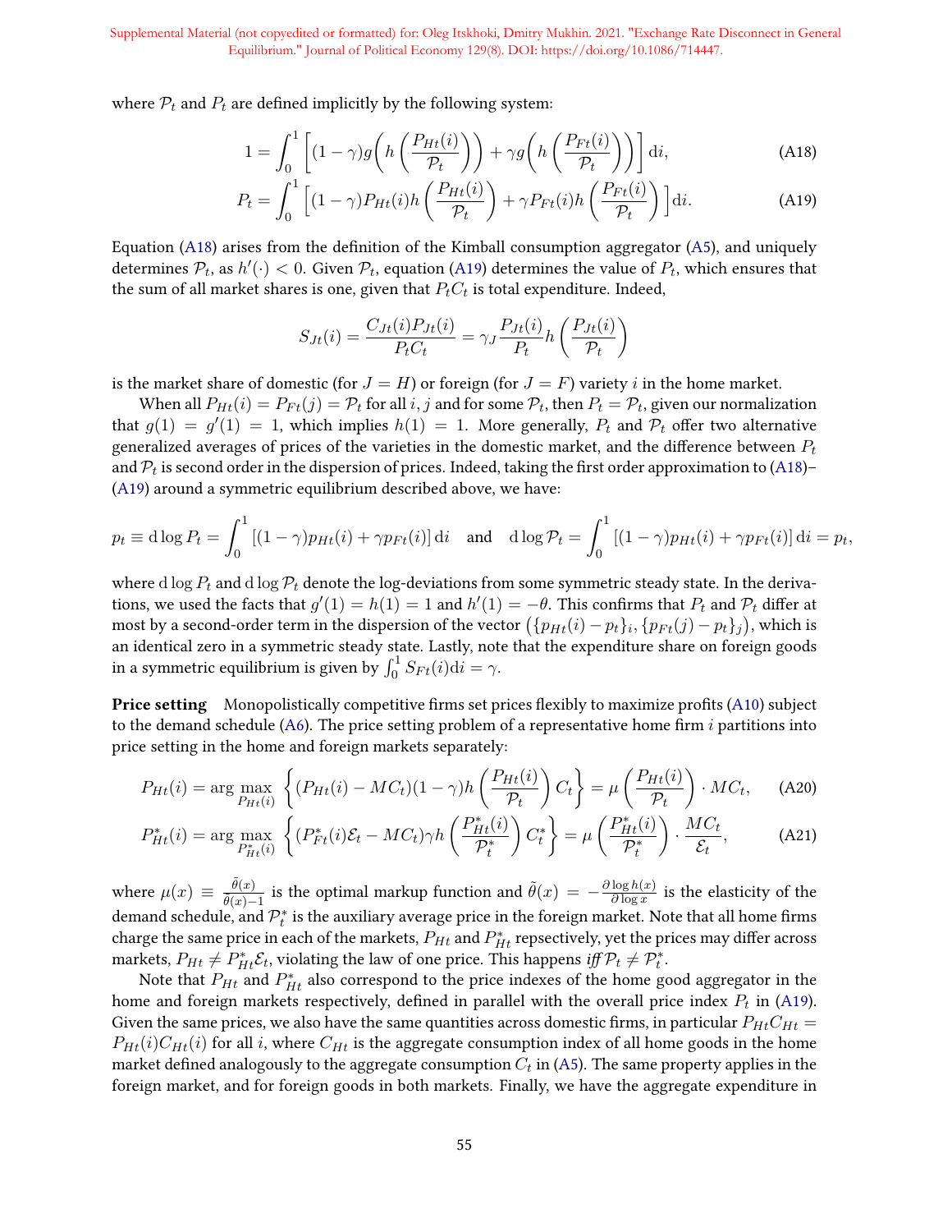where $\mathcal{P}_t$ and $P_t$ are defined implicitly by the following system:

$$1 = \int_0^1 \left[ (1-\gamma) g\left( h\left( \frac{P_{Ht}(i)}{\mathcal{P}_t} \right) \right) + \gamma g\left( h\left( \frac{P_{Ft}(i)}{\mathcal{P}_t} \right) \right) \right] \mathrm{d}i, \tag{A18}$$

$$P_t = \int_0^1 \left[ (1-\gamma) P_{Ht}(i) h\left( \frac{P_{Ht}(i)}{\mathcal{P}_t} \right) + \gamma P_{Ft}(i) h\left( \frac{P_{Ft}(i)}{\mathcal{P}_t} \right) \right] \mathrm{d}i. \tag{A19}$$

Equation (A18) arises from the definition of the Kimball consumption aggregator (A5), and uniquely determines $\mathcal{P}_t$, as $h'(\cdot) < 0$. Given $\mathcal{P}_t$, equation (A19) determines the value of $P_t$, which ensures that the sum of all market shares is one, given that $P_t C_t$ is total expenditure. Indeed,

$$S_{Jt}(i) = \frac{C_{Jt}(i) P_{Jt}(i)}{P_t C_t} = \gamma_J \frac{P_{Jt}(i)}{P_t} h\left( \frac{P_{Jt}(i)}{\mathcal{P}_t} \right)$$

is the market share of domestic (for $J = H$) or foreign (for $J = F$) variety $i$ in the home market.

When all $P_{Ht}(i) = P_{Ft}(j) = \mathcal{P}_t$ for all $i, j$ and for some $\mathcal{P}_t$, then $P_t = \mathcal{P}_t$, given our normalization that $g(1) = g'(1) = 1$, which implies $h(1) = 1$. More generally, $P_t$ and $\mathcal{P}_t$ offer two alternative generalized averages of prices of the varieties in the domestic market, and the difference between $P_t$ and $\mathcal{P}_t$ is second order in the dispersion of prices. Indeed, taking the first order approximation to (A18)–(A19) around a symmetric equilibrium described above, we have:

$$p_t \equiv \mathrm{d}\log P_t = \int_0^1 \left[ (1-\gamma) p_{Ht}(i) + \gamma p_{Ft}(i) \right] \mathrm{d}i \quad \text{and} \quad \mathrm{d}\log \mathcal{P}_t = \int_0^1 \left[ (1-\gamma) p_{Ht}(i) + \gamma p_{Ft}(i) \right] \mathrm{d}i = p_t,$$

where $\mathrm{d}\log P_t$ and $\mathrm{d}\log \mathcal{P}_t$ denote the log-deviations from some symmetric steady state. In the derivations, we used the facts that $g'(1) = h(1) = 1$ and $h'(1) = -\theta$. This confirms that $P_t$ and $\mathcal{P}_t$ differ at most by a second-order term in the dispersion of the vector $\left( \{p_{Ht}(i) - p_t\}_i, \{p_{Ft}(j) - p_t\}_j \right)$, which is an identical zero in a symmetric steady state. Lastly, note that the expenditure share on foreign goods in a symmetric equilibrium is given by $\int_0^1 S_{Ft}(i)\mathrm{d}i = \gamma$.

**Price setting** Monopolistically competitive firms set prices flexibly to maximize profits (A10) subject to the demand schedule (A6). The price setting problem of a representative home firm $i$ partitions into price setting in the home and foreign markets separately:

$$P_{Ht}(i) = \arg\max_{P_{Ht}(i)} \left\{ (P_{Ht}(i) - MC_t)(1-\gamma) h\left( \frac{P_{Ht}(i)}{\mathcal{P}_t} \right) C_t \right\} = \mu\left( \frac{P_{Ht}(i)}{\mathcal{P}_t} \right) \cdot MC_t, \tag{A20}$$

$$P^*_{Ht}(i) = \arg\max_{P^*_{Ht}(i)} \left\{ (P^*_{Ft}(i)\mathcal{E}_t - MC_t)\gamma h\left( \frac{P^*_{Ht}(i)}{\mathcal{P}^*_t} \right) C^*_t \right\} = \mu\left( \frac{P^*_{Ht}(i)}{\mathcal{P}^*_t} \right) \cdot \frac{MC_t}{\mathcal{E}_t}, \tag{A21}$$

where $\mu(x) \equiv \frac{\tilde{\theta}(x)}{\tilde{\theta}(x) - 1}$ is the optimal markup function and $\tilde{\theta}(x) = -\frac{\partial \log h(x)}{\partial \log x}$ is the elasticity of the demand schedule, and $\mathcal{P}^*_t$ is the auxiliary average price in the foreign market. Note that all home firms charge the same price in each of the markets, $P_{Ht}$ and $P^*_{Ht}$ respectively, yet the prices may differ across markets, $P_{Ht} \neq P^*_{Ht}\mathcal{E}_t$, violating the law of one price. This happens *iff* $\mathcal{P}_t \neq \mathcal{P}^*_t$.

Note that $P_{Ht}$ and $P^*_{Ht}$ also correspond to the price indexes of the home good aggregator in the home and foreign markets respectively, defined in parallel with the overall price index $P_t$ in (A19). Given the same prices, we also have the same quantities across domestic firms, in particular $P_{Ht} C_{Ht} = P_{Ht}(i) C_{Ht}(i)$ for all $i$, where $C_{Ht}$ is the aggregate consumption index of all home goods in the home market defined analogously to the aggregate consumption $C_t$ in (A5). The same property applies in the foreign market, and for foreign goods in both markets. Finally, we have the aggregate expenditure in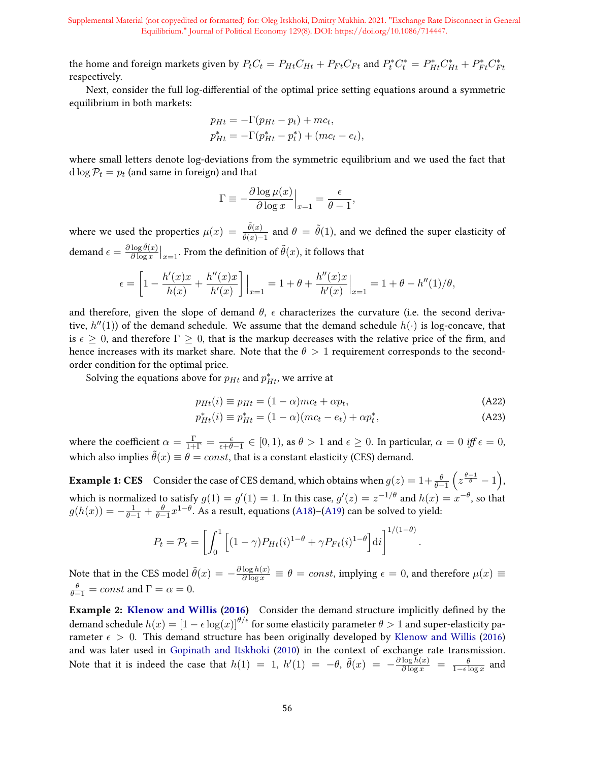the home and foreign markets given by $P_tC_t = P_{Ht}C_{Ht} + P_{Ft}C_{Ft}$ and $P^*_tC^*_t = P^*_{Ht}C^*_{Ht} + P^*_{Ft}C^*_{Ft}$ respectively.

Next, consider the full log-differential of the optimal price setting equations around a symmetric equilibrium in both markets:

$$p_{Ht} = -\Gamma(p_{Ht} - p_t) + mc_t,$$
$$p^*_{Ht} = -\Gamma(p^*_{Ht} - p^*_t) + (mc_t - e_t),$$

where small letters denote log-deviations from the symmetric equilibrium and we used the fact that $\mathrm{d}\log \mathcal{P}_t = p_t$ (and same in foreign) and that

$$\Gamma \equiv -\frac{\partial \log \mu(x)}{\partial \log x}\Big|_{x=1} = \frac{\epsilon}{\theta - 1},$$

where we used the properties $\mu(x) = \frac{\tilde{\theta}(x)}{\tilde{\theta}(x)-1}$ and $\theta = \tilde{\theta}(1)$, and we defined the super elasticity of demand $\epsilon = \frac{\partial \log \tilde{\theta}(x)}{\partial \log x}\big|_{x=1}$. From the definition of $\tilde{\theta}(x)$, it follows that

$$\epsilon = \left[1 - \frac{h'(x)x}{h(x)} + \frac{h''(x)x}{h'(x)}\right]\Big|_{x=1} = 1 + \theta + \frac{h''(x)x}{h'(x)}\Big|_{x=1} = 1 + \theta - h''(1)/\theta,$$

and therefore, given the slope of demand $\theta$, $\epsilon$ characterizes the curvature (i.e. the second derivative, $h''(1)$) of the demand schedule. We assume that the demand schedule $h(\cdot)$ is log-concave, that is $\epsilon \geq 0$, and therefore $\Gamma \geq 0$, that is the markup decreases with the relative price of the firm, and hence increases with its market share. Note that the $\theta > 1$ requirement corresponds to the second-order condition for the optimal price.

Solving the equations above for $p_{Ht}$ and $p^*_{Ht}$, we arrive at

$$p_{Ht}(i) \equiv p_{Ht} = (1-\alpha)mc_t + \alpha p_t, \tag{A22}$$
$$p^*_{Ht}(i) \equiv p^*_{Ht} = (1-\alpha)(mc_t - e_t) + \alpha p^*_t, \tag{A23}$$

where the coefficient $\alpha = \frac{\Gamma}{1+\Gamma} = \frac{\epsilon}{\epsilon+\theta-1} \in [0, 1)$, as $\theta > 1$ and $\epsilon \geq 0$. In particular, $\alpha = 0$ *iff* $\epsilon = 0$, which also implies $\tilde{\theta}(x) \equiv \theta = const$, that is a constant elasticity (CES) demand.

**Example 1: CES** Consider the case of CES demand, which obtains when $g(z) = 1 + \frac{\theta}{\theta-1}\left(z^{\frac{\theta-1}{\theta}} - 1\right)$, which is normalized to satisfy $g(1) = g'(1) = 1$. In this case, $g'(z) = z^{-1/\theta}$ and $h(x) = x^{-\theta}$, so that $g(h(x)) = -\frac{1}{\theta-1} + \frac{\theta}{\theta-1}x^{1-\theta}$. As a result, equations (A18)–(A19) can be solved to yield:

$$P_t = \mathcal{P}_t = \left[\int_0^1 \left[(1-\gamma)P_{Ht}(i)^{1-\theta} + \gamma P_{Ft}(i)^{1-\theta}\right]\mathrm{d}i\right]^{1/(1-\theta)}.$$

Note that in the CES model $\tilde{\theta}(x) = -\frac{\partial \log h(x)}{\partial \log x} \equiv \theta = const$, implying $\epsilon = 0$, and therefore $\mu(x) \equiv \frac{\theta}{\theta-1} = const$ and $\Gamma = \alpha = 0$.

**Example 2: Klenow and Willis (2016)** Consider the demand structure implicitly defined by the demand schedule $h(x) = [1 - \epsilon \log(x)]^{\theta/\epsilon}$ for some elasticity parameter $\theta > 1$ and super-elasticity parameter $\epsilon > 0$. This demand structure has been originally developed by Klenow and Willis (2016) and was later used in Gopinath and Itskhoki (2010) in the context of exchange rate transmission. Note that it is indeed the case that $h(1) = 1$, $h'(1) = -\theta$, $\tilde{\theta}(x) = -\frac{\partial \log h(x)}{\partial \log x} = \frac{\theta}{1-\epsilon \log x}$ and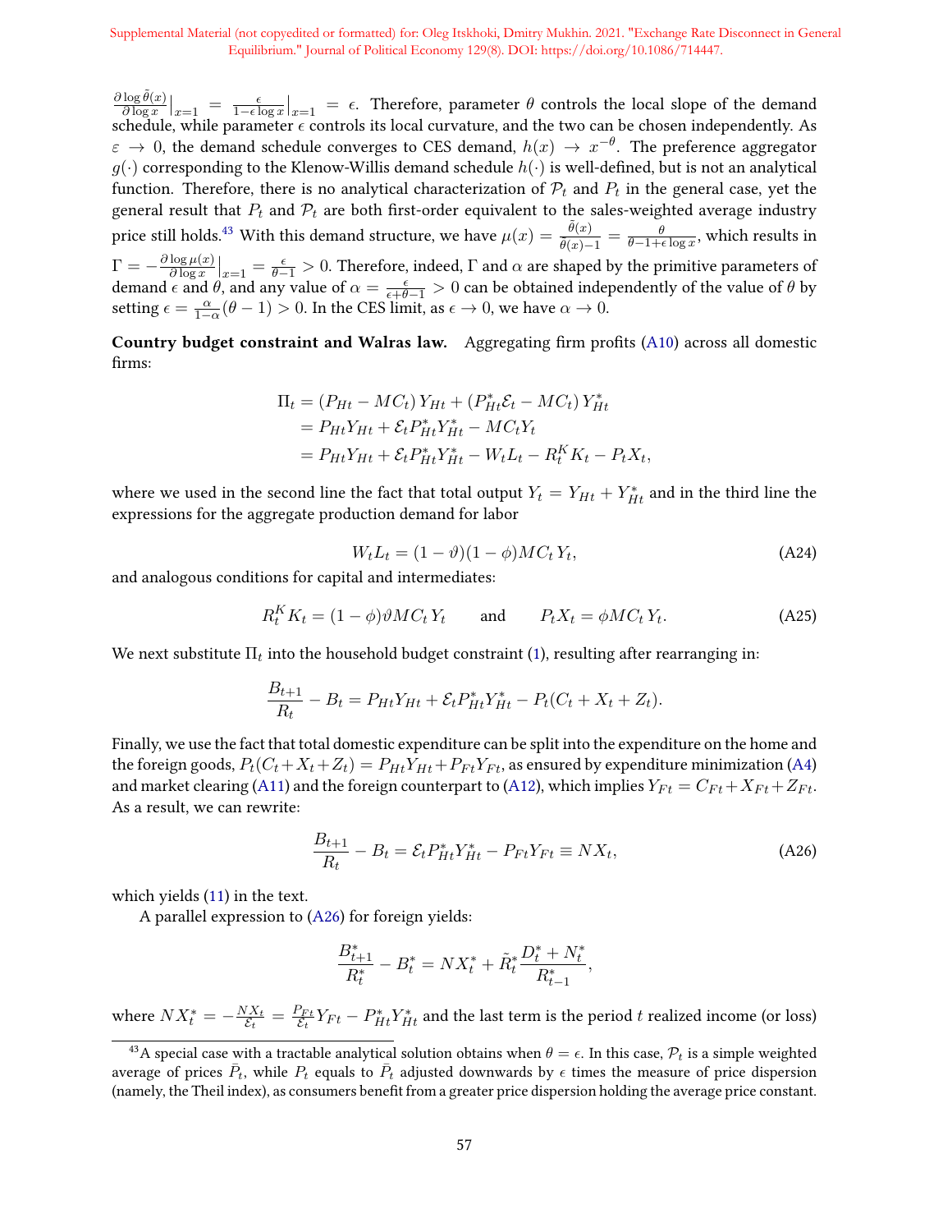$\frac{\partial \log \tilde{\theta}(x)}{\partial \log x}\big|_{x=1} = \frac{\epsilon}{1-\epsilon \log x}\big|_{x=1} = \epsilon$. Therefore, parameter $\theta$ controls the local slope of the demand schedule, while parameter $\epsilon$ controls its local curvature, and the two can be chosen independently. As $\varepsilon \to 0$, the demand schedule converges to CES demand, $h(x) \to x^{-\theta}$. The preference aggregator $g(\cdot)$ corresponding to the Klenow-Willis demand schedule $h(\cdot)$ is well-defined, but is not an analytical function. Therefore, there is no analytical characterization of $\mathcal{P}_t$ and $P_t$ in the general case, yet the general result that $P_t$ and $\mathcal{P}_t$ are both first-order equivalent to the sales-weighted average industry price still holds.[43] With this demand structure, we have $\mu(x) = \frac{\tilde{\theta}(x)}{\tilde{\theta}(x)-1} = \frac{\theta}{\theta - 1 + \epsilon \log x}$, which results in $\Gamma = -\frac{\partial \log \mu(x)}{\partial \log x}\big|_{x=1} = \frac{\epsilon}{\theta - 1} > 0$. Therefore, indeed, $\Gamma$ and $\alpha$ are shaped by the primitive parameters of demand $\epsilon$ and $\theta$, and any value of $\alpha = \frac{\epsilon}{\epsilon + \theta - 1} > 0$ can be obtained independently of the value of $\theta$ by setting $\epsilon = \frac{\alpha}{1-\alpha}(\theta - 1) > 0$. In the CES limit, as $\epsilon \to 0$, we have $\alpha \to 0$.

**Country budget constraint and Walras law.** Aggregating firm profits (A10) across all domestic firms:

$$
\begin{aligned}
\Pi_t &= (P_{Ht} - MC_t)\, Y_{Ht} + (P^*_{Ht}\mathcal{E}_t - MC_t)\, Y^*_{Ht} \\
&= P_{Ht}Y_{Ht} + \mathcal{E}_t P^*_{Ht} Y^*_{Ht} - MC_t Y_t \\
&= P_{Ht}Y_{Ht} + \mathcal{E}_t P^*_{Ht} Y^*_{Ht} - W_t L_t - R^K_t K_t - P_t X_t,
\end{aligned}
$$

where we used in the second line the fact that total output $Y_t = Y_{Ht} + Y^*_{Ht}$ and in the third line the expressions for the aggregate production demand for labor

$$
W_t L_t = (1 - \vartheta)(1 - \phi) MC_t\, Y_t, \tag{A24}
$$

and analogous conditions for capital and intermediates:

$$
R^K_t K_t = (1 - \phi)\vartheta MC_t\, Y_t \qquad \text{and} \qquad P_t X_t = \phi MC_t\, Y_t. \tag{A25}
$$

We next substitute $\Pi_t$ into the household budget constraint (1), resulting after rearranging in:

$$
\frac{B_{t+1}}{R_t} - B_t = P_{Ht}Y_{Ht} + \mathcal{E}_t P^*_{Ht} Y^*_{Ht} - P_t(C_t + X_t + Z_t).
$$

Finally, we use the fact that total domestic expenditure can be split into the expenditure on the home and the foreign goods, $P_t(C_t + X_t + Z_t) = P_{Ht}Y_{Ht} + P_{Ft}Y_{Ft}$, as ensured by expenditure minimization (A4) and market clearing (A11) and the foreign counterpart to (A12), which implies $Y_{Ft} = C_{Ft} + X_{Ft} + Z_{Ft}$. As a result, we can rewrite:

$$
\frac{B_{t+1}}{R_t} - B_t = \mathcal{E}_t P^*_{Ht} Y^*_{Ht} - P_{Ft} Y_{Ft} \equiv NX_t, \tag{A26}
$$

which yields (11) in the text.

A parallel expression to (A26) for foreign yields:

$$
\frac{B^*_{t+1}}{R^*_t} - B^*_t = NX^*_t + \tilde{R}^*_t \frac{D^*_t + N^*_t}{R^*_{t-1}},
$$

where $NX^*_t = -\frac{NX_t}{\mathcal{E}_t} = \frac{P_{Ft}}{\mathcal{E}_t} Y_{Ft} - P^*_{Ht} Y^*_{Ht}$ and the last term is the period $t$ realized income (or loss)

---

[43] A special case with a tractable analytical solution obtains when $\theta = \epsilon$. In this case, $\mathcal{P}_t$ is a simple weighted average of prices $\bar{P}_t$, while $P_t$ equals to $\bar{P}_t$ adjusted downwards by $\epsilon$ times the measure of price dispersion (namely, the Theil index), as consumers benefit from a greater price dispersion holding the average price constant.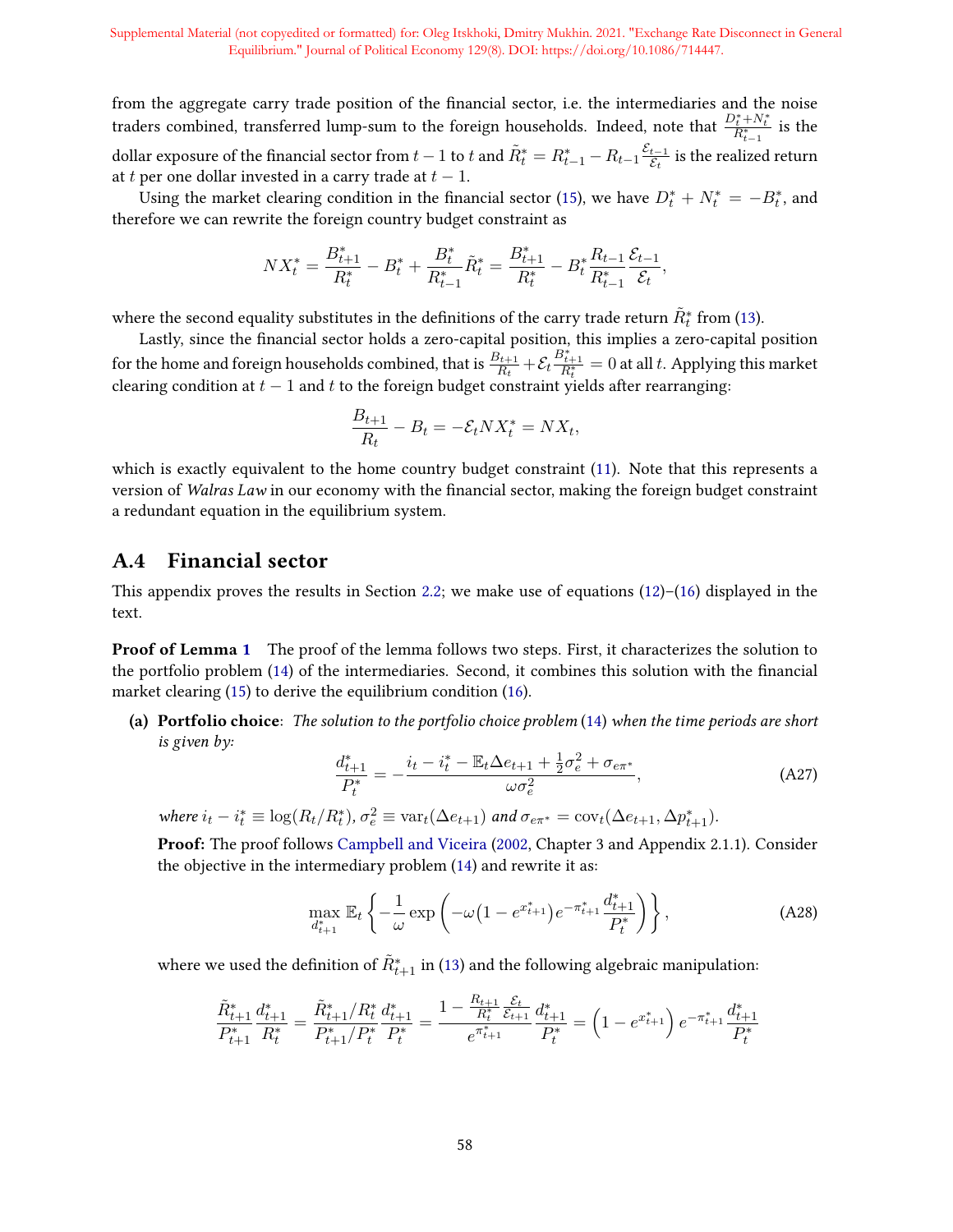from the aggregate carry trade position of the financial sector, i.e. the intermediaries and the noise traders combined, transferred lump-sum to the foreign households. Indeed, note that $\frac{D_t^*+N_t^*}{R_{t-1}^*}$ is the dollar exposure of the financial sector from $t-1$ to $t$ and $\tilde{R}_t^* = R_{t-1}^* - R_{t-1}\frac{\mathcal{E}_{t-1}}{\mathcal{E}_t}$ is the realized return at $t$ per one dollar invested in a carry trade at $t-1$.

Using the market clearing condition in the financial sector (15), we have $D_t^* + N_t^* = -B_t^*$, and therefore we can rewrite the foreign country budget constraint as

$$
NX_t^* = \frac{B_{t+1}^*}{R_t^*} - B_t^* + \frac{B_t^*}{R_{t-1}^*}\tilde{R}_t^* = \frac{B_{t+1}^*}{R_t^*} - B_t^*\frac{R_{t-1}}{R_{t-1}^*}\frac{\mathcal{E}_{t-1}}{\mathcal{E}_t},
$$

where the second equality substitutes in the definitions of the carry trade return $\tilde{R}_t^*$ from (13).

Lastly, since the financial sector holds a zero-capital position, this implies a zero-capital position for the home and foreign households combined, that is $\frac{B_{t+1}}{R_t} + \mathcal{E}_t\frac{B_{t+1}^*}{R_t^*} = 0$ at all $t$. Applying this market clearing condition at $t-1$ and $t$ to the foreign budget constraint yields after rearranging:

$$
\frac{B_{t+1}}{R_t} - B_t = -\mathcal{E}_t NX_t^* = NX_t,
$$

which is exactly equivalent to the home country budget constraint (11). Note that this represents a version of *Walras Law* in our economy with the financial sector, making the foreign budget constraint a redundant equation in the equilibrium system.

## A.4 Financial sector

This appendix proves the results in Section 2.2; we make use of equations (12)–(16) displayed in the text.

**Proof of Lemma 1** The proof of the lemma follows two steps. First, it characterizes the solution to the portfolio problem (14) of the intermediaries. Second, it combines this solution with the financial market clearing (15) to derive the equilibrium condition (16).

**(a) Portfolio choice**: *The solution to the portfolio choice problem* (14) *when the time periods are short is given by:*

$$
\frac{d_{t+1}^*}{P_t^*} = -\frac{i_t - i_t^* - \mathbb{E}_t\Delta e_{t+1} + \frac{1}{2}\sigma_e^2 + \sigma_{e\pi^*}}{\omega\sigma_e^2}, \tag{A27}
$$

*where* $i_t - i_t^* \equiv \log(R_t/R_t^*)$, $\sigma_e^2 \equiv \mathrm{var}_t(\Delta e_{t+1})$ *and* $\sigma_{e\pi^*} = \mathrm{cov}_t(\Delta e_{t+1}, \Delta p_{t+1}^*)$.

**Proof:** The proof follows Campbell and Viceira (2002, Chapter 3 and Appendix 2.1.1). Consider the objective in the intermediary problem (14) and rewrite it as:

$$
\max_{d_{t+1}^*} \mathbb{E}_t\left\{-\frac{1}{\omega}\exp\left(-\omega\big(1-e^{x_{t+1}^*}\big)e^{-\pi_{t+1}^*}\frac{d_{t+1}^*}{P_t^*}\right)\right\}, \tag{A28}
$$

where we used the definition of $\tilde{R}_{t+1}^*$ in (13) and the following algebraic manipulation:

$$
\frac{\tilde{R}_{t+1}^*}{P_{t+1}^*}\frac{d_{t+1}^*}{R_t^*} = \frac{\tilde{R}_{t+1}^*/R_t^*}{P_{t+1}^*/P_t^*}\frac{d_{t+1}^*}{P_t^*} = \frac{1-\frac{R_{t+1}}{R_t^*}\frac{\mathcal{E}_t}{\mathcal{E}_{t+1}}}{e^{\pi_{t+1}^*}}\frac{d_{t+1}^*}{P_t^*} = \left(1-e^{x_{t+1}^*}\right)e^{-\pi_{t+1}^*}\frac{d_{t+1}^*}{P_t^*}
$$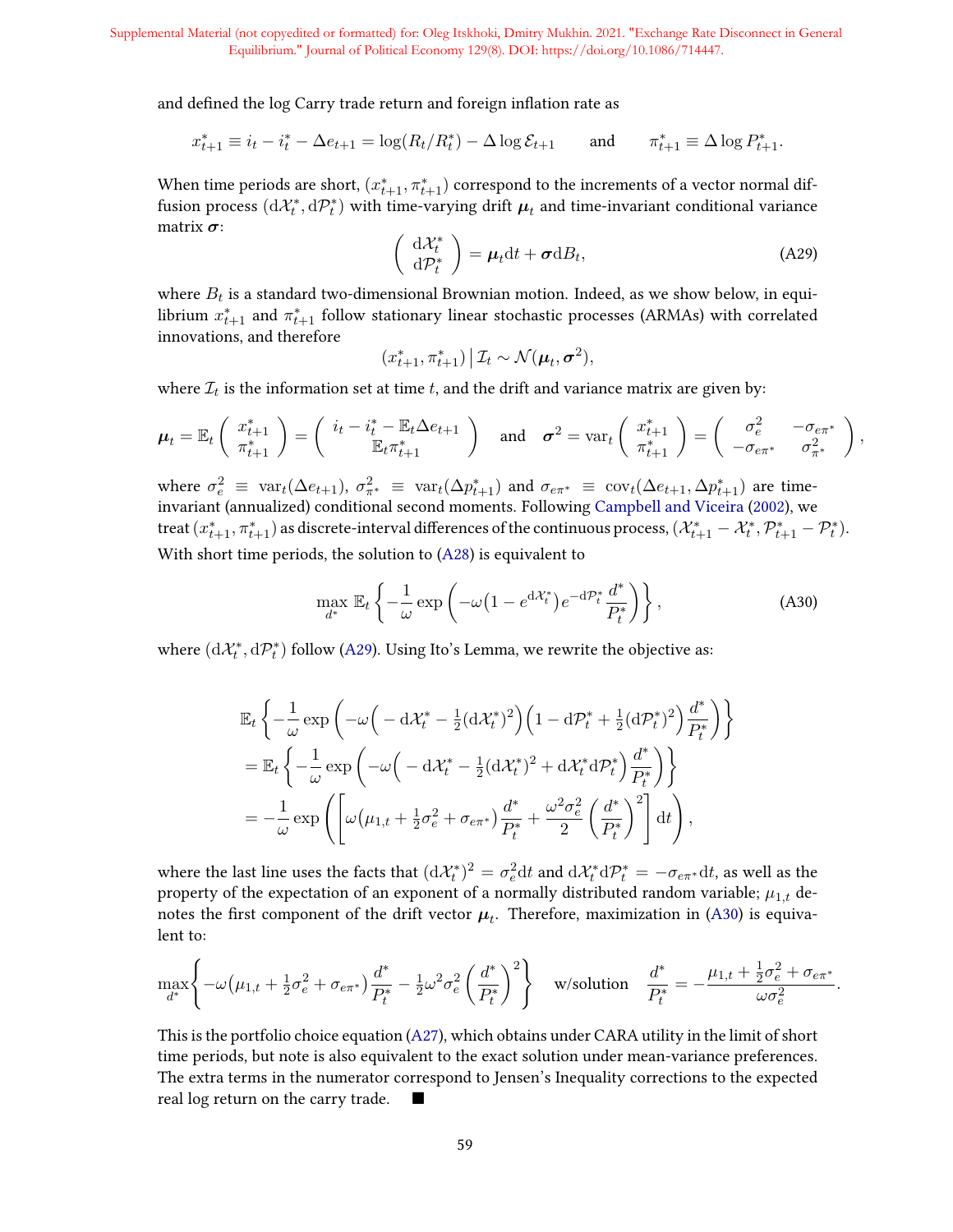and defined the log Carry trade return and foreign inflation rate as

$$x^*_{t+1} \equiv i_t - i^*_t - \Delta e_{t+1} = \log(R_t/R^*_t) - \Delta \log \mathcal{E}_{t+1} \qquad \text{and} \qquad \pi^*_{t+1} \equiv \Delta \log P^*_{t+1}.$$

When time periods are short, $(x^*_{t+1}, \pi^*_{t+1})$ correspond to the increments of a vector normal diffusion process $(\mathrm{d}\mathcal{X}^*_t, \mathrm{d}\mathcal{P}^*_t)$ with time-varying drift $\boldsymbol{\mu}_t$ and time-invariant conditional variance matrix $\boldsymbol{\sigma}$:

$$\begin{pmatrix} \mathrm{d}\mathcal{X}^*_t \\ \mathrm{d}\mathcal{P}^*_t \end{pmatrix} = \boldsymbol{\mu}_t \mathrm{d}t + \boldsymbol{\sigma} \mathrm{d}B_t, \tag{A29}$$

where $B_t$ is a standard two-dimensional Brownian motion. Indeed, as we show below, in equilibrium $x^*_{t+1}$ and $\pi^*_{t+1}$ follow stationary linear stochastic processes (ARMAs) with correlated innovations, and therefore

$$(x^*_{t+1}, \pi^*_{t+1}) \,\big|\, \mathcal{I}_t \sim \mathcal{N}(\boldsymbol{\mu}_t, \boldsymbol{\sigma}^2),$$

where $\mathcal{I}_t$ is the information set at time $t$, and the drift and variance matrix are given by:

$$\boldsymbol{\mu}_t = \mathbb{E}_t \begin{pmatrix} x^*_{t+1} \\ \pi^*_{t+1} \end{pmatrix} = \begin{pmatrix} i_t - i^*_t - \mathbb{E}_t \Delta e_{t+1} \\ \mathbb{E}_t \pi^*_{t+1} \end{pmatrix} \quad \text{and} \quad \boldsymbol{\sigma}^2 = \mathrm{var}_t \begin{pmatrix} x^*_{t+1} \\ \pi^*_{t+1} \end{pmatrix} = \begin{pmatrix} \sigma_e^2 & -\sigma_{e\pi^*} \\ -\sigma_{e\pi^*} & \sigma^2_{\pi^*} \end{pmatrix},$$

where $\sigma^2_e \equiv \mathrm{var}_t(\Delta e_{t+1})$, $\sigma^2_{\pi^*} \equiv \mathrm{var}_t(\Delta p^*_{t+1})$ and $\sigma_{e\pi^*} \equiv \mathrm{cov}_t(\Delta e_{t+1}, \Delta p^*_{t+1})$ are time-invariant (annualized) conditional second moments. Following Campbell and Viceira (2002), we treat $(x^*_{t+1}, \pi^*_{t+1})$ as discrete-interval differences of the continuous process, $(\mathcal{X}^*_{t+1} - \mathcal{X}^*_t, \mathcal{P}^*_{t+1} - \mathcal{P}^*_t)$. With short time periods, the solution to (A28) is equivalent to

$$\max_{d^*} \mathbb{E}_t \left\{ -\frac{1}{\omega} \exp\left( -\omega \big(1 - e^{\mathrm{d}\mathcal{X}^*_t}\big) e^{-\mathrm{d}\mathcal{P}^*_t} \frac{d^*}{P^*_t} \right) \right\}, \tag{A30}$$

where $(\mathrm{d}\mathcal{X}^*_t, \mathrm{d}\mathcal{P}^*_t)$ follow (A29). Using Ito's Lemma, we rewrite the objective as:

$$\begin{aligned}
&\mathbb{E}_t \left\{ -\frac{1}{\omega} \exp\left( -\omega \Big( -\mathrm{d}\mathcal{X}^*_t - \tfrac{1}{2}(\mathrm{d}\mathcal{X}^*_t)^2 \Big) \Big( 1 - \mathrm{d}\mathcal{P}^*_t + \tfrac{1}{2}(\mathrm{d}\mathcal{P}^*_t)^2 \Big) \frac{d^*}{P^*_t} \right) \right\} \\
&= \mathbb{E}_t \left\{ -\frac{1}{\omega} \exp\left( -\omega \Big( -\mathrm{d}\mathcal{X}^*_t - \tfrac{1}{2}(\mathrm{d}\mathcal{X}^*_t)^2 + \mathrm{d}\mathcal{X}^*_t \mathrm{d}\mathcal{P}^*_t \Big) \frac{d^*}{P^*_t} \right) \right\} \\
&= -\frac{1}{\omega} \exp\left( \left[ \omega \big( \mu_{1,t} + \tfrac{1}{2}\sigma^2_e + \sigma_{e\pi^*} \big) \frac{d^*}{P^*_t} + \frac{\omega^2 \sigma^2_e}{2} \left( \frac{d^*}{P^*_t} \right)^2 \right] \mathrm{d}t \right),
\end{aligned}$$

where the last line uses the facts that $(\mathrm{d}\mathcal{X}^*_t)^2 = \sigma^2_e \mathrm{d}t$ and $\mathrm{d}\mathcal{X}^*_t \mathrm{d}\mathcal{P}^*_t = -\sigma_{e\pi^*} \mathrm{d}t$, as well as the property of the expectation of an exponent of a normally distributed random variable; $\mu_{1,t}$ denotes the first component of the drift vector $\boldsymbol{\mu}_t$. Therefore, maximization in (A30) is equivalent to:

$$\max_{d^*} \left\{ -\omega \big( \mu_{1,t} + \tfrac{1}{2}\sigma^2_e + \sigma_{e\pi^*} \big) \frac{d^*}{P^*_t} - \tfrac{1}{2}\omega^2 \sigma^2_e \left( \frac{d^*}{P^*_t} \right)^2 \right\} \quad \text{w/solution} \quad \frac{d^*}{P^*_t} = -\frac{\mu_{1,t} + \tfrac{1}{2}\sigma^2_e + \sigma_{e\pi^*}}{\omega \sigma^2_e}.$$

This is the portfolio choice equation (A27), which obtains under CARA utility in the limit of short time periods, but note is also equivalent to the exact solution under mean-variance preferences. The extra terms in the numerator correspond to Jensen's Inequality corrections to the expected real log return on the carry trade. ■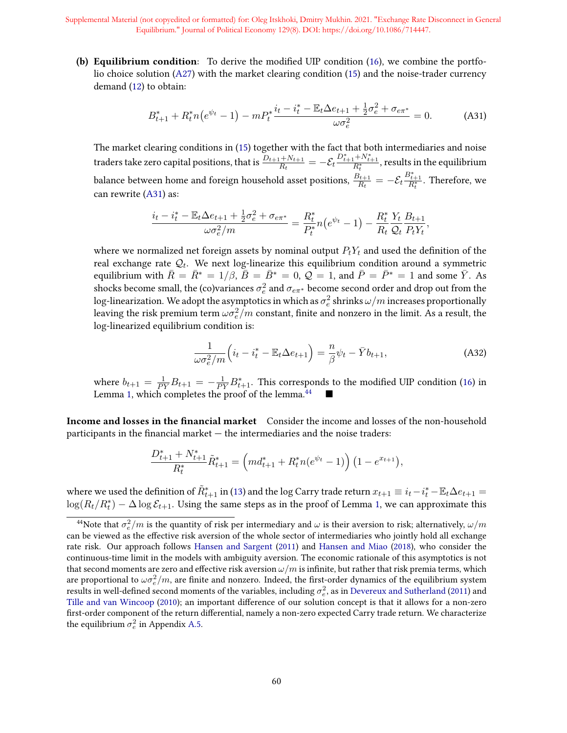**(b) Equilibrium condition**: To derive the modified UIP condition (16), we combine the portfolio choice solution (A27) with the market clearing condition (15) and the noise-trader currency demand (12) to obtain:

$$
B^*_{t+1} + R^*_t n\big(e^{\psi_t} - 1\big) - mP^*_t \frac{i_t - i^*_t - \mathbb{E}_t \Delta e_{t+1} + \frac{1}{2}\sigma_e^2 + \sigma_{e\pi^*}}{\omega \sigma_e^2} = 0. \tag{A31}
$$

The market clearing conditions in (15) together with the fact that both intermediaries and noise traders take zero capital positions, that is $\frac{D_{t+1}+N_{t+1}}{R_t} = -\mathcal{E}_t \frac{D^*_{t+1}+N^*_{t+1}}{R^*_t}$, results in the equilibrium balance between home and foreign household asset positions, $\frac{B_{t+1}}{R_t} = -\mathcal{E}_t \frac{B^*_{t+1}}{R^*_t}$. Therefore, we can rewrite (A31) as:

$$
\frac{i_t - i^*_t - \mathbb{E}_t \Delta e_{t+1} + \frac{1}{2}\sigma_e^2 + \sigma_{e\pi^*}}{\omega \sigma_e^2 / m} = \frac{R^*_t}{P^*_t} n\big(e^{\psi_t} - 1\big) - \frac{R^*_t}{R_t} \frac{Y_t}{\mathcal{Q}_t} \frac{B_{t+1}}{P_t Y_t},
$$

where we normalized net foreign assets by nominal output $P_t Y_t$ and used the definition of the real exchange rate $\mathcal{Q}_t$. We next log-linearize this equilibrium condition around a symmetric equilibrium with $\bar{R} = \bar{R}^* = 1/\beta$, $\bar{B} = \bar{B}^* = 0$, $\mathcal{Q} = 1$, and $\bar{P} = \bar{P}^* = 1$ and some $\bar{Y}$. As shocks become small, the (co)variances $\sigma_e^2$ and $\sigma_{e\pi^*}$ become second order and drop out from the log-linearization. We adopt the asymptotics in which as $\sigma_e^2$ shrinks $\omega/m$ increases proportionally leaving the risk premium term $\omega\sigma_e^2/m$ constant, finite and nonzero in the limit. As a result, the log-linearized equilibrium condition is:

$$
\frac{1}{\omega \sigma_e^2 / m}\Big(i_t - i^*_t - \mathbb{E}_t \Delta e_{t+1}\Big) = \frac{n}{\beta}\psi_t - \bar{Y} b_{t+1}, \tag{A32}
$$

where $b_{t+1} = \frac{1}{\bar{P}\bar{Y}} B_{t+1} = -\frac{1}{\bar{P}\bar{Y}} B^*_{t+1}$. This corresponds to the modified UIP condition (16) in Lemma 1, which completes the proof of the lemma.[44] ■

**Income and losses in the financial market** Consider the income and losses of the non-household participants in the financial market — the intermediaries and the noise traders:

$$
\frac{D^*_{t+1} + N^*_{t+1}}{R^*_t} \tilde{R}^*_{t+1} = \Big(m d^*_{t+1} + R^*_t n\big(e^{\psi_t} - 1\big)\Big)\big(1 - e^{x_{t+1}}\big),
$$

where we used the definition of $\tilde{R}^*_{t+1}$ in (13) and the log Carry trade return $x_{t+1} \equiv i_t - i^*_t - \mathbb{E}_t \Delta e_{t+1} = \log(R_t/R^*_t) - \Delta \log \mathcal{E}_{t+1}$. Using the same steps as in the proof of Lemma 1, we can approximate this

[44] Note that $\sigma_e^2/m$ is the quantity of risk per intermediary and $\omega$ is their aversion to risk; alternatively, $\omega/m$ can be viewed as the effective risk aversion of the whole sector of intermediaries who jointly hold all exchange rate risk. Our approach follows Hansen and Sargent (2011) and Hansen and Miao (2018), who consider the continuous-time limit in the models with ambiguity aversion. The economic rationale of this asymptotics is not that second moments are zero and effective risk aversion $\omega/m$ is infinite, but rather that risk premia terms, which are proportional to $\omega\sigma_e^2/m$, are finite and nonzero. Indeed, the first-order dynamics of the equilibrium system results in well-defined second moments of the variables, including $\sigma_e^2$, as in Devereux and Sutherland (2011) and Tille and van Wincoop (2010); an important difference of our solution concept is that it allows for a non-zero first-order component of the return differential, namely a non-zero expected Carry trade return. We characterize the equilibrium $\sigma_e^2$ in Appendix A.5.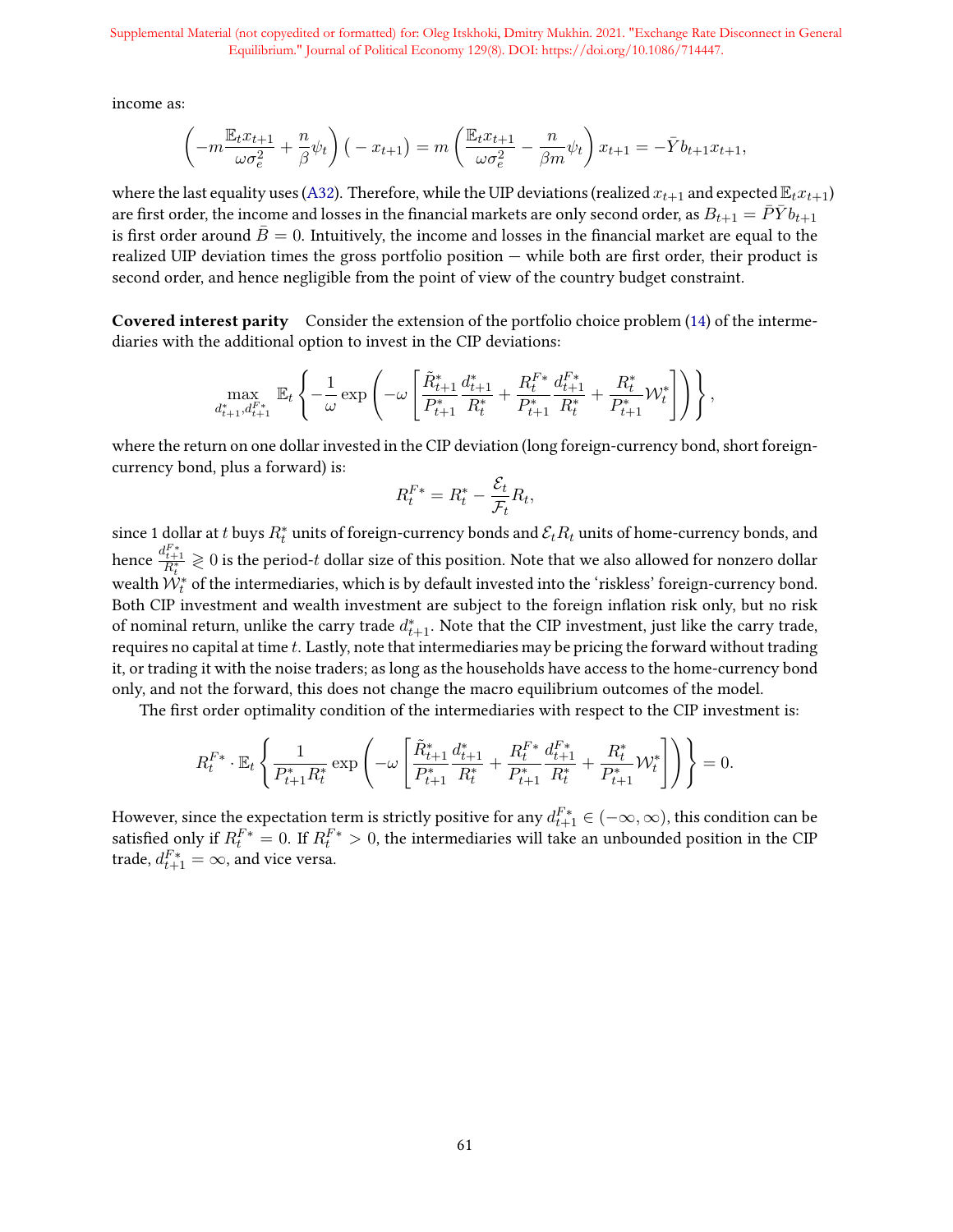income as:

$$\left(-m\frac{\mathbb{E}_t x_{t+1}}{\omega\sigma_e^2}+\frac{n}{\beta}\psi_t\right)\big(-x_{t+1}\big)=m\left(\frac{\mathbb{E}_t x_{t+1}}{\omega\sigma_e^2}-\frac{n}{\beta m}\psi_t\right)x_{t+1}=-\bar{Y}b_{t+1}x_{t+1},$$

where the last equality uses (A32). Therefore, while the UIP deviations (realized $x_{t+1}$ and expected $\mathbb{E}_t x_{t+1}$) are first order, the income and losses in the financial markets are only second order, as $B_{t+1}=\bar{P}\bar{Y}b_{t+1}$ is first order around $\bar{B}=0$. Intuitively, the income and losses in the financial market are equal to the realized UIP deviation times the gross portfolio position — while both are first order, their product is second order, and hence negligible from the point of view of the country budget constraint.

**Covered interest parity** Consider the extension of the portfolio choice problem (14) of the intermediaries with the additional option to invest in the CIP deviations:

$$\max_{d^*_{t+1},d^{F*}_{t+1}}\mathbb{E}_t\left\{-\frac{1}{\omega}\exp\left(-\omega\left[\frac{\tilde{R}^*_{t+1}}{P^*_{t+1}}\frac{d^*_{t+1}}{R^*_t}+\frac{R^{F*}_t}{P^*_{t+1}}\frac{d^{F*}_{t+1}}{R^*_t}+\frac{R^*_t}{P^*_{t+1}}\mathcal{W}^*_t\right]\right)\right\},$$

where the return on one dollar invested in the CIP deviation (long foreign-currency bond, short foreign-currency bond, plus a forward) is:

$$R^{F*}_t=R^*_t-\frac{\mathcal{E}_t}{\mathcal{F}_t}R_t,$$

since 1 dollar at $t$ buys $R^*_t$ units of foreign-currency bonds and $\mathcal{E}_tR_t$ units of home-currency bonds, and hence $\frac{d^{F*}_{t+1}}{R^*_t}\gtrless 0$ is the period-$t$ dollar size of this position. Note that we also allowed for nonzero dollar wealth $\mathcal{W}^*_t$ of the intermediaries, which is by default invested into the 'riskless' foreign-currency bond. Both CIP investment and wealth investment are subject to the foreign inflation risk only, but no risk of nominal return, unlike the carry trade $d^*_{t+1}$. Note that the CIP investment, just like the carry trade, requires no capital at time $t$. Lastly, note that intermediaries may be pricing the forward without trading it, or trading it with the noise traders; as long as the households have access to the home-currency bond only, and not the forward, this does not change the macro equilibrium outcomes of the model.

The first order optimality condition of the intermediaries with respect to the CIP investment is:

$$R^{F*}_t\cdot\mathbb{E}_t\left\{\frac{1}{P^*_{t+1}R^*_t}\exp\left(-\omega\left[\frac{\tilde{R}^*_{t+1}}{P^*_{t+1}}\frac{d^*_{t+1}}{R^*_t}+\frac{R^{F*}_t}{P^*_{t+1}}\frac{d^{F*}_{t+1}}{R^*_t}+\frac{R^*_t}{P^*_{t+1}}\mathcal{W}^*_t\right]\right)\right\}=0.$$

However, since the expectation term is strictly positive for any $d^{F*}_{t+1}\in(-\infty,\infty)$, this condition can be satisfied only if $R^{F*}_t=0$. If $R^{F*}_t>0$, the intermediaries will take an unbounded position in the CIP trade, $d^{F*}_{t+1}=\infty$, and vice versa.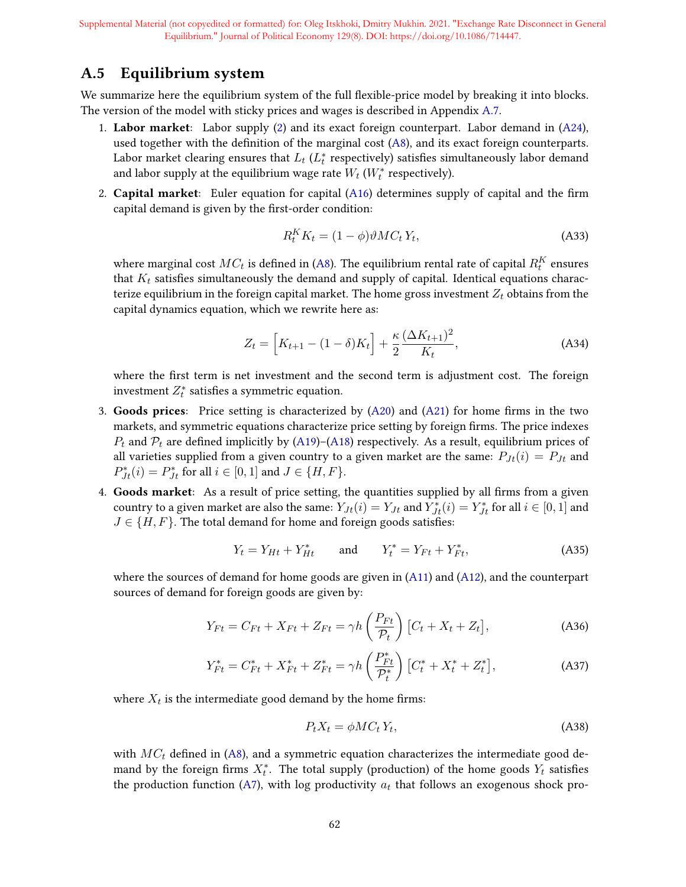## A.5 Equilibrium system

We summarize here the equilibrium system of the full flexible-price model by breaking it into blocks. The version of the model with sticky prices and wages is described in Appendix A.7.

1. **Labor market**: Labor supply (2) and its exact foreign counterpart. Labor demand in (A24), used together with the definition of the marginal cost (A8), and its exact foreign counterparts. Labor market clearing ensures that $L_t$ ($L_t^*$ respectively) satisfies simultaneously labor demand and labor supply at the equilibrium wage rate $W_t$ ($W_t^*$ respectively).

2. **Capital market**: Euler equation for capital (A16) determines supply of capital and the firm capital demand is given by the first-order condition:

$$R_t^K K_t = (1-\phi)\vartheta MC_t Y_t, \tag{A33}$$

where marginal cost $MC_t$ is defined in (A8). The equilibrium rental rate of capital $R_t^K$ ensures that $K_t$ satisfies simultaneously the demand and supply of capital. Identical equations characterize equilibrium in the foreign capital market. The home gross investment $Z_t$ obtains from the capital dynamics equation, which we rewrite here as:

$$Z_t = \Big[K_{t+1} - (1-\delta)K_t\Big] + \frac{\kappa}{2}\frac{(\Delta K_{t+1})^2}{K_t}, \tag{A34}$$

where the first term is net investment and the second term is adjustment cost. The foreign investment $Z_t^*$ satisfies a symmetric equation.

3. **Goods prices**: Price setting is characterized by (A20) and (A21) for home firms in the two markets, and symmetric equations characterize price setting by foreign firms. The price indexes $P_t$ and $\mathcal{P}_t$ are defined implicitly by (A19)–(A18) respectively. As a result, equilibrium prices of all varieties supplied from a given country to a given market are the same: $P_{Jt}(i) = P_{Jt}$ and $P_{Jt}^*(i) = P_{Jt}^*$ for all $i \in [0,1]$ and $J \in \{H, F\}$.

4. **Goods market**: As a result of price setting, the quantities supplied by all firms from a given country to a given market are also the same: $Y_{Jt}(i) = Y_{Jt}$ and $Y_{Jt}^*(i) = Y_{Jt}^*$ for all $i \in [0,1]$ and $J \in \{H, F\}$. The total demand for home and foreign goods satisfies:

$$Y_t = Y_{Ht} + Y_{Ht}^* \qquad \text{and} \qquad Y_t^* = Y_{Ft} + Y_{Ft}^*, \tag{A35}$$

where the sources of demand for home goods are given in (A11) and (A12), and the counterpart sources of demand for foreign goods are given by:

$$Y_{Ft} = C_{Ft} + X_{Ft} + Z_{Ft} = \gamma h\left(\frac{P_{Ft}}{\mathcal{P}_t}\right)\big[C_t + X_t + Z_t\big], \tag{A36}$$

$$Y_{Ft}^* = C_{Ft}^* + X_{Ft}^* + Z_{Ft}^* = \gamma h\left(\frac{P_{Ft}^*}{\mathcal{P}_t^*}\right)\big[C_t^* + X_t^* + Z_t^*\big], \tag{A37}$$

where $X_t$ is the intermediate good demand by the home firms:

$$P_t X_t = \phi MC_t Y_t, \tag{A38}$$

with $MC_t$ defined in (A8), and a symmetric equation characterizes the intermediate good demand by the foreign firms $X_t^*$. The total supply (production) of the home goods $Y_t$ satisfies the production function (A7), with log productivity $a_t$ that follows an exogenous shock pro-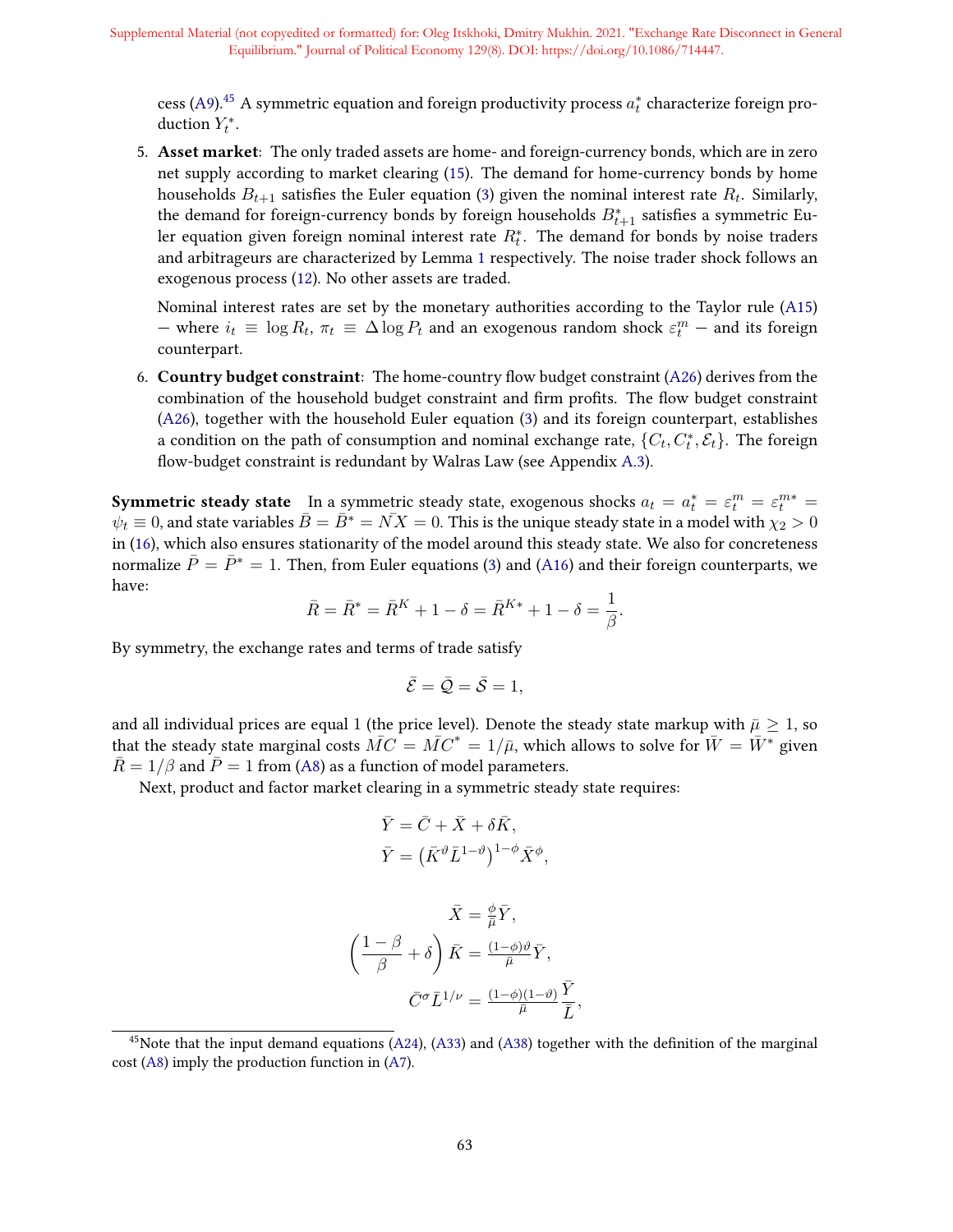cess (A9).[45] A symmetric equation and foreign productivity process $a_t^*$ characterize foreign production $Y_t^*$.

5. **Asset market**: The only traded assets are home- and foreign-currency bonds, which are in zero net supply according to market clearing (15). The demand for home-currency bonds by home households $B_{t+1}$ satisfies the Euler equation (3) given the nominal interest rate $R_t$. Similarly, the demand for foreign-currency bonds by foreign households $B_{t+1}^*$ satisfies a symmetric Euler equation given foreign nominal interest rate $R_t^*$. The demand for bonds by noise traders and arbitrageurs are characterized by Lemma 1 respectively. The noise trader shock follows an exogenous process (12). No other assets are traded.

   Nominal interest rates are set by the monetary authorities according to the Taylor rule (A15) – where $i_t \equiv \log R_t$, $\pi_t \equiv \Delta \log P_t$ and an exogenous random shock $\varepsilon_t^m$ – and its foreign counterpart.

6. **Country budget constraint**: The home-country flow budget constraint (A26) derives from the combination of the household budget constraint and firm profits. The flow budget constraint (A26), together with the household Euler equation (3) and its foreign counterpart, establishes a condition on the path of consumption and nominal exchange rate, $\{C_t, C_t^*, \mathcal{E}_t\}$. The foreign flow-budget constraint is redundant by Walras Law (see Appendix A.3).

**Symmetric steady state** In a symmetric steady state, exogenous shocks $a_t = a_t^* = \varepsilon_t^m = \varepsilon_t^{m*} = \psi_t \equiv 0$, and state variables $\bar{B} = \bar{B}^* = \bar{NX} = 0$. This is the unique steady state in a model with $\chi_2 > 0$ in (16), which also ensures stationarity of the model around this steady state. We also for concreteness normalize $\bar{P} = \bar{P}^* = 1$. Then, from Euler equations (3) and (A16) and their foreign counterparts, we have:

$$\bar{R} = \bar{R}^* = \bar{R}^K + 1 - \delta = \bar{R}^{K*} + 1 - \delta = \frac{1}{\beta}.$$

By symmetry, the exchange rates and terms of trade satisfy

$$\bar{\mathcal{E}} = \bar{\mathcal{Q}} = \bar{\mathcal{S}} = 1,$$

and all individual prices are equal 1 (the price level). Denote the steady state markup with $\bar{\mu} \geq 1$, so that the steady state marginal costs $\bar{MC} = \bar{MC}^* = 1/\bar{\mu}$, which allows to solve for $\bar{W} = \bar{W}^*$ given $\bar{R} = 1/\beta$ and $\bar{P} = 1$ from (A8) as a function of model parameters.

Next, product and factor market clearing in a symmetric steady state requires:

$$\bar{Y} = \bar{C} + \bar{X} + \delta \bar{K},$$
$$\bar{Y} = \left(\bar{K}^{\vartheta} \bar{L}^{1-\vartheta}\right)^{1-\phi} \bar{X}^{\phi},$$

$$\bar{X} = \tfrac{\phi}{\bar{\mu}} \bar{Y},$$
$$\left(\frac{1-\beta}{\beta} + \delta\right) \bar{K} = \tfrac{(1-\phi)\vartheta}{\bar{\mu}} \bar{Y},$$
$$\bar{C}^{\sigma} \bar{L}^{1/\nu} = \tfrac{(1-\phi)(1-\vartheta)}{\bar{\mu}} \frac{\bar{Y}}{\bar{L}},$$

[45] Note that the input demand equations (A24), (A33) and (A38) together with the definition of the marginal cost (A8) imply the production function in (A7).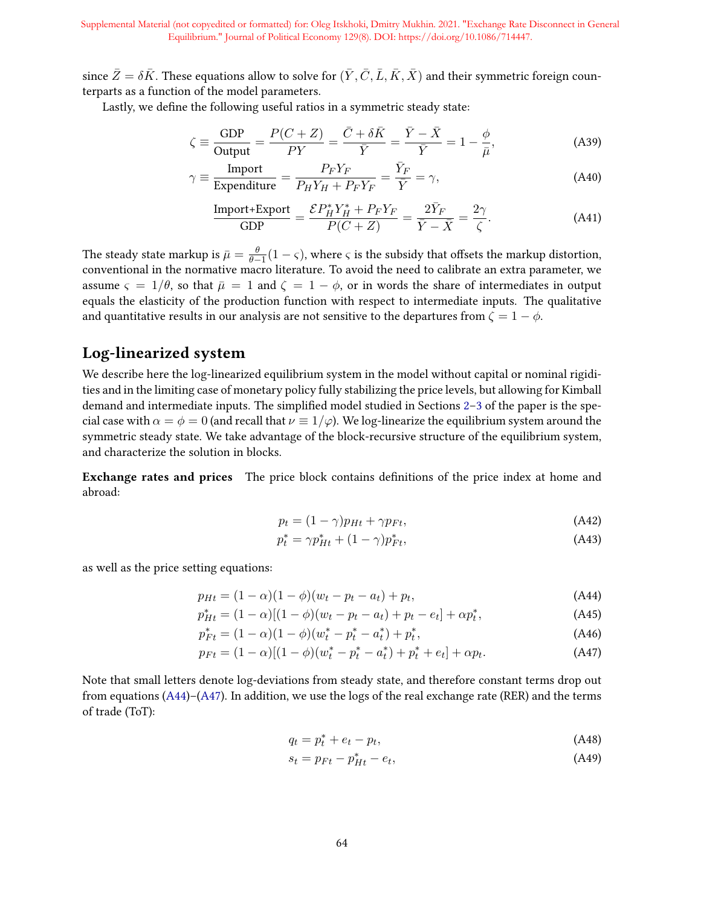since $\bar{Z} = \delta \bar{K}$. These equations allow to solve for $(\bar{Y}, \bar{C}, \bar{L}, \bar{K}, \bar{X})$ and their symmetric foreign counterparts as a function of the model parameters.

Lastly, we define the following useful ratios in a symmetric steady state:

$$\zeta \equiv \frac{\text{GDP}}{\text{Output}} = \frac{P(C+Z)}{PY} = \frac{\bar{C} + \delta \bar{K}}{\bar{Y}} = \frac{\bar{Y} - \bar{X}}{\bar{Y}} = 1 - \frac{\phi}{\bar{\mu}}, \tag{A39}$$

$$\gamma \equiv \frac{\text{Import}}{\text{Expenditure}} = \frac{P_F Y_F}{P_H Y_H + P_F Y_F} = \frac{\bar{Y}_F}{\bar{Y}} = \gamma, \tag{A40}$$

$$\frac{\text{Import+Export}}{\text{GDP}} = \frac{\mathcal{E} P_H^* Y_H^* + P_F Y_F}{P(C+Z)} = \frac{2\bar{Y}_F}{\bar{Y} - \bar{X}} = \frac{2\gamma}{\zeta}. \tag{A41}$$

The steady state markup is $\bar{\mu} = \frac{\theta}{\theta-1}(1-\varsigma)$, where $\varsigma$ is the subsidy that offsets the markup distortion, conventional in the normative macro literature. To avoid the need to calibrate an extra parameter, we assume $\varsigma = 1/\theta$, so that $\bar{\mu} = 1$ and $\zeta = 1 - \phi$, or in words the share of intermediates in output equals the elasticity of the production function with respect to intermediate inputs. The qualitative and quantitative results in our analysis are not sensitive to the departures from $\zeta = 1 - \phi$.

## Log-linearized system

We describe here the log-linearized equilibrium system in the model without capital or nominal rigidities and in the limiting case of monetary policy fully stabilizing the price levels, but allowing for Kimball demand and intermediate inputs. The simplified model studied in Sections 2–3 of the paper is the special case with $\alpha = \phi = 0$ (and recall that $\nu \equiv 1/\varphi$). We log-linearize the equilibrium system around the symmetric steady state. We take advantage of the block-recursive structure of the equilibrium system, and characterize the solution in blocks.

**Exchange rates and prices** The price block contains definitions of the price index at home and abroad:

$$p_t = (1-\gamma) p_{Ht} + \gamma p_{Ft}, \tag{A42}$$

$$p_t^* = \gamma p_{Ht}^* + (1-\gamma) p_{Ft}^*, \tag{A43}$$

as well as the price setting equations:

$$p_{Ht} = (1-\alpha)(1-\phi)(w_t - p_t - a_t) + p_t, \tag{A44}$$

$$p_{Ht}^* = (1-\alpha)[(1-\phi)(w_t - p_t - a_t) + p_t - e_t] + \alpha p_t^*, \tag{A45}$$

$$p_{Ft}^* = (1-\alpha)(1-\phi)(w_t^* - p_t^* - a_t^*) + p_t^*, \tag{A46}$$

$$p_{Ft} = (1-\alpha)[(1-\phi)(w_t^* - p_t^* - a_t^*) + p_t^* + e_t] + \alpha p_t. \tag{A47}$$

Note that small letters denote log-deviations from steady state, and therefore constant terms drop out from equations (A44)–(A47). In addition, we use the logs of the real exchange rate (RER) and the terms of trade (ToT):

$$q_t = p_t^* + e_t - p_t, \tag{A48}$$

$$s_t = p_{Ft} - p_{Ht}^* - e_t, \tag{A49}$$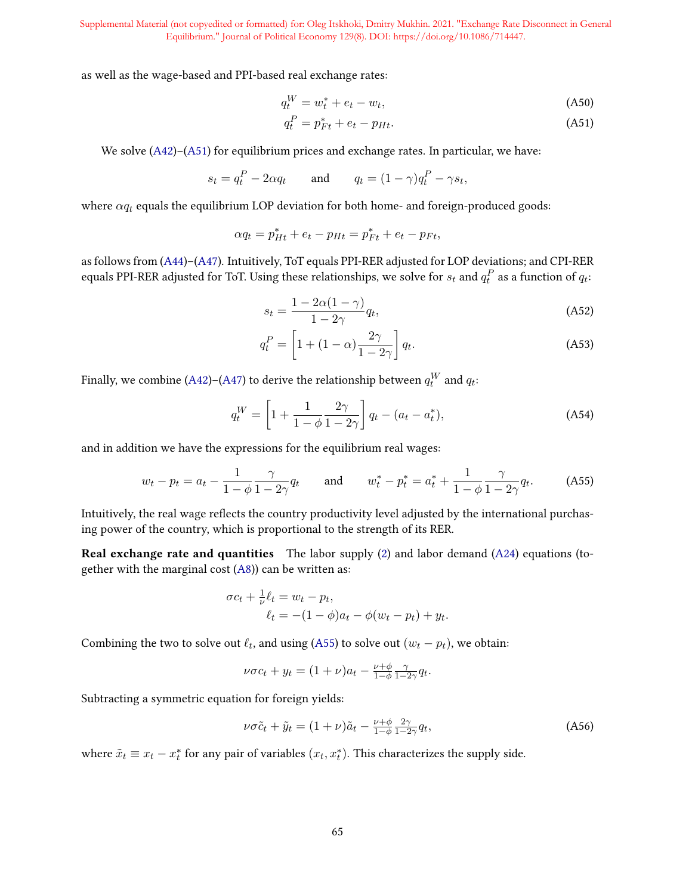as well as the wage-based and PPI-based real exchange rates:

$$q_t^W = w_t^* + e_t - w_t, \tag{A50}$$

$$q_t^P = p_{Ft}^* + e_t - p_{Ht}. \tag{A51}$$

We solve (A42)–(A51) for equilibrium prices and exchange rates. In particular, we have:

$$s_t = q_t^P - 2\alpha q_t \qquad \text{and} \qquad q_t = (1-\gamma)q_t^P - \gamma s_t,$$

where $\alpha q_t$ equals the equilibrium LOP deviation for both home- and foreign-produced goods:

$$\alpha q_t = p_{Ht}^* + e_t - p_{Ht} = p_{Ft}^* + e_t - p_{Ft},$$

as follows from (A44)–(A47). Intuitively, ToT equals PPI-RER adjusted for LOP deviations; and CPI-RER equals PPI-RER adjusted for ToT. Using these relationships, we solve for $s_t$ and $q_t^P$ as a function of $q_t$:

$$s_t = \frac{1-2\alpha(1-\gamma)}{1-2\gamma} q_t, \tag{A52}$$

$$q_t^P = \left[1 + (1-\alpha)\frac{2\gamma}{1-2\gamma}\right] q_t. \tag{A53}$$

Finally, we combine (A42)–(A47) to derive the relationship between $q_t^W$ and $q_t$:

$$q_t^W = \left[1 + \frac{1}{1-\phi}\frac{2\gamma}{1-2\gamma}\right] q_t - (a_t - a_t^*), \tag{A54}$$

and in addition we have the expressions for the equilibrium real wages:

$$w_t - p_t = a_t - \frac{1}{1-\phi}\frac{\gamma}{1-2\gamma} q_t \qquad \text{and} \qquad w_t^* - p_t^* = a_t^* + \frac{1}{1-\phi}\frac{\gamma}{1-2\gamma} q_t. \tag{A55}$$

Intuitively, the real wage reflects the country productivity level adjusted by the international purchasing power of the country, which is proportional to the strength of its RER.

**Real exchange rate and quantities** The labor supply (2) and labor demand (A24) equations (together with the marginal cost (A8)) can be written as:

$$\sigma c_t + \tfrac{1}{\nu}\ell_t = w_t - p_t,$$

$$\ell_t = -(1-\phi)a_t - \phi(w_t - p_t) + y_t.$$

Combining the two to solve out $\ell_t$, and using (A55) to solve out $(w_t - p_t)$, we obtain:

$$\nu\sigma c_t + y_t = (1+\nu)a_t - \tfrac{\nu+\phi}{1-\phi}\tfrac{\gamma}{1-2\gamma} q_t.$$

Subtracting a symmetric equation for foreign yields:

$$\nu\sigma\tilde{c}_t + \tilde{y}_t = (1+\nu)\tilde{a}_t - \tfrac{\nu+\phi}{1-\phi}\tfrac{2\gamma}{1-2\gamma} q_t, \tag{A56}$$

where $\tilde{x}_t \equiv x_t - x_t^*$ for any pair of variables $(x_t, x_t^*)$. This characterizes the supply side.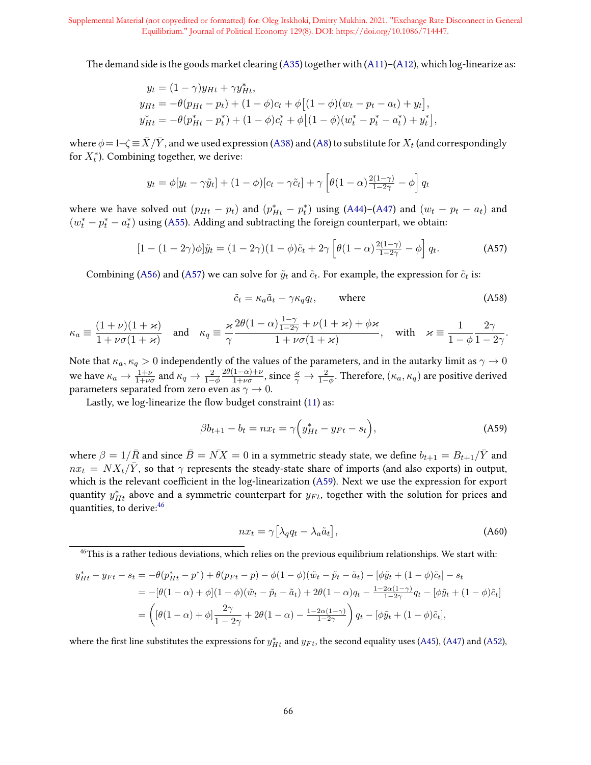The demand side is the goods market clearing (A35) together with (A11)–(A12), which log-linearize as:

$$
\begin{aligned}
y_t &= (1-\gamma)y_{Ht} + \gamma y^*_{Ht}, \\
y_{Ht} &= -\theta(p_{Ht} - p_t) + (1-\phi)c_t + \phi\big[(1-\phi)(w_t - p_t - a_t) + y_t\big], \\
y^*_{Ht} &= -\theta(p^*_{Ht} - p^*_t) + (1-\phi)c^*_t + \phi\big[(1-\phi)(w^*_t - p^*_t - a^*_t) + y^*_t\big],
\end{aligned}
$$

where $\phi = 1 - \zeta \equiv \bar{X}/\bar{Y}$, and we used expression (A38) and (A8) to substitute for $X_t$ (and correspondingly for $X^*_t$). Combining together, we derive:

$$
y_t = \phi[y_t - \gamma\tilde{y}_t] + (1-\phi)[c_t - \gamma\tilde{c}_t] + \gamma\left[\theta(1-\alpha)\tfrac{2(1-\gamma)}{1-2\gamma} - \phi\right] q_t
$$

where we have solved out $(p_{Ht} - p_t)$ and $(p^*_{Ht} - p^*_t)$ using (A44)–(A47) and $(w_t - p_t - a_t)$ and $(w^*_t - p^*_t - a^*_t)$ using (A55). Adding and subtracting the foreign counterpart, we obtain:

$$
[1 - (1-2\gamma)\phi]\tilde{y}_t = (1-2\gamma)(1-\phi)\tilde{c}_t + 2\gamma\left[\theta(1-\alpha)\tfrac{2(1-\gamma)}{1-2\gamma} - \phi\right] q_t. \tag{A57}
$$

Combining (A56) and (A57) we can solve for $\tilde{y}_t$ and $\tilde{c}_t$. For example, the expression for $\tilde{c}_t$ is:

$$
\tilde{c}_t = \kappa_a \tilde{a}_t - \gamma\kappa_q q_t, \qquad \text{where} \tag{A58}
$$

$$
\kappa_a \equiv \frac{(1+\nu)(1+\varkappa)}{1+\nu\sigma(1+\varkappa)} \quad \text{and} \quad \kappa_q \equiv \frac{\varkappa}{\gamma}\frac{2\theta(1-\alpha)\frac{1-\gamma}{1-2\gamma} + \nu(1+\varkappa) + \phi\varkappa}{1+\nu\sigma(1+\varkappa)}, \quad \text{with} \quad \varkappa \equiv \frac{1}{1-\phi}\frac{2\gamma}{1-2\gamma}.
$$

Note that $\kappa_a, \kappa_q > 0$ independently of the values of the parameters, and in the autarky limit as $\gamma \to 0$ we have $\kappa_a \to \frac{1+\nu}{1+\nu\sigma}$ and $\kappa_q \to \frac{2}{1-\phi}\frac{2\theta(1-\alpha)+\nu}{1+\nu\sigma}$, since $\frac{\varkappa}{\gamma} \to \frac{2}{1-\phi}$. Therefore, $(\kappa_a, \kappa_q)$ are positive derived parameters separated from zero even as $\gamma \to 0$.

Lastly, we log-linearize the flow budget constraint (11) as:

$$
\beta b_{t+1} - b_t = nx_t = \gamma\Big(y^*_{Ht} - y_{Ft} - s_t\Big), \tag{A59}
$$

where $\beta = 1/\bar{R}$ and since $\bar{B} = \bar{NX} = 0$ in a symmetric steady state, we define $b_{t+1} = B_{t+1}/\bar{Y}$ and $nx_t = NX_t/\bar{Y}$, so that $\gamma$ represents the steady-state share of imports (and also exports) in output, which is the relevant coefficient in the log-linearization (A59). Next we use the expression for export quantity $y^*_{Ht}$ above and a symmetric counterpart for $y_{Ft}$, together with the solution for prices and quantities, to derive:[46]

$$
nx_t = \gamma\big[\lambda_q q_t - \lambda_a \tilde{a}_t\big], \tag{A60}
$$

[46]This is a rather tedious deviations, which relies on the previous equilibrium relationships. We start with:

$$
\begin{aligned}
y^*_{Ht} - y_{Ft} - s_t &= -\theta(p^*_{Ht} - p^*) + \theta(p_{Ft} - p) - \phi(1-\phi)(\tilde{w}_t - \tilde{p}_t - \tilde{a}_t) - [\phi\tilde{y}_t + (1-\phi)\tilde{c}_t] - s_t \\
&= -[\theta(1-\alpha) + \phi](1-\phi)(\tilde{w}_t - \tilde{p}_t - \tilde{a}_t) + 2\theta(1-\alpha)q_t - \tfrac{1-2\alpha(1-\gamma)}{1-2\gamma}q_t - [\phi\tilde{y}_t + (1-\phi)\tilde{c}_t] \\
&= \left([\theta(1-\alpha) + \phi]\frac{2\gamma}{1-2\gamma} + 2\theta(1-\alpha) - \tfrac{1-2\alpha(1-\gamma)}{1-2\gamma}\right) q_t - [\phi\tilde{y}_t + (1-\phi)\tilde{c}_t],
\end{aligned}
$$

where the first line substitutes the expressions for $y^*_{Ht}$ and $y_{Ft}$, the second equality uses (A45), (A47) and (A52),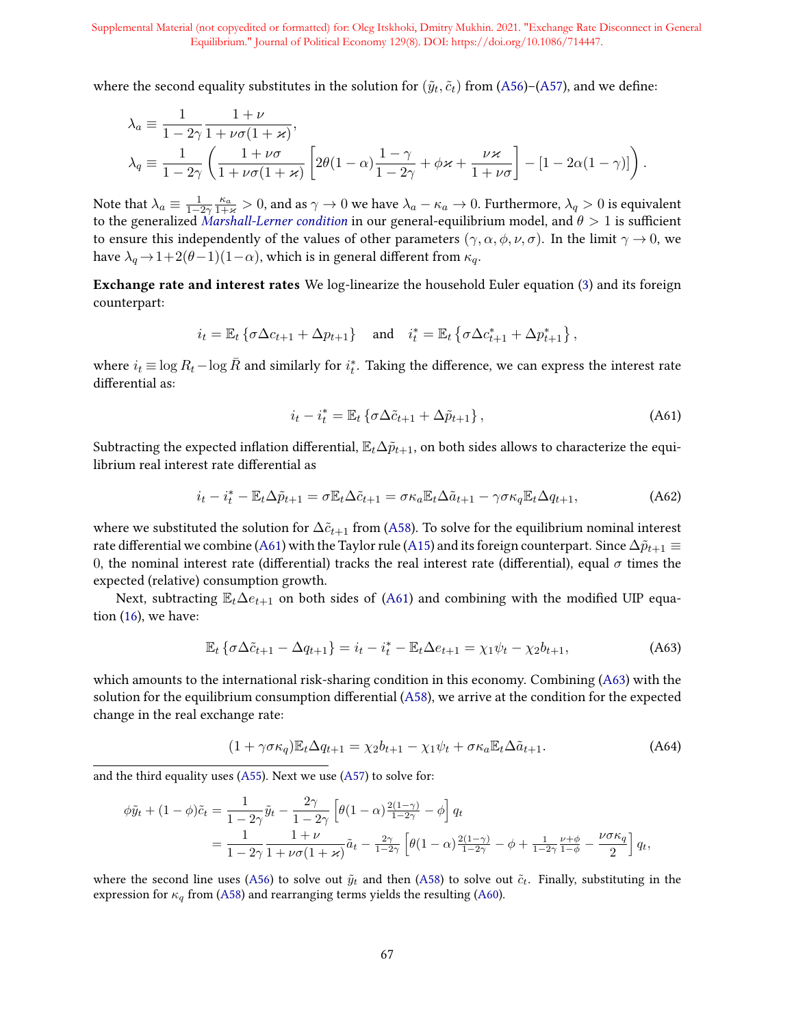where the second equality substitutes in the solution for $(\tilde{y}_t, \tilde{c}_t)$ from (A56)–(A57), and we define:

$$\lambda_a \equiv \frac{1}{1-2\gamma}\frac{1+\nu}{1+\nu\sigma(1+\varkappa)},$$
$$\lambda_q \equiv \frac{1}{1-2\gamma}\left(\frac{1+\nu\sigma}{1+\nu\sigma(1+\varkappa)}\left[2\theta(1-\alpha)\frac{1-\gamma}{1-2\gamma}+\phi\varkappa+\frac{\nu\varkappa}{1+\nu\sigma}\right]-\left[1-2\alpha(1-\gamma)\right]\right).$$

Note that $\lambda_a \equiv \frac{1}{1-2\gamma}\frac{\kappa_a}{1+\varkappa} > 0$, and as $\gamma \to 0$ we have $\lambda_a - \kappa_a \to 0$. Furthermore, $\lambda_q > 0$ is equivalent to the generalized *Marshall-Lerner condition* in our general-equilibrium model, and $\theta > 1$ is sufficient to ensure this independently of the values of other parameters $(\gamma, \alpha, \phi, \nu, \sigma)$. In the limit $\gamma \to 0$, we have $\lambda_q \to 1+2(\theta-1)(1-\alpha)$, which is in general different from $\kappa_q$.

**Exchange rate and interest rates** We log-linearize the household Euler equation (3) and its foreign counterpart:

$$i_t = \mathbb{E}_t\left\{\sigma\Delta c_{t+1} + \Delta p_{t+1}\right\} \quad \text{and} \quad i_t^* = \mathbb{E}_t\left\{\sigma\Delta c_{t+1}^* + \Delta p_{t+1}^*\right\},$$

where $i_t \equiv \log R_t - \log \bar{R}$ and similarly for $i_t^*$. Taking the difference, we can express the interest rate differential as:

$$i_t - i_t^* = \mathbb{E}_t\left\{\sigma\Delta\tilde{c}_{t+1} + \Delta\tilde{p}_{t+1}\right\}, \tag{A61}$$

Subtracting the expected inflation differential, $\mathbb{E}_t\Delta\tilde{p}_{t+1}$, on both sides allows to characterize the equilibrium real interest rate differential as

$$i_t - i_t^* - \mathbb{E}_t\Delta\tilde{p}_{t+1} = \sigma\mathbb{E}_t\Delta\tilde{c}_{t+1} = \sigma\kappa_a\mathbb{E}_t\Delta\tilde{a}_{t+1} - \gamma\sigma\kappa_q\mathbb{E}_t\Delta q_{t+1}, \tag{A62}$$

where we substituted the solution for $\Delta\tilde{c}_{t+1}$ from (A58). To solve for the equilibrium nominal interest rate differential we combine (A61) with the Taylor rule (A15) and its foreign counterpart. Since $\Delta\tilde{p}_{t+1} \equiv 0$, the nominal interest rate (differential) tracks the real interest rate (differential), equal $\sigma$ times the expected (relative) consumption growth.

Next, subtracting $\mathbb{E}_t\Delta e_{t+1}$ on both sides of (A61) and combining with the modified UIP equation (16), we have:

$$\mathbb{E}_t\left\{\sigma\Delta\tilde{c}_{t+1} - \Delta q_{t+1}\right\} = i_t - i_t^* - \mathbb{E}_t\Delta e_{t+1} = \chi_1\psi_t - \chi_2 b_{t+1}, \tag{A63}$$

which amounts to the international risk-sharing condition in this economy. Combining (A63) with the solution for the equilibrium consumption differential (A58), we arrive at the condition for the expected change in the real exchange rate:

$$(1+\gamma\sigma\kappa_q)\mathbb{E}_t\Delta q_{t+1} = \chi_2 b_{t+1} - \chi_1\psi_t + \sigma\kappa_a\mathbb{E}_t\Delta\tilde{a}_{t+1}. \tag{A64}$$

---

and the third equality uses (A55). Next we use (A57) to solve for:

$$\begin{aligned}\phi\tilde{y}_t + (1-\phi)\tilde{c}_t &= \frac{1}{1-2\gamma}\tilde{y}_t - \frac{2\gamma}{1-2\gamma}\left[\theta(1-\alpha)\tfrac{2(1-\gamma)}{1-2\gamma} - \phi\right]q_t \\ &= \frac{1}{1-2\gamma}\frac{1+\nu}{1+\nu\sigma(1+\varkappa)}\tilde{a}_t - \tfrac{2\gamma}{1-2\gamma}\left[\theta(1-\alpha)\tfrac{2(1-\gamma)}{1-2\gamma} - \phi + \tfrac{1}{1-2\gamma}\tfrac{\nu+\phi}{1-\phi} - \frac{\nu\sigma\kappa_q}{2}\right]q_t,\end{aligned}$$

where the second line uses (A56) to solve out $\tilde{y}_t$ and then (A58) to solve out $\tilde{c}_t$. Finally, substituting in the expression for $\kappa_q$ from (A58) and rearranging terms yields the resulting (A60).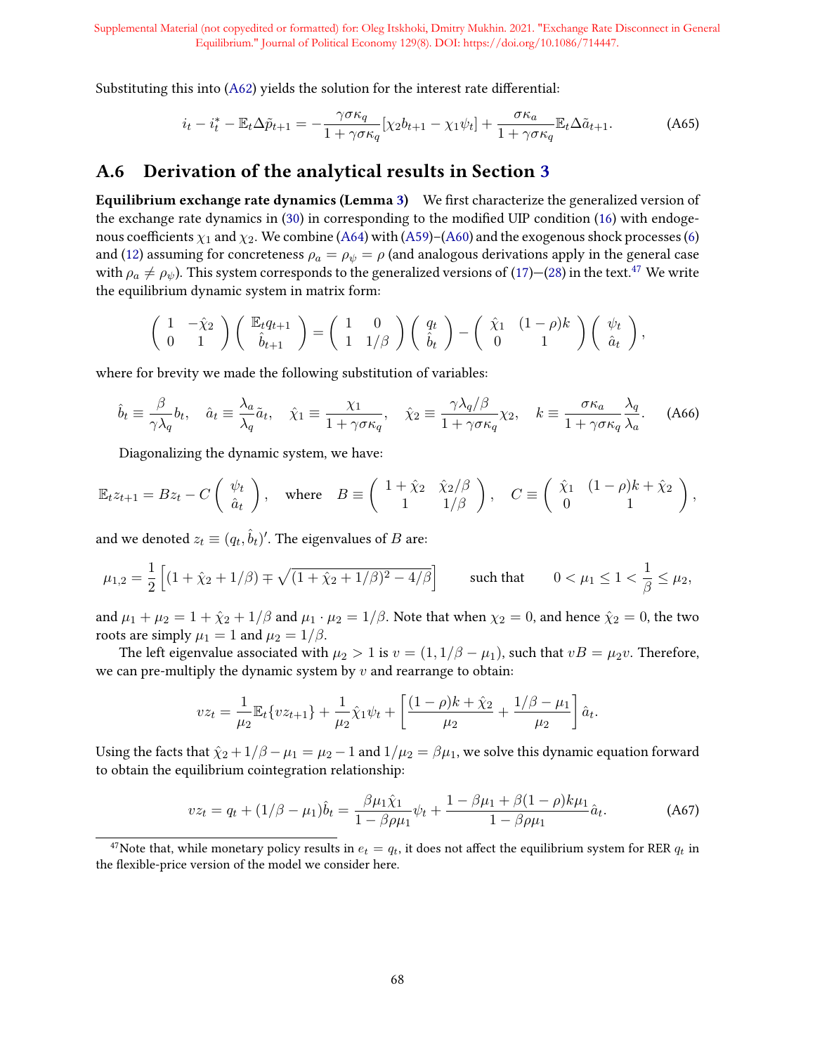Substituting this into (A62) yields the solution for the interest rate differential:

$$i_t - i_t^* - \mathbb{E}_t \Delta \tilde{p}_{t+1} = -\frac{\gamma\sigma\kappa_q}{1+\gamma\sigma\kappa_q}[\chi_2 b_{t+1} - \chi_1 \psi_t] + \frac{\sigma\kappa_a}{1+\gamma\sigma\kappa_q}\mathbb{E}_t \Delta\tilde{a}_{t+1}. \tag{A65}$$

## A.6 Derivation of the analytical results in Section 3

**Equilibrium exchange rate dynamics (Lemma 3)** We first characterize the generalized version of the exchange rate dynamics in (30) in corresponding to the modified UIP condition (16) with endogenous coefficients $\chi_1$ and $\chi_2$. We combine (A64) with (A59)–(A60) and the exogenous shock processes (6) and (12) assuming for concreteness $\rho_a = \rho_\psi = \rho$ (and analogous derivations apply in the general case with $\rho_a \neq \rho_\psi$). This system corresponds to the generalized versions of (17)—(28) in the text.[47] We write the equilibrium dynamic system in matrix form:

$$\begin{pmatrix} 1 & -\hat{\chi}_2 \\ 0 & 1 \end{pmatrix} \begin{pmatrix} \mathbb{E}_t q_{t+1} \\ \hat{b}_{t+1} \end{pmatrix} = \begin{pmatrix} 1 & 0 \\ 1 & 1/\beta \end{pmatrix} \begin{pmatrix} q_t \\ \hat{b}_t \end{pmatrix} - \begin{pmatrix} \hat{\chi}_1 & (1-\rho)k \\ 0 & 1 \end{pmatrix} \begin{pmatrix} \psi_t \\ \hat{a}_t \end{pmatrix},$$

where for brevity we made the following substitution of variables:

$$\hat{b}_t \equiv \frac{\beta}{\gamma\lambda_q} b_t, \quad \hat{a}_t \equiv \frac{\lambda_a}{\lambda_q}\tilde{a}_t, \quad \hat{\chi}_1 \equiv \frac{\chi_1}{1+\gamma\sigma\kappa_q}, \quad \hat{\chi}_2 \equiv \frac{\gamma\lambda_q/\beta}{1+\gamma\sigma\kappa_q}\chi_2, \quad k \equiv \frac{\sigma\kappa_a}{1+\gamma\sigma\kappa_q}\frac{\lambda_q}{\lambda_a}. \tag{A66}$$

Diagonalizing the dynamic system, we have:

$$\mathbb{E}_t z_{t+1} = B z_t - C \begin{pmatrix} \psi_t \\ \hat{a}_t \end{pmatrix}, \quad \text{where} \quad B \equiv \begin{pmatrix} 1+\hat{\chi}_2 & \hat{\chi}_2/\beta \\ 1 & 1/\beta \end{pmatrix}, \quad C \equiv \begin{pmatrix} \hat{\chi}_1 & (1-\rho)k + \hat{\chi}_2 \\ 0 & 1 \end{pmatrix},$$

and we denoted $z_t \equiv (q_t, \hat{b}_t)'$. The eigenvalues of $B$ are:

$$\mu_{1,2} = \frac{1}{2}\left[(1+\hat{\chi}_2+1/\beta) \mp \sqrt{(1+\hat{\chi}_2+1/\beta)^2 - 4/\beta}\right] \qquad \text{such that} \qquad 0 < \mu_1 \le 1 < \frac{1}{\beta} \le \mu_2,$$

and $\mu_1 + \mu_2 = 1 + \hat{\chi}_2 + 1/\beta$ and $\mu_1 \cdot \mu_2 = 1/\beta$. Note that when $\chi_2 = 0$, and hence $\hat{\chi}_2 = 0$, the two roots are simply $\mu_1 = 1$ and $\mu_2 = 1/\beta$.

The left eigenvalue associated with $\mu_2 > 1$ is $v = (1, 1/\beta - \mu_1)$, such that $vB = \mu_2 v$. Therefore, we can pre-multiply the dynamic system by $v$ and rearrange to obtain:

$$v z_t = \frac{1}{\mu_2}\mathbb{E}_t\{v z_{t+1}\} + \frac{1}{\mu_2}\hat{\chi}_1 \psi_t + \left[\frac{(1-\rho)k + \hat{\chi}_2}{\mu_2} + \frac{1/\beta - \mu_1}{\mu_2}\right]\hat{a}_t.$$

Using the facts that $\hat{\chi}_2 + 1/\beta - \mu_1 = \mu_2 - 1$ and $1/\mu_2 = \beta\mu_1$, we solve this dynamic equation forward to obtain the equilibrium cointegration relationship:

$$v z_t = q_t + (1/\beta - \mu_1)\hat{b}_t = \frac{\beta\mu_1\hat{\chi}_1}{1-\beta\rho\mu_1}\psi_t + \frac{1-\beta\mu_1 + \beta(1-\rho)k\mu_1}{1-\beta\rho\mu_1}\hat{a}_t. \tag{A67}$$

[47] Note that, while monetary policy results in $e_t = q_t$, it does not affect the equilibrium system for RER $q_t$ in the flexible-price version of the model we consider here.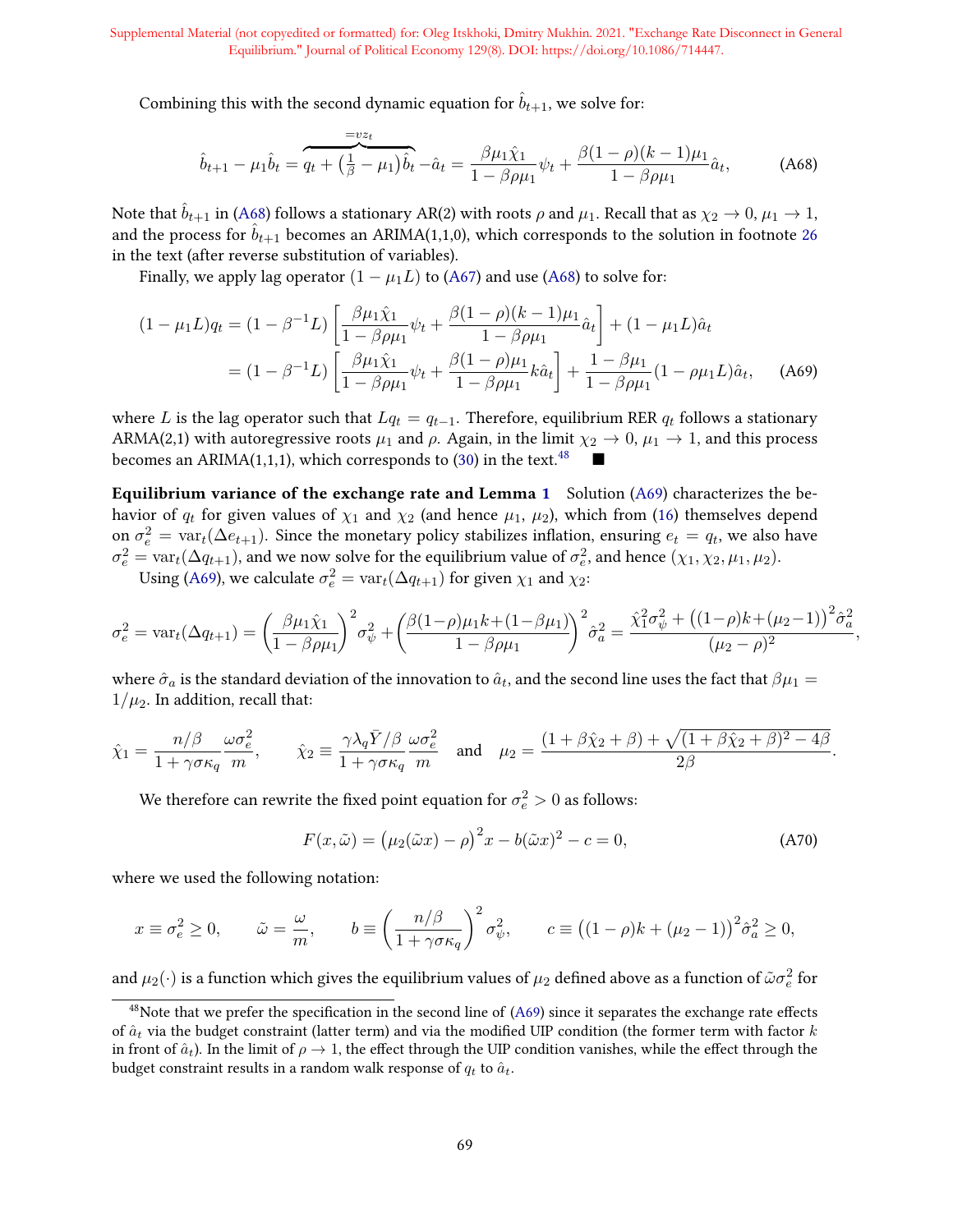Combining this with the second dynamic equation for $\hat{b}_{t+1}$, we solve for:

$$\hat{b}_{t+1} - \mu_1 \hat{b}_t = \overbrace{q_t + \big(\tfrac{1}{\beta} - \mu_1\big)\hat{b}_t}^{=vz_t} - \hat{a}_t = \frac{\beta\mu_1\hat{\chi}_1}{1-\beta\rho\mu_1}\psi_t + \frac{\beta(1-\rho)(k-1)\mu_1}{1-\beta\rho\mu_1}\hat{a}_t, \tag{A68}$$

Note that $\hat{b}_{t+1}$ in (A68) follows a stationary AR(2) with roots $\rho$ and $\mu_1$. Recall that as $\chi_2 \to 0$, $\mu_1 \to 1$, and the process for $\hat{b}_{t+1}$ becomes an ARIMA(1,1,0), which corresponds to the solution in footnote 26 in the text (after reverse substitution of variables).

Finally, we apply lag operator $(1-\mu_1 L)$ to (A67) and use (A68) to solve for:

$$\begin{aligned}(1-\mu_1 L)q_t &= (1-\beta^{-1}L)\left[\frac{\beta\mu_1\hat{\chi}_1}{1-\beta\rho\mu_1}\psi_t + \frac{\beta(1-\rho)(k-1)\mu_1}{1-\beta\rho\mu_1}\hat{a}_t\right] + (1-\mu_1 L)\hat{a}_t \\ &= (1-\beta^{-1}L)\left[\frac{\beta\mu_1\hat{\chi}_1}{1-\beta\rho\mu_1}\psi_t + \frac{\beta(1-\rho)\mu_1}{1-\beta\rho\mu_1}k\hat{a}_t\right] + \frac{1-\beta\mu_1}{1-\beta\rho\mu_1}(1-\rho\mu_1 L)\hat{a}_t, \end{aligned}\tag{A69}$$

where $L$ is the lag operator such that $Lq_t = q_{t-1}$. Therefore, equilibrium RER $q_t$ follows a stationary ARMA(2,1) with autoregressive roots $\mu_1$ and $\rho$. Again, in the limit $\chi_2 \to 0$, $\mu_1 \to 1$, and this process becomes an ARIMA(1,1,1), which corresponds to (30) in the text.[48] ■

**Equilibrium variance of the exchange rate and Lemma 1** Solution (A69) characterizes the behavior of $q_t$ for given values of $\chi_1$ and $\chi_2$ (and hence $\mu_1$, $\mu_2$), which from (16) themselves depend on $\sigma_e^2 = \mathrm{var}_t(\Delta e_{t+1})$. Since the monetary policy stabilizes inflation, ensuring $e_t = q_t$, we also have $\sigma_e^2 = \mathrm{var}_t(\Delta q_{t+1})$, and we now solve for the equilibrium value of $\sigma_e^2$, and hence $(\chi_1, \chi_2, \mu_1, \mu_2)$.

Using (A69), we calculate $\sigma_e^2 = \mathrm{var}_t(\Delta q_{t+1})$ for given $\chi_1$ and $\chi_2$:

$$\sigma_e^2 = \mathrm{var}_t(\Delta q_{t+1}) = \left(\frac{\beta\mu_1\hat{\chi}_1}{1-\beta\rho\mu_1}\right)^2\sigma_\psi^2 + \left(\frac{\beta(1-\rho)\mu_1 k + (1-\beta\mu_1)}{1-\beta\rho\mu_1}\right)^2\hat{\sigma}_a^2 = \frac{\hat{\chi}_1^2\sigma_\psi^2 + \big((1-\rho)k + (\mu_2-1)\big)^2\hat{\sigma}_a^2}{(\mu_2-\rho)^2},$$

where $\hat{\sigma}_a$ is the standard deviation of the innovation to $\hat{a}_t$, and the second line uses the fact that $\beta\mu_1 = 1/\mu_2$. In addition, recall that:

$$\hat{\chi}_1 = \frac{n/\beta}{1+\gamma\sigma\kappa_q}\frac{\omega\sigma_e^2}{m}, \qquad \hat{\chi}_2 \equiv \frac{\gamma\lambda_q\bar{Y}/\beta}{1+\gamma\sigma\kappa_q}\frac{\omega\sigma_e^2}{m} \quad \text{and} \quad \mu_2 = \frac{(1+\beta\hat{\chi}_2+\beta) + \sqrt{(1+\beta\hat{\chi}_2+\beta)^2 - 4\beta}}{2\beta}.$$

We therefore can rewrite the fixed point equation for $\sigma_e^2 > 0$ as follows:

$$F(x,\tilde{\omega}) = \big(\mu_2(\tilde{\omega}x) - \rho\big)^2 x - b(\tilde{\omega}x)^2 - c = 0, \tag{A70}$$

where we used the following notation:

$$x \equiv \sigma_e^2 \geq 0, \qquad \tilde{\omega} = \frac{\omega}{m}, \qquad b \equiv \left(\frac{n/\beta}{1+\gamma\sigma\kappa_q}\right)^2\sigma_\psi^2, \qquad c \equiv \big((1-\rho)k + (\mu_2-1)\big)^2\hat{\sigma}_a^2 \geq 0,$$

and $\mu_2(\cdot)$ is a function which gives the equilibrium values of $\mu_2$ defined above as a function of $\tilde{\omega}\sigma_e^2$ for

[48] Note that we prefer the specification in the second line of (A69) since it separates the exchange rate effects of $\hat{a}_t$ via the budget constraint (latter term) and via the modified UIP condition (the former term with factor $k$ in front of $\hat{a}_t$). In the limit of $\rho \to 1$, the effect through the UIP condition vanishes, while the effect through the budget constraint results in a random walk response of $q_t$ to $\hat{a}_t$.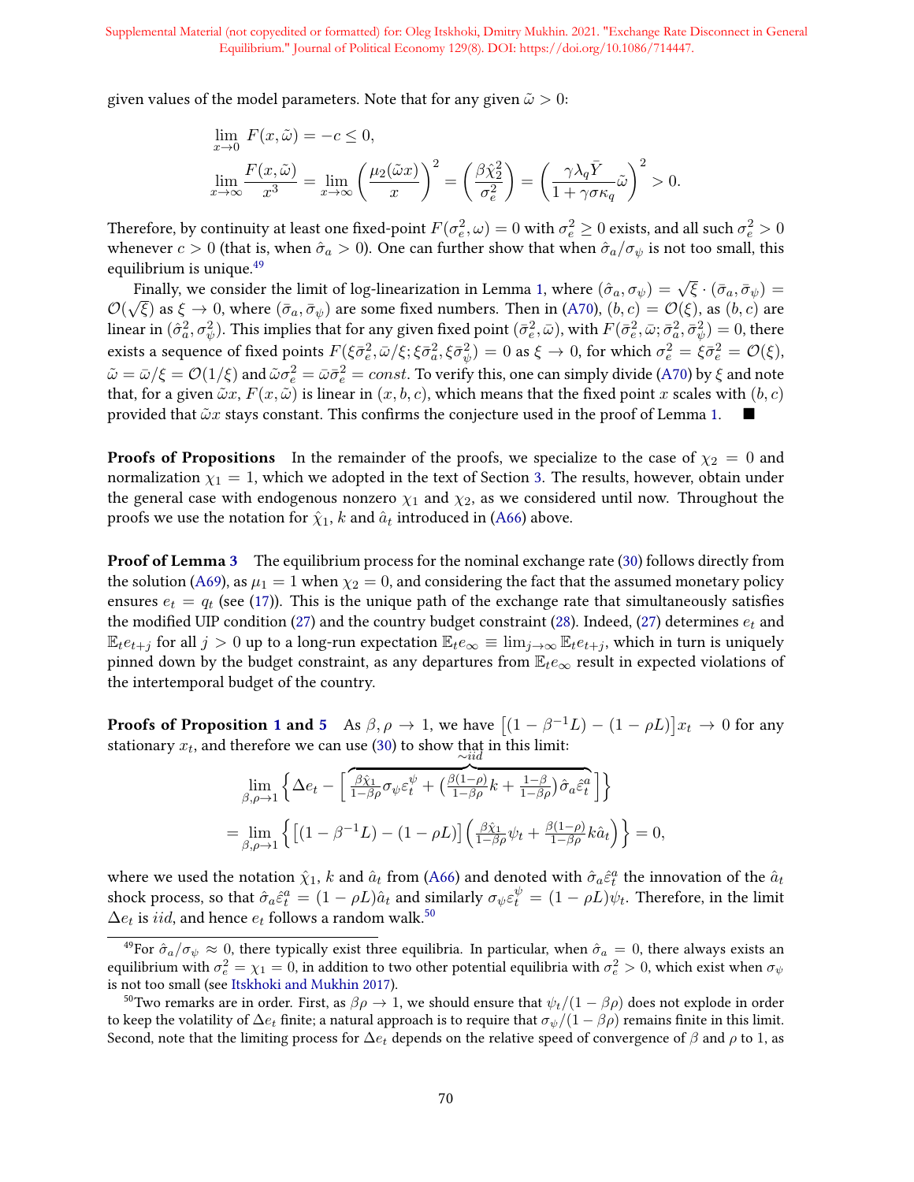given values of the model parameters. Note that for any given $\tilde{\omega} > 0$:

$$\lim_{x \to 0} F(x, \tilde{\omega}) = -c \le 0,$$

$$\lim_{x \to \infty} \frac{F(x, \tilde{\omega})}{x^3} = \lim_{x \to \infty} \left( \frac{\mu_2(\tilde{\omega} x)}{x} \right)^2 = \left( \frac{\beta \hat{\chi}_2^2}{\sigma_e^2} \right) = \left( \frac{\gamma \lambda_q \bar{Y}}{1 + \gamma \sigma \kappa_q} \tilde{\omega} \right)^2 > 0.$$

Therefore, by continuity at least one fixed-point $F(\sigma_e^2, \omega) = 0$ with $\sigma_e^2 \ge 0$ exists, and all such $\sigma_e^2 > 0$ whenever $c > 0$ (that is, when $\hat{\sigma}_a > 0$). One can further show that when $\hat{\sigma}_a / \sigma_\psi$ is not too small, this equilibrium is unique.[49]

Finally, we consider the limit of log-linearization in Lemma 1, where $(\hat{\sigma}_a, \sigma_\psi) = \sqrt{\xi} \cdot (\bar{\sigma}_a, \bar{\sigma}_\psi) = \mathcal{O}(\sqrt{\xi})$ as $\xi \to 0$, where $(\bar{\sigma}_a, \bar{\sigma}_\psi)$ are some fixed numbers. Then in (A70), $(b, c) = \mathcal{O}(\xi)$, as $(b, c)$ are linear in $(\hat{\sigma}_a^2, \sigma_\psi^2)$. This implies that for any given fixed point $(\bar{\sigma}_e^2, \bar{\omega})$, with $F(\bar{\sigma}_e^2, \bar{\omega}; \bar{\sigma}_a^2, \bar{\sigma}_\psi^2) = 0$, there exists a sequence of fixed points $F(\xi \bar{\sigma}_e^2, \bar{\omega}/\xi; \xi \bar{\sigma}_a^2, \xi \bar{\sigma}_\psi^2) = 0$ as $\xi \to 0$, for which $\sigma_e^2 = \xi \bar{\sigma}_e^2 = \mathcal{O}(\xi)$, $\tilde{\omega} = \bar{\omega}/\xi = \mathcal{O}(1/\xi)$ and $\tilde{\omega} \sigma_e^2 = \bar{\omega} \bar{\sigma}_e^2 = const$. To verify this, one can simply divide (A70) by $\xi$ and note that, for a given $\tilde{\omega} x$, $F(x, \tilde{\omega})$ is linear in $(x, b, c)$, which means that the fixed point $x$ scales with $(b, c)$ provided that $\tilde{\omega} x$ stays constant. This confirms the conjecture used in the proof of Lemma 1. ■

**Proofs of Propositions** In the remainder of the proofs, we specialize to the case of $\chi_2 = 0$ and normalization $\chi_1 = 1$, which we adopted in the text of Section 3. The results, however, obtain under the general case with endogenous nonzero $\chi_1$ and $\chi_2$, as we considered until now. Throughout the proofs we use the notation for $\hat{\chi}_1$, $k$ and $\hat{a}_t$ introduced in (A66) above.

**Proof of Lemma 3** The equilibrium process for the nominal exchange rate (30) follows directly from the solution (A69), as $\mu_1 = 1$ when $\chi_2 = 0$, and considering the fact that the assumed monetary policy ensures $e_t = q_t$ (see (17)). This is the unique path of the exchange rate that simultaneously satisfies the modified UIP condition (27) and the country budget constraint (28). Indeed, (27) determines $e_t$ and $\mathbb{E}_t e_{t+j}$ for all $j > 0$ up to a long-run expectation $\mathbb{E}_t e_\infty \equiv \lim_{j \to \infty} \mathbb{E}_t e_{t+j}$, which in turn is uniquely pinned down by the budget constraint, as any departures from $\mathbb{E}_t e_\infty$ result in expected violations of the intertemporal budget of the country.

**Proofs of Proposition 1 and 5** As $\beta, \rho \to 1$, we have $\big[(1 - \beta^{-1} L) - (1 - \rho L)\big] x_t \to 0$ for any stationary $x_t$, and therefore we can use (30) to show that in this limit:

$$\lim_{\beta, \rho \to 1} \left\{ \Delta e_t - \Big[ \overbrace{\tfrac{\beta \hat{\chi}_1}{1 - \beta\rho} \sigma_\psi \varepsilon_t^\psi + \big( \tfrac{\beta(1-\rho)}{1 - \beta\rho} k + \tfrac{1-\beta}{1-\beta\rho} \big) \hat{\sigma}_a \hat{\varepsilon}_t^a}^{\sim iid} \Big] \right\}$$

$$= \lim_{\beta, \rho \to 1} \left\{ \big[ (1 - \beta^{-1} L) - (1 - \rho L) \big] \left( \tfrac{\beta \hat{\chi}_1}{1 - \beta\rho} \psi_t + \tfrac{\beta(1-\rho)}{1-\beta\rho} k \hat{a}_t \right) \right\} = 0,$$

where we used the notation $\hat{\chi}_1$, $k$ and $\hat{a}_t$ from (A66) and denoted with $\hat{\sigma}_a \hat{\varepsilon}_t^a$ the innovation of the $\hat{a}_t$ shock process, so that $\hat{\sigma}_a \hat{\varepsilon}_t^a = (1 - \rho L) \hat{a}_t$ and similarly $\sigma_\psi \varepsilon_t^\psi = (1 - \rho L) \psi_t$. Therefore, in the limit $\Delta e_t$ is $iid$, and hence $e_t$ follows a random walk.[50]

[49] For $\hat{\sigma}_a / \sigma_\psi \approx 0$, there typically exist three equilibria. In particular, when $\hat{\sigma}_a = 0$, there always exists an equilibrium with $\sigma_e^2 = \chi_1 = 0$, in addition to two other potential equilibria with $\sigma_e^2 > 0$, which exist when $\sigma_\psi$ is not too small (see Itskhoki and Mukhin 2017).

[50] Two remarks are in order. First, as $\beta\rho \to 1$, we should ensure that $\psi_t / (1 - \beta\rho)$ does not explode in order to keep the volatility of $\Delta e_t$ finite; a natural approach is to require that $\sigma_\psi / (1 - \beta\rho)$ remains finite in this limit. Second, note that the limiting process for $\Delta e_t$ depends on the relative speed of convergence of $\beta$ and $\rho$ to 1, as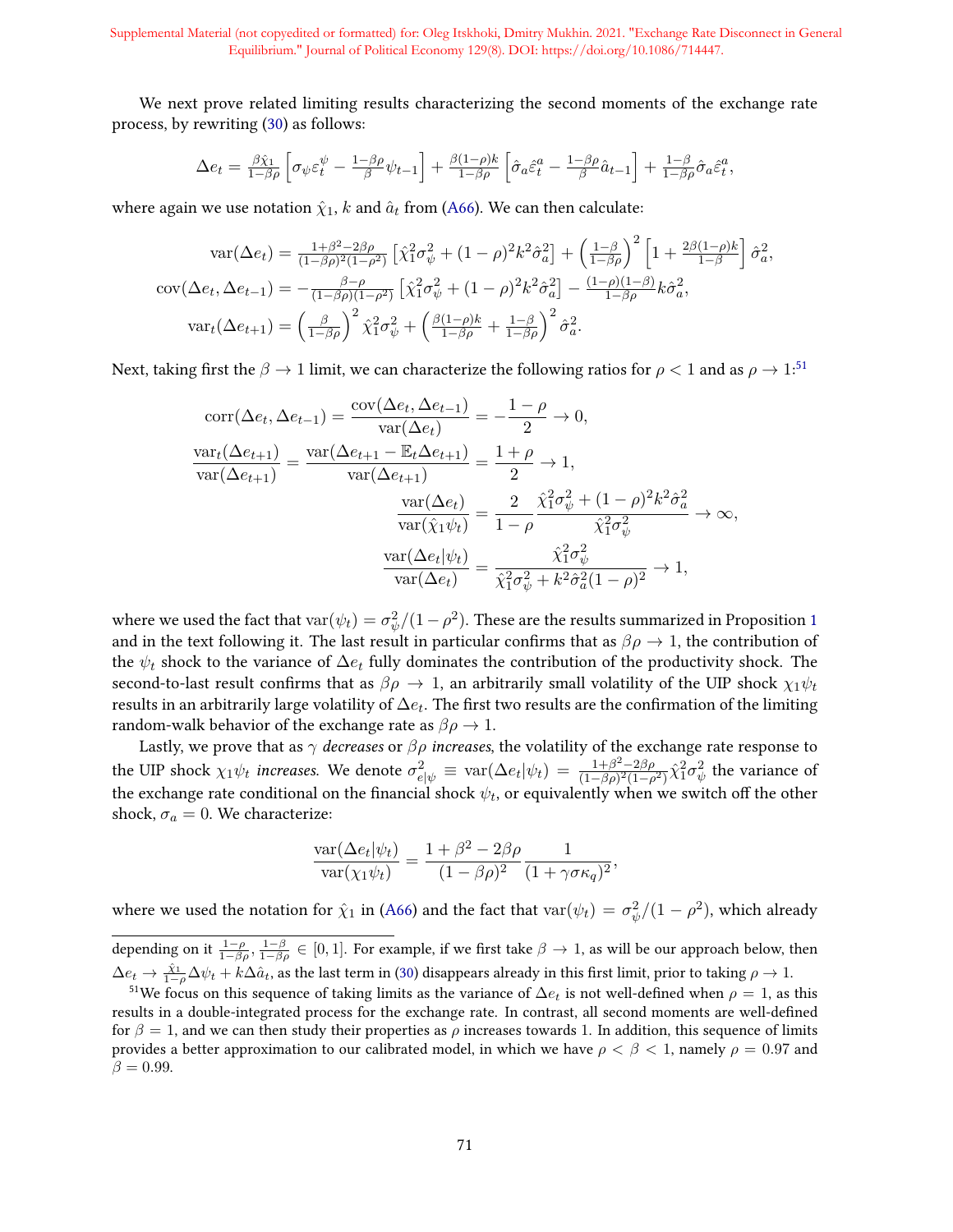We next prove related limiting results characterizing the second moments of the exchange rate process, by rewriting (30) as follows:

$$\Delta e_t = \tfrac{\beta\hat{\chi}_1}{1-\beta\rho}\left[\sigma_\psi\varepsilon_t^\psi - \tfrac{1-\beta\rho}{\beta}\psi_{t-1}\right] + \tfrac{\beta(1-\rho)k}{1-\beta\rho}\left[\hat{\sigma}_a\hat{\varepsilon}_t^a - \tfrac{1-\beta\rho}{\beta}\hat{a}_{t-1}\right] + \tfrac{1-\beta}{1-\beta\rho}\hat{\sigma}_a\hat{\varepsilon}_t^a,$$

where again we use notation $\hat{\chi}_1$, $k$ and $\hat{a}_t$ from (A66). We can then calculate:

$$\begin{aligned}
\mathrm{var}(\Delta e_t) &= \tfrac{1+\beta^2-2\beta\rho}{(1-\beta\rho)^2(1-\rho^2)}\left[\hat{\chi}_1^2\sigma_\psi^2 + (1-\rho)^2k^2\hat{\sigma}_a^2\right] + \left(\tfrac{1-\beta}{1-\beta\rho}\right)^2\left[1+\tfrac{2\beta(1-\rho)k}{1-\beta}\right]\hat{\sigma}_a^2,\\
\mathrm{cov}(\Delta e_t,\Delta e_{t-1}) &= -\tfrac{\beta-\rho}{(1-\beta\rho)(1-\rho^2)}\left[\hat{\chi}_1^2\sigma_\psi^2 + (1-\rho)^2k^2\hat{\sigma}_a^2\right] - \tfrac{(1-\rho)(1-\beta)}{1-\beta\rho}k\hat{\sigma}_a^2,\\
\mathrm{var}_t(\Delta e_{t+1}) &= \left(\tfrac{\beta}{1-\beta\rho}\right)^2\hat{\chi}_1^2\sigma_\psi^2 + \left(\tfrac{\beta(1-\rho)k}{1-\beta\rho} + \tfrac{1-\beta}{1-\beta\rho}\right)^2\hat{\sigma}_a^2.
\end{aligned}$$

Next, taking first the $\beta\to 1$ limit, we can characterize the following ratios for $\rho<1$ and as $\rho\to 1$:[51]

$$\begin{aligned}
\mathrm{corr}(\Delta e_t,\Delta e_{t-1}) = \frac{\mathrm{cov}(\Delta e_t,\Delta e_{t-1})}{\mathrm{var}(\Delta e_t)} &= -\frac{1-\rho}{2} \to 0,\\
\frac{\mathrm{var}_t(\Delta e_{t+1})}{\mathrm{var}(\Delta e_{t+1})} = \frac{\mathrm{var}(\Delta e_{t+1}-\mathbb{E}_t\Delta e_{t+1})}{\mathrm{var}(\Delta e_{t+1})} &= \frac{1+\rho}{2} \to 1,\\
\frac{\mathrm{var}(\Delta e_t)}{\mathrm{var}(\hat{\chi}_1\psi_t)} &= \frac{2}{1-\rho}\frac{\hat{\chi}_1^2\sigma_\psi^2 + (1-\rho)^2k^2\hat{\sigma}_a^2}{\hat{\chi}_1^2\sigma_\psi^2} \to \infty,\\
\frac{\mathrm{var}(\Delta e_t|\psi_t)}{\mathrm{var}(\Delta e_t)} &= \frac{\hat{\chi}_1^2\sigma_\psi^2}{\hat{\chi}_1^2\sigma_\psi^2 + k^2\hat{\sigma}_a^2(1-\rho)^2} \to 1,
\end{aligned}$$

where we used the fact that $\mathrm{var}(\psi_t) = \sigma_\psi^2/(1-\rho^2)$. These are the results summarized in Proposition 1 and in the text following it. The last result in particular confirms that as $\beta\rho\to 1$, the contribution of the $\psi_t$ shock to the variance of $\Delta e_t$ fully dominates the contribution of the productivity shock. The second-to-last result confirms that as $\beta\rho\to 1$, an arbitrarily small volatility of the UIP shock $\chi_1\psi_t$ results in an arbitrarily large volatility of $\Delta e_t$. The first two results are the confirmation of the limiting random-walk behavior of the exchange rate as $\beta\rho\to 1$.

Lastly, we prove that as $\gamma$ *decreases* or $\beta\rho$ *increases*, the volatility of the exchange rate response to the UIP shock $\chi_1\psi_t$ *increases*. We denote $\sigma_{e|\psi}^2 \equiv \mathrm{var}(\Delta e_t|\psi_t) = \frac{1+\beta^2-2\beta\rho}{(1-\beta\rho)^2(1-\rho^2)}\hat{\chi}_1^2\sigma_\psi^2$ the variance of the exchange rate conditional on the financial shock $\psi_t$, or equivalently when we switch off the other shock, $\sigma_a = 0$. We characterize:

$$\frac{\mathrm{var}(\Delta e_t|\psi_t)}{\mathrm{var}(\chi_1\psi_t)} = \frac{1+\beta^2-2\beta\rho}{(1-\beta\rho)^2}\frac{1}{(1+\gamma\sigma\kappa_q)^2},$$

where we used the notation for $\hat{\chi}_1$ in (A66) and the fact that $\mathrm{var}(\psi_t) = \sigma_\psi^2/(1-\rho^2)$, which already

---

depending on it $\frac{1-\rho}{1-\beta\rho}, \frac{1-\beta}{1-\beta\rho} \in [0,1]$. For example, if we first take $\beta\to 1$, as will be our approach below, then $\Delta e_t \to \frac{\hat{\chi}_1}{1-\rho}\Delta\psi_t + k\Delta\hat{a}_t$, as the last term in (30) disappears already in this first limit, prior to taking $\rho\to 1$.

[51] We focus on this sequence of taking limits as the variance of $\Delta e_t$ is not well-defined when $\rho = 1$, as this results in a double-integrated process for the exchange rate. In contrast, all second moments are well-defined for $\beta = 1$, and we can then study their properties as $\rho$ increases towards 1. In addition, this sequence of limits provides a better approximation to our calibrated model, in which we have $\rho<\beta<1$, namely $\rho = 0.97$ and $\beta = 0.99$.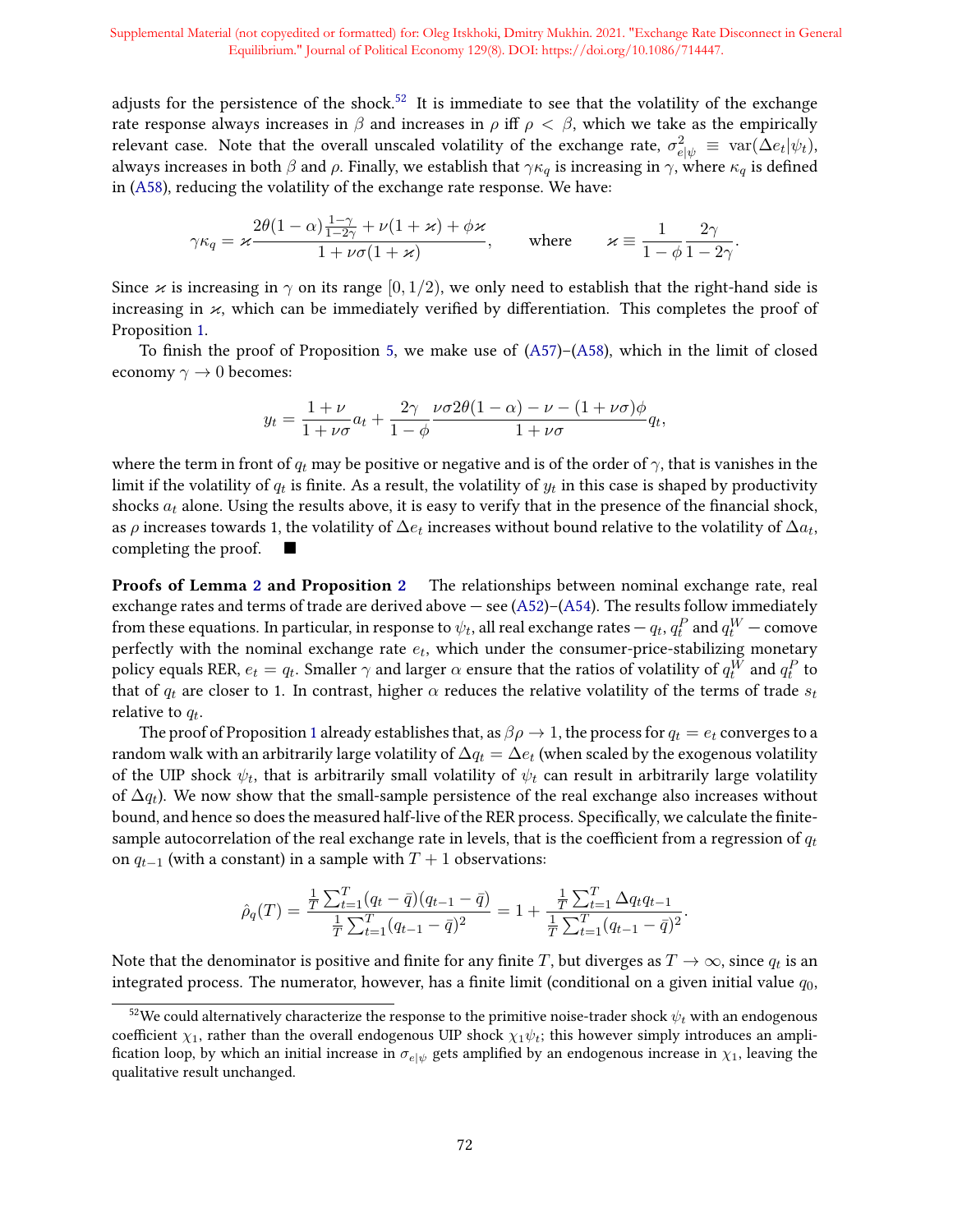adjusts for the persistence of the shock.[52] It is immediate to see that the volatility of the exchange rate response always increases in $\beta$ and increases in $\rho$ iff $\rho < \beta$, which we take as the empirically relevant case. Note that the overall unscaled volatility of the exchange rate, $\sigma^2_{e|\psi} \equiv \text{var}(\Delta e_t|\psi_t)$, always increases in both $\beta$ and $\rho$. Finally, we establish that $\gamma\kappa_q$ is increasing in $\gamma$, where $\kappa_q$ is defined in (A58), reducing the volatility of the exchange rate response. We have:

$$\gamma\kappa_q = \varkappa \frac{2\theta(1-\alpha)\frac{1-\gamma}{1-2\gamma} + \nu(1+\varkappa) + \phi\varkappa}{1+\nu\sigma(1+\varkappa)}, \qquad \text{where} \qquad \varkappa \equiv \frac{1}{1-\phi}\frac{2\gamma}{1-2\gamma}.$$

Since $\varkappa$ is increasing in $\gamma$ on its range $[0, 1/2)$, we only need to establish that the right-hand side is increasing in $\varkappa$, which can be immediately verified by differentiation. This completes the proof of Proposition 1.

To finish the proof of Proposition 5, we make use of (A57)–(A58), which in the limit of closed economy $\gamma \to 0$ becomes:

$$y_t = \frac{1+\nu}{1+\nu\sigma}a_t + \frac{2\gamma}{1-\phi}\frac{\nu\sigma 2\theta(1-\alpha) - \nu - (1+\nu\sigma)\phi}{1+\nu\sigma}q_t,$$

where the term in front of $q_t$ may be positive or negative and is of the order of $\gamma$, that is vanishes in the limit if the volatility of $q_t$ is finite. As a result, the volatility of $y_t$ in this case is shaped by productivity shocks $a_t$ alone. Using the results above, it is easy to verify that in the presence of the financial shock, as $\rho$ increases towards 1, the volatility of $\Delta e_t$ increases without bound relative to the volatility of $\Delta a_t$, completing the proof. ■

**Proofs of Lemma 2 and Proposition 2** The relationships between nominal exchange rate, real exchange rates and terms of trade are derived above — see (A52)–(A54). The results follow immediately from these equations. In particular, in response to $\psi_t$, all real exchange rates — $q_t$, $q^P_t$ and $q^W_t$ — comove perfectly with the nominal exchange rate $e_t$, which under the consumer-price-stabilizing monetary policy equals RER, $e_t = q_t$. Smaller $\gamma$ and larger $\alpha$ ensure that the ratios of volatility of $q^W_t$ and $q^P_t$ to that of $q_t$ are closer to 1. In contrast, higher $\alpha$ reduces the relative volatility of the terms of trade $s_t$ relative to $q_t$.

The proof of Proposition 1 already establishes that, as $\beta\rho \to 1$, the process for $q_t = e_t$ converges to a random walk with an arbitrarily large volatility of $\Delta q_t = \Delta e_t$ (when scaled by the exogenous volatility of the UIP shock $\psi_t$, that is arbitrarily small volatility of $\psi_t$ can result in arbitrarily large volatility of $\Delta q_t$). We now show that the small-sample persistence of the real exchange also increases without bound, and hence so does the measured half-live of the RER process. Specifically, we calculate the finite-sample autocorrelation of the real exchange rate in levels, that is the coefficient from a regression of $q_t$ on $q_{t-1}$ (with a constant) in a sample with $T+1$ observations:

$$\hat{\rho}_q(T) = \frac{\frac{1}{T}\sum_{t=1}^{T}(q_t - \bar{q})(q_{t-1} - \bar{q})}{\frac{1}{T}\sum_{t=1}^{T}(q_{t-1} - \bar{q})^2} = 1 + \frac{\frac{1}{T}\sum_{t=1}^{T}\Delta q_t q_{t-1}}{\frac{1}{T}\sum_{t=1}^{T}(q_{t-1} - \bar{q})^2}.$$

Note that the denominator is positive and finite for any finite $T$, but diverges as $T \to \infty$, since $q_t$ is an integrated process. The numerator, however, has a finite limit (conditional on a given initial value $q_0$,

[52] We could alternatively characterize the response to the primitive noise-trader shock $\psi_t$ with an endogenous coefficient $\chi_1$, rather than the overall endogenous UIP shock $\chi_1\psi_t$; this however simply introduces an amplification loop, by which an initial increase in $\sigma_{e|\psi}$ gets amplified by an endogenous increase in $\chi_1$, leaving the qualitative result unchanged.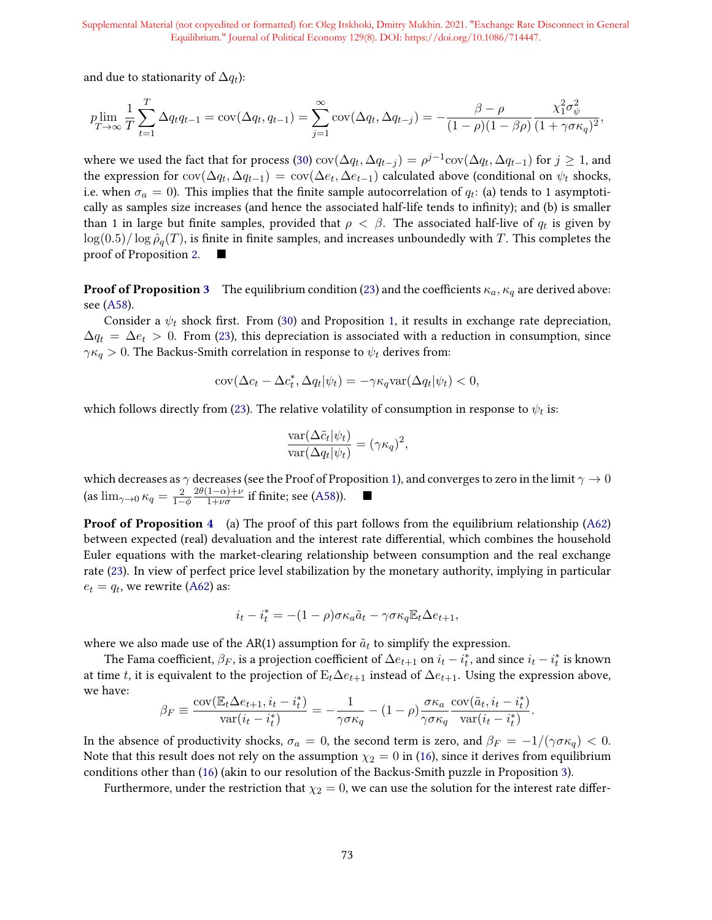and due to stationarity of $\Delta q_t$):

$$\underset{T\to\infty}{p\lim}\ \frac{1}{T}\sum_{t=1}^{T}\Delta q_t q_{t-1} = \mathrm{cov}(\Delta q_t, q_{t-1}) = \sum_{j=1}^{\infty}\mathrm{cov}(\Delta q_t, \Delta q_{t-j}) = -\frac{\beta-\rho}{(1-\rho)(1-\beta\rho)}\frac{\chi_1^2\sigma_\psi^2}{(1+\gamma\sigma\kappa_q)^2},$$

where we used the fact that for process (30) $\mathrm{cov}(\Delta q_t, \Delta q_{t-j}) = \rho^{j-1}\mathrm{cov}(\Delta q_t, \Delta q_{t-1})$ for $j \geq 1$, and the expression for $\mathrm{cov}(\Delta q_t, \Delta q_{t-1}) = \mathrm{cov}(\Delta e_t, \Delta e_{t-1})$ calculated above (conditional on $\psi_t$ shocks, i.e. when $\sigma_a = 0$). This implies that the finite sample autocorrelation of $q_t$: (a) tends to 1 asymptotically as samples size increases (and hence the associated half-life tends to infinity); and (b) is smaller than 1 in large but finite samples, provided that $\rho < \beta$. The associated half-live of $q_t$ is given by $\log(0.5)/\log\hat{\rho}_q(T)$, is finite in finite samples, and increases unboundedly with $T$. This completes the proof of Proposition 2. ■

**Proof of Proposition 3** The equilibrium condition (23) and the coefficients $\kappa_a, \kappa_q$ are derived above: see (A58).

Consider a $\psi_t$ shock first. From (30) and Proposition 1, it results in exchange rate depreciation, $\Delta q_t = \Delta e_t > 0$. From (23), this depreciation is associated with a reduction in consumption, since $\gamma\kappa_q > 0$. The Backus-Smith correlation in response to $\psi_t$ derives from:

$$\mathrm{cov}(\Delta c_t - \Delta c_t^*, \Delta q_t|\psi_t) = -\gamma\kappa_q \mathrm{var}(\Delta q_t|\psi_t) < 0,$$

which follows directly from (23). The relative volatility of consumption in response to $\psi_t$ is:

$$\frac{\mathrm{var}(\Delta\tilde{c}_t|\psi_t)}{\mathrm{var}(\Delta q_t|\psi_t)} = (\gamma\kappa_q)^2,$$

which decreases as $\gamma$ decreases (see the Proof of Proposition 1), and converges to zero in the limit $\gamma \to 0$ (as $\lim_{\gamma\to 0}\kappa_q = \frac{2}{1-\phi}\frac{2\theta(1-\alpha)+\nu}{1+\nu\sigma}$ if finite; see (A58)). ■

**Proof of Proposition 4** (a) The proof of this part follows from the equilibrium relationship (A62) between expected (real) devaluation and the interest rate differential, which combines the household Euler equations with the market-clearing relationship between consumption and the real exchange rate (23). In view of perfect price level stabilization by the monetary authority, implying in particular $e_t = q_t$, we rewrite (A62) as:

$$i_t - i_t^* = -(1-\rho)\sigma\kappa_a\tilde{a}_t - \gamma\sigma\kappa_q\mathbb{E}_t\Delta e_{t+1},$$

where we also made use of the AR(1) assumption for $\tilde{a}_t$ to simplify the expression.

The Fama coefficient, $\beta_F$, is a projection coefficient of $\Delta e_{t+1}$ on $i_t - i_t^*$, and since $i_t - i_t^*$ is known at time $t$, it is equivalent to the projection of $\mathrm{E}_t\Delta e_{t+1}$ instead of $\Delta e_{t+1}$. Using the expression above, we have:

$$\beta_F \equiv \frac{\mathrm{cov}(\mathbb{E}_t\Delta e_{t+1}, i_t - i_t^*)}{\mathrm{var}(i_t - i_t^*)} = -\frac{1}{\gamma\sigma\kappa_q} - (1-\rho)\frac{\sigma\kappa_a}{\gamma\sigma\kappa_q}\frac{\mathrm{cov}(\tilde{a}_t, i_t - i_t^*)}{\mathrm{var}(i_t - i_t^*)}.$$

In the absence of productivity shocks, $\sigma_a = 0$, the second term is zero, and $\beta_F = -1/(\gamma\sigma\kappa_q) < 0$. Note that this result does not rely on the assumption $\chi_2 = 0$ in (16), since it derives from equilibrium conditions other than (16) (akin to our resolution of the Backus-Smith puzzle in Proposition 3).

Furthermore, under the restriction that $\chi_2 = 0$, we can use the solution for the interest rate differ-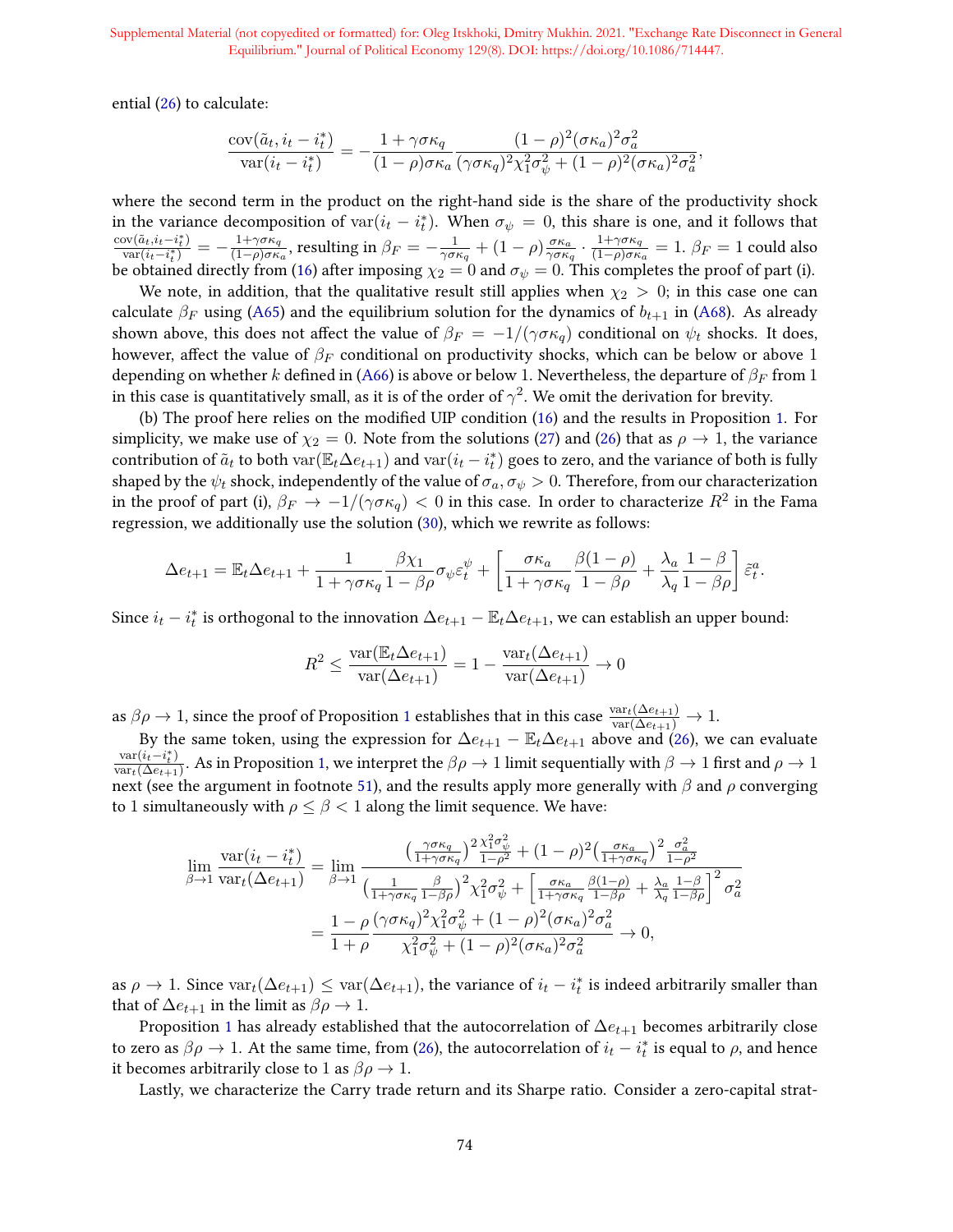ential (26) to calculate:

$$\frac{\text{cov}(\tilde{a}_t, i_t - i_t^*)}{\text{var}(i_t - i_t^*)} = -\frac{1+\gamma\sigma\kappa_q}{(1-\rho)\sigma\kappa_a}\frac{(1-\rho)^2(\sigma\kappa_a)^2\sigma_a^2}{(\gamma\sigma\kappa_q)^2\chi_1^2\sigma_\psi^2 + (1-\rho)^2(\sigma\kappa_a)^2\sigma_a^2},$$

where the second term in the product on the right-hand side is the share of the productivity shock in the variance decomposition of $\text{var}(i_t - i_t^*)$. When $\sigma_\psi = 0$, this share is one, and it follows that $\frac{\text{cov}(\tilde{a}_t, i_t - i_t^*)}{\text{var}(i_t - i_t^*)} = -\frac{1+\gamma\sigma\kappa_q}{(1-\rho)\sigma\kappa_a}$, resulting in $\beta_F = -\frac{1}{\gamma\sigma\kappa_q} + (1-\rho)\frac{\sigma\kappa_a}{\gamma\sigma\kappa_q}\cdot\frac{1+\gamma\sigma\kappa_q}{(1-\rho)\sigma\kappa_a} = 1$. $\beta_F = 1$ could also be obtained directly from (16) after imposing $\chi_2 = 0$ and $\sigma_\psi = 0$. This completes the proof of part (i).

We note, in addition, that the qualitative result still applies when $\chi_2 > 0$; in this case one can calculate $\beta_F$ using (A65) and the equilibrium solution for the dynamics of $b_{t+1}$ in (A68). As already shown above, this does not affect the value of $\beta_F = -1/(\gamma\sigma\kappa_q)$ conditional on $\psi_t$ shocks. It does, however, affect the value of $\beta_F$ conditional on productivity shocks, which can be below or above 1 depending on whether $k$ defined in (A66) is above or below 1. Nevertheless, the departure of $\beta_F$ from 1 in this case is quantitatively small, as it is of the order of $\gamma^2$. We omit the derivation for brevity.

(b) The proof here relies on the modified UIP condition (16) and the results in Proposition 1. For simplicity, we make use of $\chi_2 = 0$. Note from the solutions (27) and (26) that as $\rho \to 1$, the variance contribution of $\tilde{a}_t$ to both $\text{var}(\mathbb{E}_t\Delta e_{t+1})$ and $\text{var}(i_t - i_t^*)$ goes to zero, and the variance of both is fully shaped by the $\psi_t$ shock, independently of the value of $\sigma_a, \sigma_\psi > 0$. Therefore, from our characterization in the proof of part (i), $\beta_F \to -1/(\gamma\sigma\kappa_q) < 0$ in this case. In order to characterize $R^2$ in the Fama regression, we additionally use the solution (30), which we rewrite as follows:

$$\Delta e_{t+1} = \mathbb{E}_t\Delta e_{t+1} + \frac{1}{1+\gamma\sigma\kappa_q}\frac{\beta\chi_1}{1-\beta\rho}\sigma_\psi\varepsilon_t^\psi + \left[\frac{\sigma\kappa_a}{1+\gamma\sigma\kappa_q}\frac{\beta(1-\rho)}{1-\beta\rho} + \frac{\lambda_a}{\lambda_q}\frac{1-\beta}{1-\beta\rho}\right]\tilde{\varepsilon}_t^a.$$

Since $i_t - i_t^*$ is orthogonal to the innovation $\Delta e_{t+1} - \mathbb{E}_t\Delta e_{t+1}$, we can establish an upper bound:

$$R^2 \leq \frac{\text{var}(\mathbb{E}_t\Delta e_{t+1})}{\text{var}(\Delta e_{t+1})} = 1 - \frac{\text{var}_t(\Delta e_{t+1})}{\text{var}(\Delta e_{t+1})} \to 0$$

as $\beta\rho \to 1$, since the proof of Proposition 1 establishes that in this case $\frac{\text{var}_t(\Delta e_{t+1})}{\text{var}(\Delta e_{t+1})} \to 1$.

By the same token, using the expression for $\Delta e_{t+1} - \mathbb{E}_t\Delta e_{t+1}$ above and (26), we can evaluate $\frac{\text{var}(i_t - i_t^*)}{\text{var}_t(\Delta e_{t+1})}$. As in Proposition 1, we interpret the $\beta\rho \to 1$ limit sequentially with $\beta \to 1$ first and $\rho \to 1$ next (see the argument in footnote 51), and the results apply more generally with $\beta$ and $\rho$ converging to 1 simultaneously with $\rho \leq \beta < 1$ along the limit sequence. We have:

$$\begin{aligned}
\lim_{\beta\to 1}\frac{\text{var}(i_t - i_t^*)}{\text{var}_t(\Delta e_{t+1})} &= \lim_{\beta\to 1}\frac{\left(\frac{\gamma\sigma\kappa_q}{1+\gamma\sigma\kappa_q}\right)^2\frac{\chi_1^2\sigma_\psi^2}{1-\rho^2} + (1-\rho)^2\left(\frac{\sigma\kappa_a}{1+\gamma\sigma\kappa_q}\right)^2\frac{\sigma_a^2}{1-\rho^2}}{\left(\frac{1}{1+\gamma\sigma\kappa_q}\frac{\beta}{1-\beta\rho}\right)^2\chi_1^2\sigma_\psi^2 + \left[\frac{\sigma\kappa_a}{1+\gamma\sigma\kappa_q}\frac{\beta(1-\rho)}{1-\beta\rho} + \frac{\lambda_a}{\lambda_q}\frac{1-\beta}{1-\beta\rho}\right]^2\sigma_a^2} \\
&= \frac{1-\rho}{1+\rho}\frac{(\gamma\sigma\kappa_q)^2\chi_1^2\sigma_\psi^2 + (1-\rho)^2(\sigma\kappa_a)^2\sigma_a^2}{\chi_1^2\sigma_\psi^2 + (1-\rho)^2(\sigma\kappa_a)^2\sigma_a^2} \to 0,
\end{aligned}$$

as $\rho \to 1$. Since $\text{var}_t(\Delta e_{t+1}) \leq \text{var}(\Delta e_{t+1})$, the variance of $i_t - i_t^*$ is indeed arbitrarily smaller than that of $\Delta e_{t+1}$ in the limit as $\beta\rho \to 1$.

Proposition 1 has already established that the autocorrelation of $\Delta e_{t+1}$ becomes arbitrarily close to zero as $\beta\rho \to 1$. At the same time, from (26), the autocorrelation of $i_t - i_t^*$ is equal to $\rho$, and hence it becomes arbitrarily close to 1 as $\beta\rho \to 1$.

Lastly, we characterize the Carry trade return and its Sharpe ratio. Consider a zero-capital strat-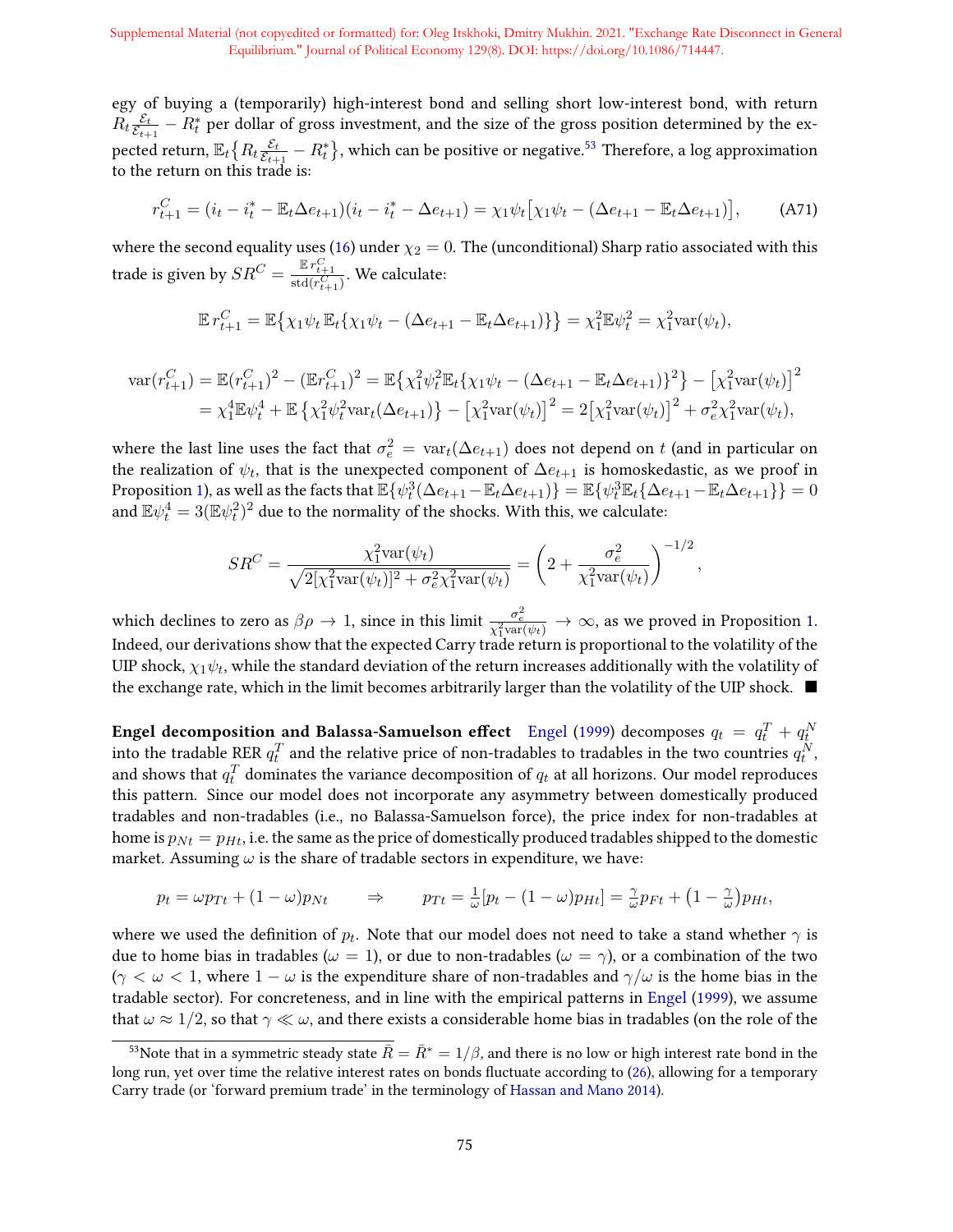egy of buying a (temporarily) high-interest bond and selling short low-interest bond, with return $R_t\frac{\mathcal{E}_t}{\mathcal{E}_{t+1}} - R_t^*$ per dollar of gross investment, and the size of the gross position determined by the expected return, $\mathbb{E}_t\big\{R_t\frac{\mathcal{E}_t}{\mathcal{E}_{t+1}} - R_t^*\big\}$, which can be positive or negative.[53] Therefore, a log approximation to the return on this trade is:

$$r_{t+1}^C = (i_t - i_t^* - \mathbb{E}_t\Delta e_{t+1})(i_t - i_t^* - \Delta e_{t+1}) = \chi_1\psi_t\big[\chi_1\psi_t - (\Delta e_{t+1} - \mathbb{E}_t\Delta e_{t+1})\big], \tag{A71}$$

where the second equality uses (16) under $\chi_2 = 0$. The (unconditional) Sharp ratio associated with this trade is given by $SR^C = \frac{\mathbb{E}\, r_{t+1}^C}{\mathrm{std}(r_{t+1}^C)}$. We calculate:

$$\mathbb{E}\, r_{t+1}^C = \mathbb{E}\big\{\chi_1\psi_t\,\mathbb{E}_t\{\chi_1\psi_t - (\Delta e_{t+1} - \mathbb{E}_t\Delta e_{t+1})\}\big\} = \chi_1^2\mathbb{E}\psi_t^2 = \chi_1^2\mathrm{var}(\psi_t),$$

$$\begin{aligned}
\mathrm{var}(r_{t+1}^C) &= \mathbb{E}(r_{t+1}^C)^2 - (\mathbb{E}r_{t+1}^C)^2 = \mathbb{E}\big\{\chi_1^2\psi_t^2\mathbb{E}_t\{\chi_1\psi_t - (\Delta e_{t+1} - \mathbb{E}_t\Delta e_{t+1})\}^2\big\} - \big[\chi_1^2\mathrm{var}(\psi_t)\big]^2 \\
&= \chi_1^4\mathbb{E}\psi_t^4 + \mathbb{E}\left\{\chi_1^2\psi_t^2\mathrm{var}_t(\Delta e_{t+1})\right\} - \big[\chi_1^2\mathrm{var}(\psi_t)\big]^2 = 2\big[\chi_1^2\mathrm{var}(\psi_t)\big]^2 + \sigma_e^2\chi_1^2\mathrm{var}(\psi_t),
\end{aligned}$$

where the last line uses the fact that $\sigma_e^2 = \mathrm{var}_t(\Delta e_{t+1})$ does not depend on $t$ (and in particular on the realization of $\psi_t$, that is the unexpected component of $\Delta e_{t+1}$ is homoskedastic, as we proof in Proposition 1), as well as the facts that $\mathbb{E}\{\psi_t^3(\Delta e_{t+1} - \mathbb{E}_t\Delta e_{t+1})\} = \mathbb{E}\{\psi_t^3\mathbb{E}_t\{\Delta e_{t+1} - \mathbb{E}_t\Delta e_{t+1}\}\} = 0$ and $\mathbb{E}\psi_t^4 = 3(\mathbb{E}\psi_t^2)^2$ due to the normality of the shocks. With this, we calculate:

$$SR^C = \frac{\chi_1^2\mathrm{var}(\psi_t)}{\sqrt{2[\chi_1^2\mathrm{var}(\psi_t)]^2 + \sigma_e^2\chi_1^2\mathrm{var}(\psi_t)}} = \left(2 + \frac{\sigma_e^2}{\chi_1^2\mathrm{var}(\psi_t)}\right)^{-1/2},$$

which declines to zero as $\beta\rho \to 1$, since in this limit $\frac{\sigma_e^2}{\chi_1^2\mathrm{var}(\psi_t)} \to \infty$, as we proved in Proposition 1. Indeed, our derivations show that the expected Carry trade return is proportional to the volatility of the UIP shock, $\chi_1\psi_t$, while the standard deviation of the return increases additionally with the volatility of the exchange rate, which in the limit becomes arbitrarily larger than the volatility of the UIP shock. ■

**Engel decomposition and Balassa-Samuelson effect** Engel (1999) decomposes $q_t = q_t^T + q_t^N$ into the tradable RER $q_t^T$ and the relative price of non-tradables to tradables in the two countries $q_t^N$, and shows that $q_t^T$ dominates the variance decomposition of $q_t$ at all horizons. Our model reproduces this pattern. Since our model does not incorporate any asymmetry between domestically produced tradables and non-tradables (i.e., no Balassa-Samuelson force), the price index for non-tradables at home is $p_{Nt} = p_{Ht}$, i.e. the same as the price of domestically produced tradables shipped to the domestic market. Assuming $\omega$ is the share of tradable sectors in expenditure, we have:

$$p_t = \omega p_{Tt} + (1-\omega)p_{Nt} \qquad \Rightarrow \qquad p_{Tt} = \tfrac{1}{\omega}[p_t - (1-\omega)p_{Ht}] = \tfrac{\gamma}{\omega}p_{Ft} + \big(1 - \tfrac{\gamma}{\omega}\big)p_{Ht},$$

where we used the definition of $p_t$. Note that our model does not need to take a stand whether $\gamma$ is due to home bias in tradables ($\omega = 1$), or due to non-tradables ($\omega = \gamma$), or a combination of the two ($\gamma < \omega < 1$, where $1-\omega$ is the expenditure share of non-tradables and $\gamma/\omega$ is the home bias in the tradable sector). For concreteness, and in line with the empirical patterns in Engel (1999), we assume that $\omega \approx 1/2$, so that $\gamma \ll \omega$, and there exists a considerable home bias in tradables (on the role of the

[53] Note that in a symmetric steady state $\bar{R} = \bar{R}^* = 1/\beta$, and there is no low or high interest rate bond in the long run, yet over time the relative interest rates on bonds fluctuate according to (26), allowing for a temporary Carry trade (or 'forward premium trade' in the terminology of Hassan and Mano 2014).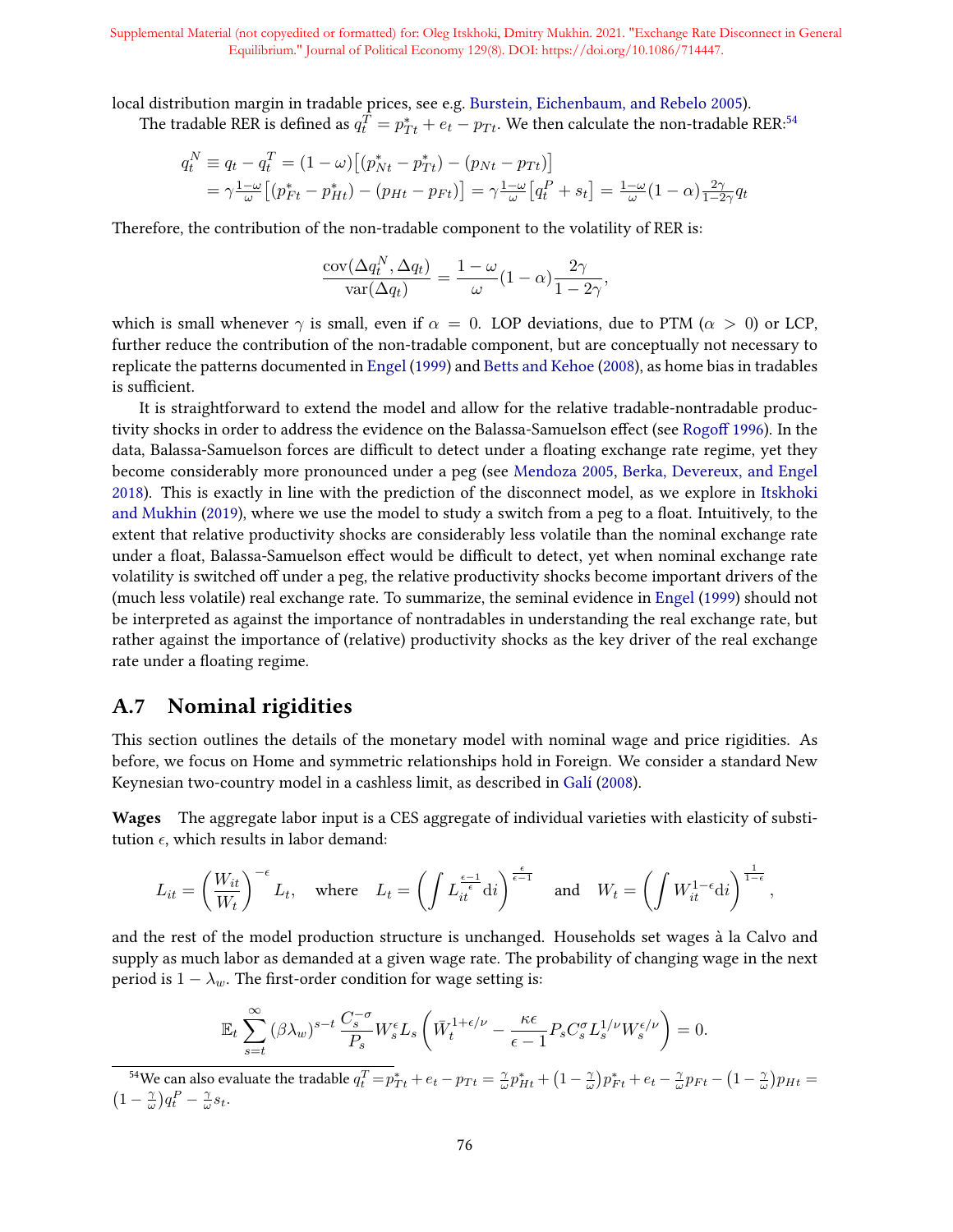local distribution margin in tradable prices, see e.g. Burstein, Eichenbaum, and Rebelo 2005).

The tradable RER is defined as $q_t^T = p_{Tt}^* + e_t - p_{Tt}$. We then calculate the non-tradable RER:[54]

$$
\begin{aligned}
q_t^N \equiv q_t - q_t^T &= (1-\omega)\big[(p_{Nt}^* - p_{Tt}^*) - (p_{Nt} - p_{Tt})\big] \\
&= \gamma\tfrac{1-\omega}{\omega}\big[(p_{Ft}^* - p_{Ht}^*) - (p_{Ht} - p_{Ft})\big] = \gamma\tfrac{1-\omega}{\omega}\big[q_t^P + s_t\big] = \tfrac{1-\omega}{\omega}(1-\alpha)\tfrac{2\gamma}{1-2\gamma}q_t
\end{aligned}
$$

Therefore, the contribution of the non-tradable component to the volatility of RER is:

$$
\frac{\mathrm{cov}(\Delta q_t^N, \Delta q_t)}{\mathrm{var}(\Delta q_t)} = \frac{1-\omega}{\omega}(1-\alpha)\frac{2\gamma}{1-2\gamma},
$$

which is small whenever $\gamma$ is small, even if $\alpha = 0$. LOP deviations, due to PTM ($\alpha > 0$) or LCP, further reduce the contribution of the non-tradable component, but are conceptually not necessary to replicate the patterns documented in Engel (1999) and Betts and Kehoe (2008), as home bias in tradables is sufficient.

It is straightforward to extend the model and allow for the relative tradable-nontradable productivity shocks in order to address the evidence on the Balassa-Samuelson effect (see Rogoff 1996). In the data, Balassa-Samuelson forces are difficult to detect under a floating exchange rate regime, yet they become considerably more pronounced under a peg (see Mendoza 2005, Berka, Devereux, and Engel 2018). This is exactly in line with the prediction of the disconnect model, as we explore in Itskhoki and Mukhin (2019), where we use the model to study a switch from a peg to a float. Intuitively, to the extent that relative productivity shocks are considerably less volatile than the nominal exchange rate under a float, Balassa-Samuelson effect would be difficult to detect, yet when nominal exchange rate volatility is switched off under a peg, the relative productivity shocks become important drivers of the (much less volatile) real exchange rate. To summarize, the seminal evidence in Engel (1999) should not be interpreted as against the importance of nontradables in understanding the real exchange rate, but rather against the importance of (relative) productivity shocks as the key driver of the real exchange rate under a floating regime.

## A.7 Nominal rigidities

This section outlines the details of the monetary model with nominal wage and price rigidities. As before, we focus on Home and symmetric relationships hold in Foreign. We consider a standard New Keynesian two-country model in a cashless limit, as described in Galí (2008).

**Wages** The aggregate labor input is a CES aggregate of individual varieties with elasticity of substitution $\epsilon$, which results in labor demand:

$$
L_{it} = \left(\frac{W_{it}}{W_t}\right)^{-\epsilon} L_t, \quad \text{where} \quad L_t = \left(\int L_{it}^{\frac{\epsilon-1}{\epsilon}} \mathrm{d}i\right)^{\frac{\epsilon}{\epsilon-1}} \quad \text{and} \quad W_t = \left(\int W_{it}^{1-\epsilon} \mathrm{d}i\right)^{\frac{1}{1-\epsilon}},
$$

and the rest of the model production structure is unchanged. Households set wages à la Calvo and supply as much labor as demanded at a given wage rate. The probability of changing wage in the next period is $1-\lambda_w$. The first-order condition for wage setting is:

$$
\mathbb{E}_t \sum_{s=t}^{\infty} (\beta\lambda_w)^{s-t} \frac{C_s^{-\sigma}}{P_s} W_s^{\epsilon} L_s \left(\bar{W}_t^{1+\epsilon/\nu} - \frac{\kappa\epsilon}{\epsilon-1} P_s C_s^{\sigma} L_s^{1/\nu} W_s^{\epsilon/\nu}\right) = 0.
$$

[54] We can also evaluate the tradable $q_t^T = p_{Tt}^* + e_t - p_{Tt} = \frac{\gamma}{\omega}p_{Ht}^* + \left(1-\frac{\gamma}{\omega}\right)p_{Ft}^* + e_t - \frac{\gamma}{\omega}p_{Ft} - \left(1-\frac{\gamma}{\omega}\right)p_{Ht} = \left(1-\frac{\gamma}{\omega}\right)q_t^P - \frac{\gamma}{\omega}s_t$.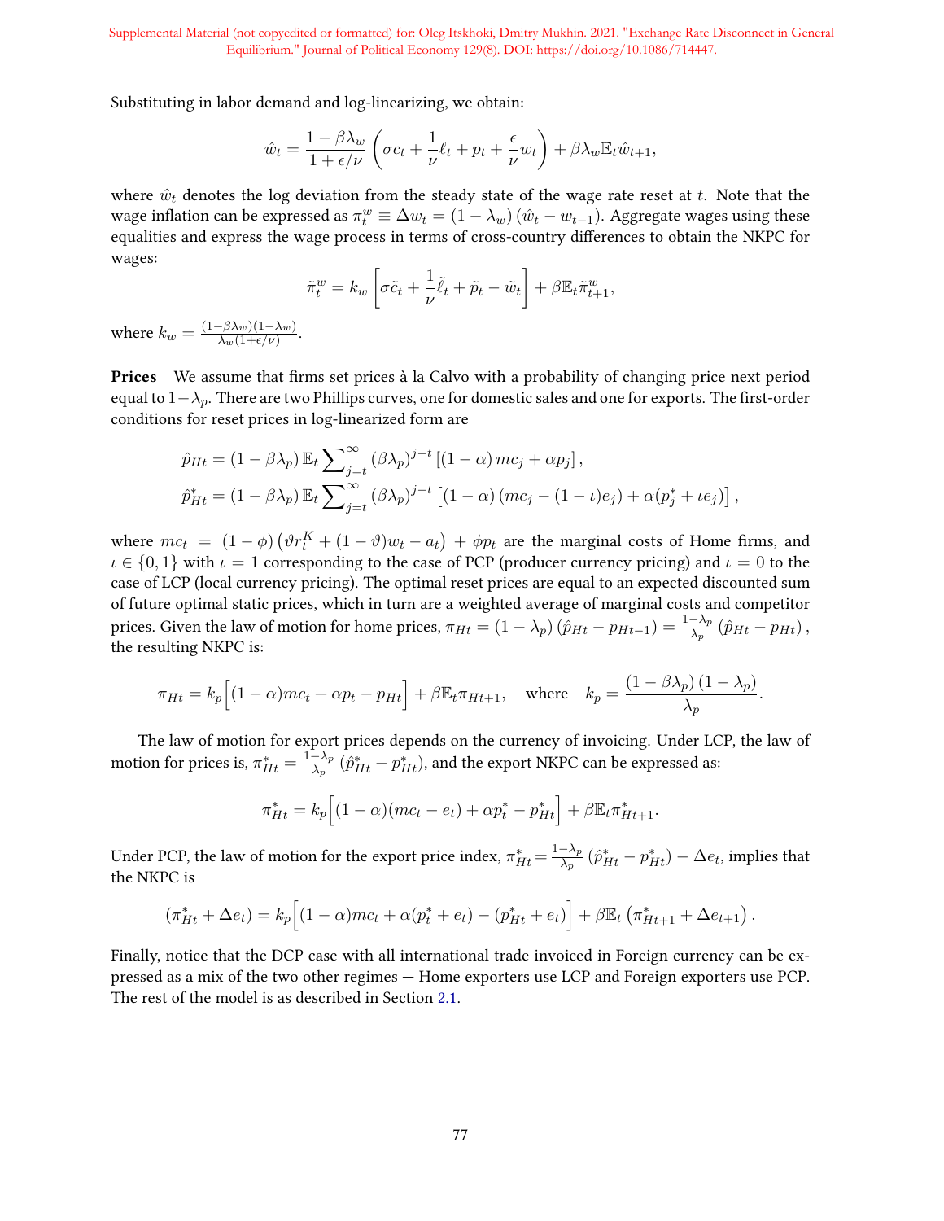Substituting in labor demand and log-linearizing, we obtain:

$$\hat{w}_t = \frac{1-\beta\lambda_w}{1+\epsilon/\nu}\left(\sigma c_t + \frac{1}{\nu}\ell_t + p_t + \frac{\epsilon}{\nu}w_t\right) + \beta\lambda_w \mathbb{E}_t \hat{w}_{t+1},$$

where $\hat{w}_t$ denotes the log deviation from the steady state of the wage rate reset at $t$. Note that the wage inflation can be expressed as $\pi_t^w \equiv \Delta w_t = (1-\lambda_w)(\hat{w}_t - w_{t-1})$. Aggregate wages using these equalities and express the wage process in terms of cross-country differences to obtain the NKPC for wages:

$$\tilde{\pi}_t^w = k_w\left[\sigma\tilde{c}_t + \frac{1}{\nu}\tilde{\ell}_t + \tilde{p}_t - \tilde{w}_t\right] + \beta\mathbb{E}_t\tilde{\pi}_{t+1}^w,$$

where $k_w = \frac{(1-\beta\lambda_w)(1-\lambda_w)}{\lambda_w(1+\epsilon/\nu)}$.

**Prices** We assume that firms set prices à la Calvo with a probability of changing price next period equal to $1-\lambda_p$. There are two Phillips curves, one for domestic sales and one for exports. The first-order conditions for reset prices in log-linearized form are

$$\hat{p}_{Ht} = (1-\beta\lambda_p)\,\mathbb{E}_t\sum\nolimits_{j=t}^{\infty}(\beta\lambda_p)^{j-t}\left[(1-\alpha)\,mc_j + \alpha p_j\right],$$
$$\hat{p}_{Ht}^* = (1-\beta\lambda_p)\,\mathbb{E}_t\sum\nolimits_{j=t}^{\infty}(\beta\lambda_p)^{j-t}\left[(1-\alpha)\,(mc_j - (1-\iota)e_j) + \alpha(p_j^* + \iota e_j)\right],$$

where $mc_t = (1-\phi)\left(\vartheta r_t^K + (1-\vartheta)w_t - a_t\right) + \phi p_t$ are the marginal costs of Home firms, and $\iota \in \{0,1\}$ with $\iota = 1$ corresponding to the case of PCP (producer currency pricing) and $\iota = 0$ to the case of LCP (local currency pricing). The optimal reset prices are equal to an expected discounted sum of future optimal static prices, which in turn are a weighted average of marginal costs and competitor prices. Given the law of motion for home prices, $\pi_{Ht} = (1-\lambda_p)(\hat{p}_{Ht} - p_{Ht-1}) = \frac{1-\lambda_p}{\lambda_p}(\hat{p}_{Ht} - p_{Ht})$, the resulting NKPC is:

$$\pi_{Ht} = k_p\Big[(1-\alpha)mc_t + \alpha p_t - p_{Ht}\Big] + \beta\mathbb{E}_t\pi_{Ht+1}, \quad \text{where} \quad k_p = \frac{(1-\beta\lambda_p)(1-\lambda_p)}{\lambda_p}.$$

The law of motion for export prices depends on the currency of invoicing. Under LCP, the law of motion for prices is, $\pi_{Ht}^* = \frac{1-\lambda_p}{\lambda_p}(\hat{p}_{Ht}^* - p_{Ht}^*)$, and the export NKPC can be expressed as:

$$\pi_{Ht}^* = k_p\Big[(1-\alpha)(mc_t - e_t) + \alpha p_t^* - p_{Ht}^*\Big] + \beta\mathbb{E}_t\pi_{Ht+1}^*.$$

Under PCP, the law of motion for the export price index, $\pi_{Ht}^* = \frac{1-\lambda_p}{\lambda_p}(\hat{p}_{Ht}^* - p_{Ht}^*) - \Delta e_t$, implies that the NKPC is

$$(\pi_{Ht}^* + \Delta e_t) = k_p\Big[(1-\alpha)mc_t + \alpha(p_t^* + e_t) - (p_{Ht}^* + e_t)\Big] + \beta\mathbb{E}_t\left(\pi_{Ht+1}^* + \Delta e_{t+1}\right).$$

Finally, notice that the DCP case with all international trade invoiced in Foreign currency can be expressed as a mix of the two other regimes — Home exporters use LCP and Foreign exporters use PCP. The rest of the model is as described in Section 2.1.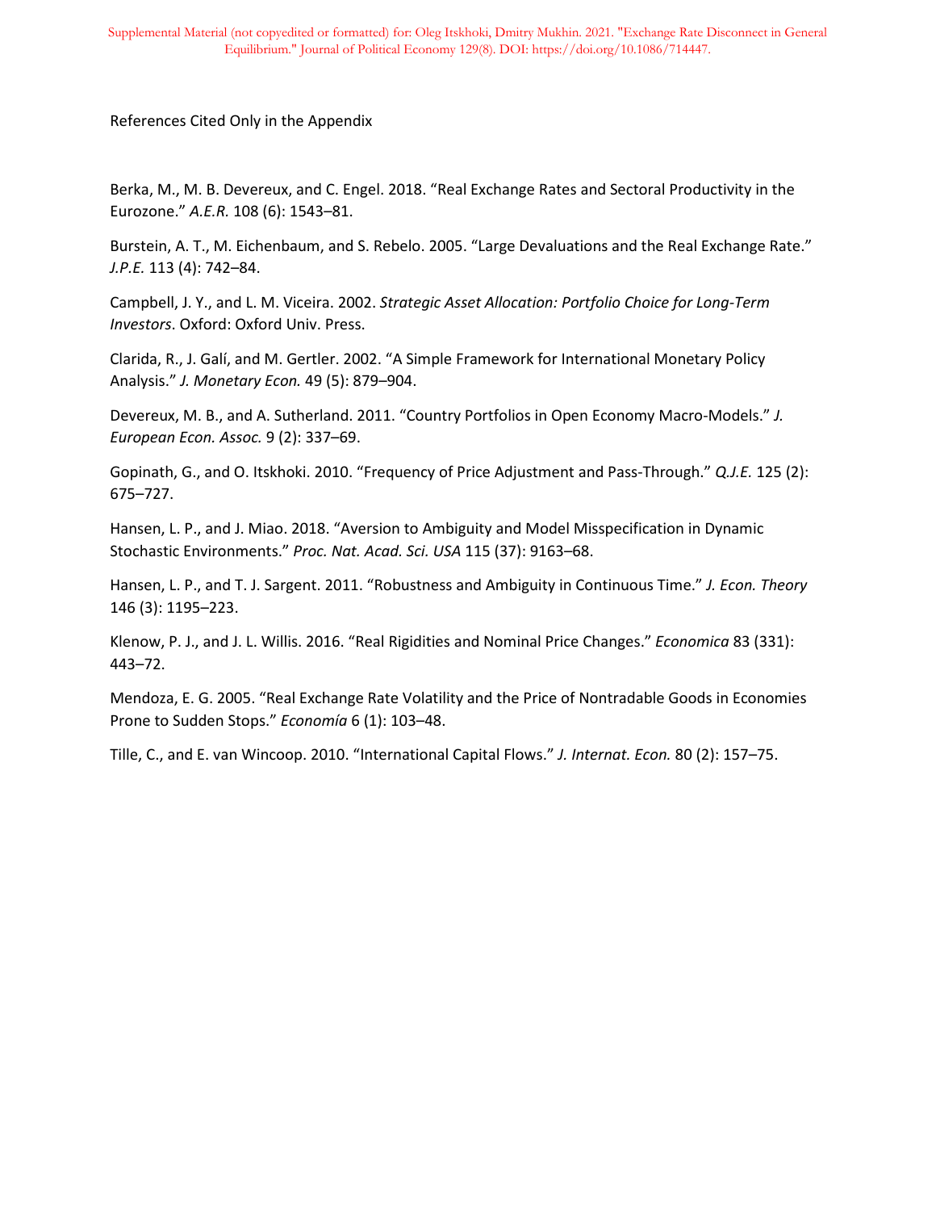References Cited Only in the Appendix

Berka, M., M. B. Devereux, and C. Engel. 2018. "Real Exchange Rates and Sectoral Productivity in the Eurozone." *A.E.R.* 108 (6): 1543–81.

Burstein, A. T., M. Eichenbaum, and S. Rebelo. 2005. "Large Devaluations and the Real Exchange Rate." *J.P.E.* 113 (4): 742–84.

Campbell, J. Y., and L. M. Viceira. 2002. *Strategic Asset Allocation: Portfolio Choice for Long-Term Investors*. Oxford: Oxford Univ. Press.

Clarida, R., J. Galí, and M. Gertler. 2002. "A Simple Framework for International Monetary Policy Analysis." *J. Monetary Econ.* 49 (5): 879–904.

Devereux, M. B., and A. Sutherland. 2011. "Country Portfolios in Open Economy Macro-Models." *J. European Econ. Assoc.* 9 (2): 337–69.

Gopinath, G., and O. Itskhoki. 2010. "Frequency of Price Adjustment and Pass-Through." *Q.J.E.* 125 (2): 675–727.

Hansen, L. P., and J. Miao. 2018. "Aversion to Ambiguity and Model Misspecification in Dynamic Stochastic Environments." *Proc. Nat. Acad. Sci. USA* 115 (37): 9163–68.

Hansen, L. P., and T. J. Sargent. 2011. "Robustness and Ambiguity in Continuous Time." *J. Econ. Theory* 146 (3): 1195–223.

Klenow, P. J., and J. L. Willis. 2016. "Real Rigidities and Nominal Price Changes." *Economica* 83 (331): 443–72.

Mendoza, E. G. 2005. "Real Exchange Rate Volatility and the Price of Nontradable Goods in Economies Prone to Sudden Stops." *Economía* 6 (1): 103–48.

Tille, C., and E. van Wincoop. 2010. "International Capital Flows." *J. Internat. Econ.* 80 (2): 157–75.